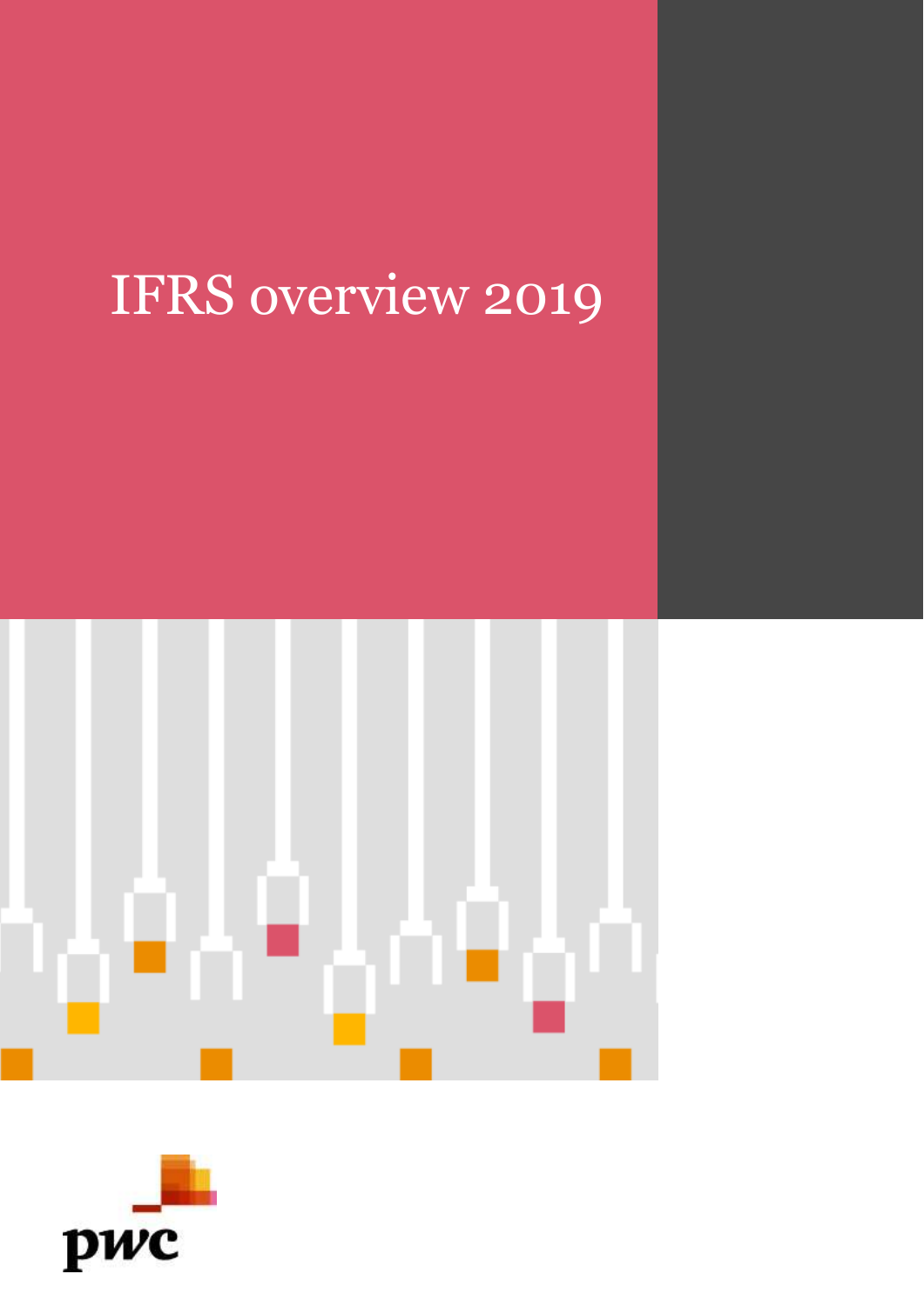# IFRS overview 2019

pwc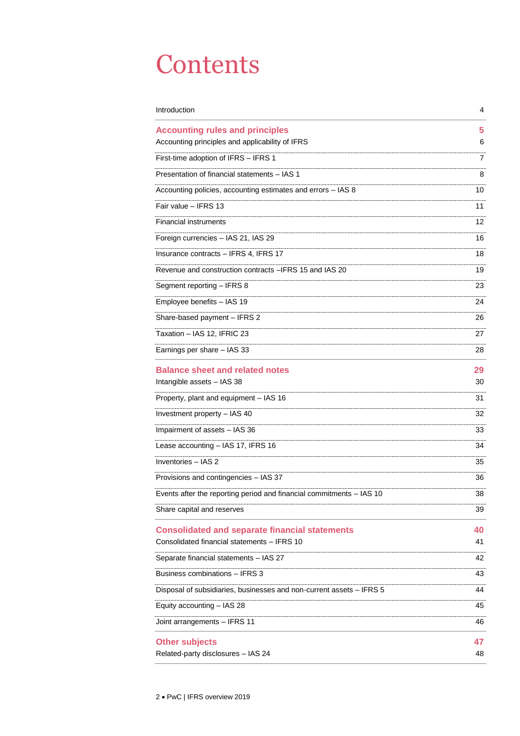# Contents

| | |
|---|---|
| Introduction | 4 |
| **Accounting rules and principles** | **5** |
| Accounting principles and applicability of IFRS | 6 |
| First-time adoption of IFRS – IFRS 1 | 7 |
| Presentation of financial statements – IAS 1 | 8 |
| Accounting policies, accounting estimates and errors – IAS 8 | 10 |
| Fair value – IFRS 13 | 11 |
| Financial instruments | 12 |
| Foreign currencies – IAS 21, IAS 29 | 16 |
| Insurance contracts – IFRS 4, IFRS 17 | 18 |
| Revenue and construction contracts –IFRS 15 and IAS 20 | 19 |
| Segment reporting – IFRS 8 | 23 |
| Employee benefits – IAS 19 | 24 |
| Share-based payment – IFRS 2 | 26 |
| Taxation – IAS 12, IFRIC 23 | 27 |
| Earnings per share – IAS 33 | 28 |
| **Balance sheet and related notes** | **29** |
| Intangible assets – IAS 38 | 30 |
| Property, plant and equipment – IAS 16 | 31 |
| Investment property – IAS 40 | 32 |
| Impairment of assets – IAS 36 | 33 |
| Lease accounting – IAS 17, IFRS 16 | 34 |
| Inventories – IAS 2 | 35 |
| Provisions and contingencies – IAS 37 | 36 |
| Events after the reporting period and financial commitments – IAS 10 | 38 |
| Share capital and reserves | 39 |
| **Consolidated and separate financial statements** | **40** |
| Consolidated financial statements – IFRS 10 | 41 |
| Separate financial statements – IAS 27 | 42 |
| Business combinations – IFRS 3 | 43 |
| Disposal of subsidiaries, businesses and non-current assets – IFRS 5 | 44 |
| Equity accounting – IAS 28 | 45 |
| Joint arrangements – IFRS 11 | 46 |
| **Other subjects** | **47** |
| Related-party disclosures – IAS 24 | 48 |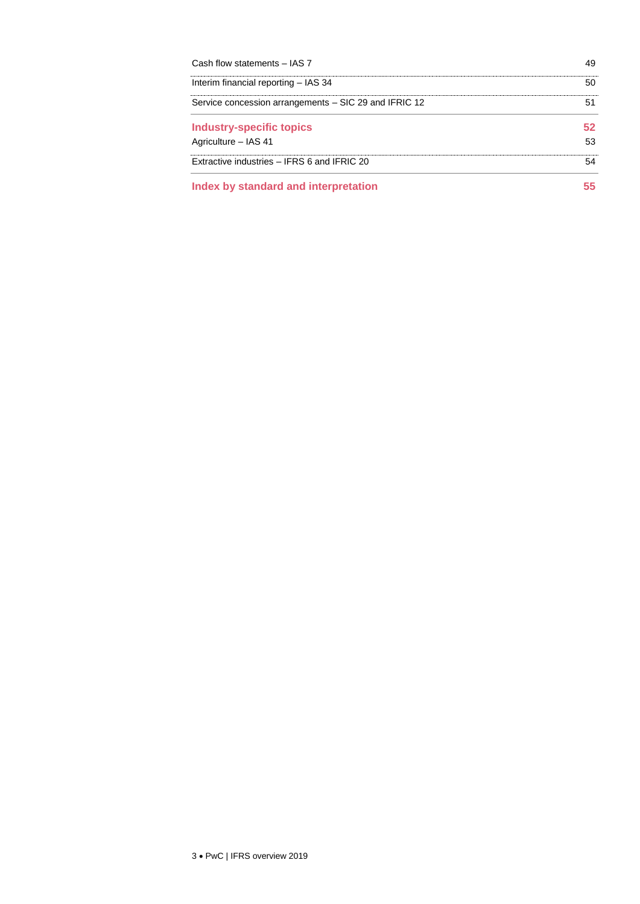| | |
|---|---|
| Cash flow statements – IAS 7 | 49 |
| Interim financial reporting – IAS 34 | 50 |
| Service concession arrangements – SIC 29 and IFRIC 12 | 51 |
| **Industry-specific topics** | **52** |
| Agriculture – IAS 41 | 53 |
| Extractive industries – IFRS 6 and IFRIC 20 | 54 |
| **Index by standard and interpretation** | **55** |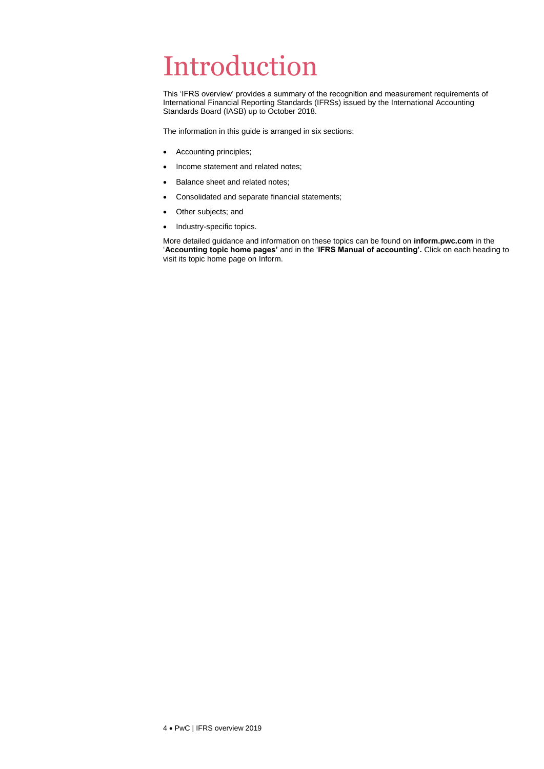# Introduction

This 'IFRS overview' provides a summary of the recognition and measurement requirements of International Financial Reporting Standards (IFRSs) issued by the International Accounting Standards Board (IASB) up to October 2018.

The information in this guide is arranged in six sections:

- Accounting principles;
- Income statement and related notes;
- Balance sheet and related notes;
- Consolidated and separate financial statements;
- Other subjects; and
- Industry-specific topics.

More detailed guidance and information on these topics can be found on **inform.pwc.com** in the '**Accounting topic home pages'** and in the '**IFRS Manual of accounting'.** Click on each heading to visit its topic home page on Inform.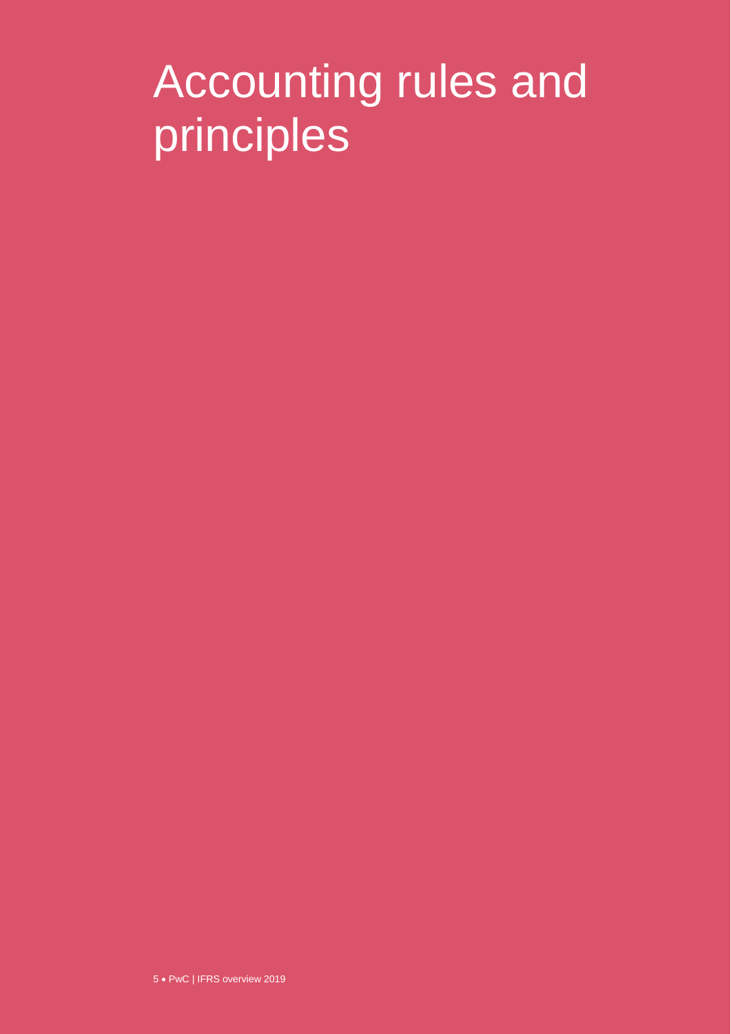# Accounting rules and principles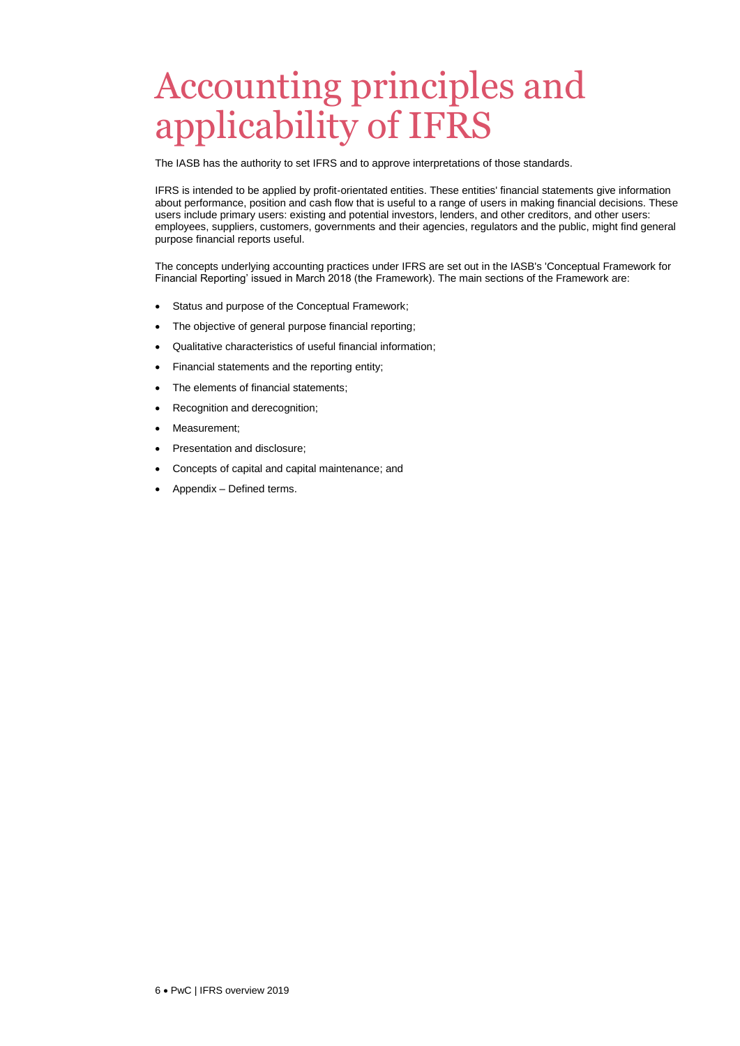# Accounting principles and applicability of IFRS

The IASB has the authority to set IFRS and to approve interpretations of those standards.

IFRS is intended to be applied by profit-orientated entities. These entities' financial statements give information about performance, position and cash flow that is useful to a range of users in making financial decisions. These users include primary users: existing and potential investors, lenders, and other creditors, and other users: employees, suppliers, customers, governments and their agencies, regulators and the public, might find general purpose financial reports useful.

The concepts underlying accounting practices under IFRS are set out in the IASB's 'Conceptual Framework for Financial Reporting' issued in March 2018 (the Framework). The main sections of the Framework are:

- Status and purpose of the Conceptual Framework;
- The objective of general purpose financial reporting;
- Qualitative characteristics of useful financial information;
- Financial statements and the reporting entity;
- The elements of financial statements;
- Recognition and derecognition;
- Measurement;
- Presentation and disclosure;
- Concepts of capital and capital maintenance; and
- Appendix – Defined terms.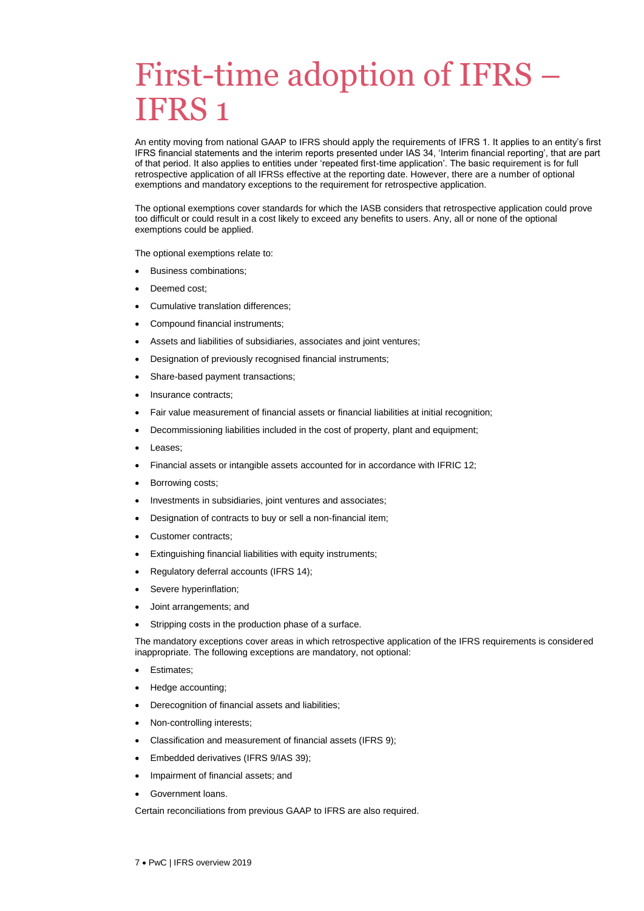# First-time adoption of IFRS – IFRS 1

An entity moving from national GAAP to IFRS should apply the requirements of IFRS 1. It applies to an entity's first IFRS financial statements and the interim reports presented under IAS 34, 'Interim financial reporting', that are part of that period. It also applies to entities under 'repeated first-time application'. The basic requirement is for full retrospective application of all IFRSs effective at the reporting date. However, there are a number of optional exemptions and mandatory exceptions to the requirement for retrospective application.

The optional exemptions cover standards for which the IASB considers that retrospective application could prove too difficult or could result in a cost likely to exceed any benefits to users. Any, all or none of the optional exemptions could be applied.

The optional exemptions relate to:

- Business combinations;
- Deemed cost;
- Cumulative translation differences;
- Compound financial instruments;
- Assets and liabilities of subsidiaries, associates and joint ventures;
- Designation of previously recognised financial instruments;
- Share-based payment transactions;
- Insurance contracts;
- Fair value measurement of financial assets or financial liabilities at initial recognition;
- Decommissioning liabilities included in the cost of property, plant and equipment;
- Leases;
- Financial assets or intangible assets accounted for in accordance with IFRIC 12;
- Borrowing costs;
- Investments in subsidiaries, joint ventures and associates;
- Designation of contracts to buy or sell a non-financial item;
- Customer contracts;
- Extinguishing financial liabilities with equity instruments;
- Regulatory deferral accounts (IFRS 14);
- Severe hyperinflation;
- Joint arrangements; and
- Stripping costs in the production phase of a surface.

The mandatory exceptions cover areas in which retrospective application of the IFRS requirements is considered inappropriate. The following exceptions are mandatory, not optional:

- Estimates;
- Hedge accounting;
- Derecognition of financial assets and liabilities;
- Non-controlling interests;
- Classification and measurement of financial assets (IFRS 9);
- Embedded derivatives (IFRS 9/IAS 39);
- Impairment of financial assets; and
- Government loans.

Certain reconciliations from previous GAAP to IFRS are also required.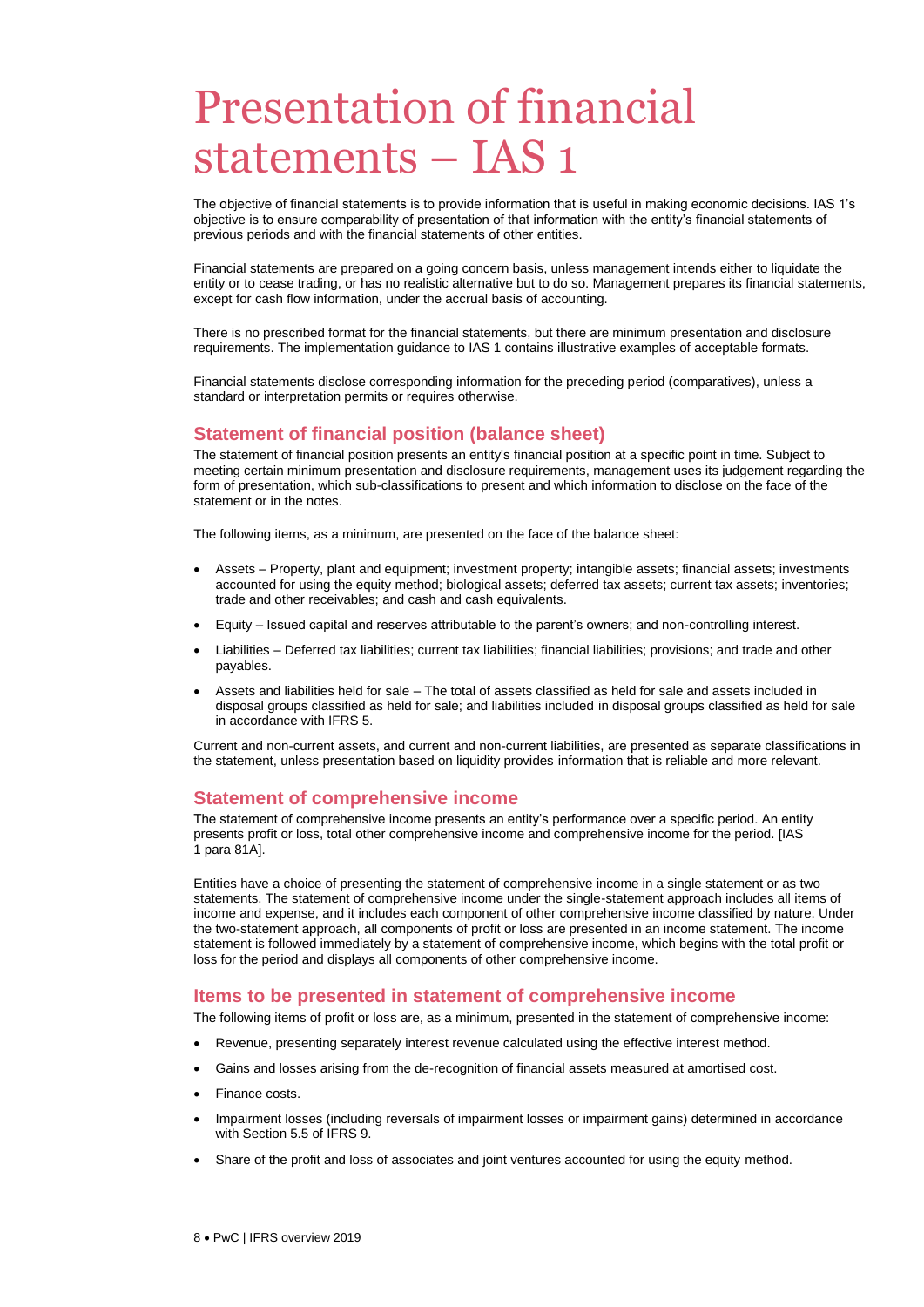# Presentation of financial statements – IAS 1

The objective of financial statements is to provide information that is useful in making economic decisions. IAS 1's objective is to ensure comparability of presentation of that information with the entity's financial statements of previous periods and with the financial statements of other entities.

Financial statements are prepared on a going concern basis, unless management intends either to liquidate the entity or to cease trading, or has no realistic alternative but to do so. Management prepares its financial statements, except for cash flow information, under the accrual basis of accounting.

There is no prescribed format for the financial statements, but there are minimum presentation and disclosure requirements. The implementation guidance to IAS 1 contains illustrative examples of acceptable formats.

Financial statements disclose corresponding information for the preceding period (comparatives), unless a standard or interpretation permits or requires otherwise.

## Statement of financial position (balance sheet)

The statement of financial position presents an entity's financial position at a specific point in time. Subject to meeting certain minimum presentation and disclosure requirements, management uses its judgement regarding the form of presentation, which sub-classifications to present and which information to disclose on the face of the statement or in the notes.

The following items, as a minimum, are presented on the face of the balance sheet:

- Assets – Property, plant and equipment; investment property; intangible assets; financial assets; investments accounted for using the equity method; biological assets; deferred tax assets; current tax assets; inventories; trade and other receivables; and cash and cash equivalents.
- Equity – Issued capital and reserves attributable to the parent's owners; and non-controlling interest.
- Liabilities – Deferred tax liabilities; current tax liabilities; financial liabilities; provisions; and trade and other payables.
- Assets and liabilities held for sale – The total of assets classified as held for sale and assets included in disposal groups classified as held for sale; and liabilities included in disposal groups classified as held for sale in accordance with IFRS 5.

Current and non-current assets, and current and non-current liabilities, are presented as separate classifications in the statement, unless presentation based on liquidity provides information that is reliable and more relevant.

## Statement of comprehensive income

The statement of comprehensive income presents an entity's performance over a specific period. An entity presents profit or loss, total other comprehensive income and comprehensive income for the period. [IAS 1 para 81A].

Entities have a choice of presenting the statement of comprehensive income in a single statement or as two statements. The statement of comprehensive income under the single-statement approach includes all items of income and expense, and it includes each component of other comprehensive income classified by nature. Under the two-statement approach, all components of profit or loss are presented in an income statement. The income statement is followed immediately by a statement of comprehensive income, which begins with the total profit or loss for the period and displays all components of other comprehensive income.

## Items to be presented in statement of comprehensive income

The following items of profit or loss are, as a minimum, presented in the statement of comprehensive income:

- Revenue, presenting separately interest revenue calculated using the effective interest method.
- Gains and losses arising from the de-recognition of financial assets measured at amortised cost.
- Finance costs.
- Impairment losses (including reversals of impairment losses or impairment gains) determined in accordance with Section 5.5 of IFRS 9.
- Share of the profit and loss of associates and joint ventures accounted for using the equity method.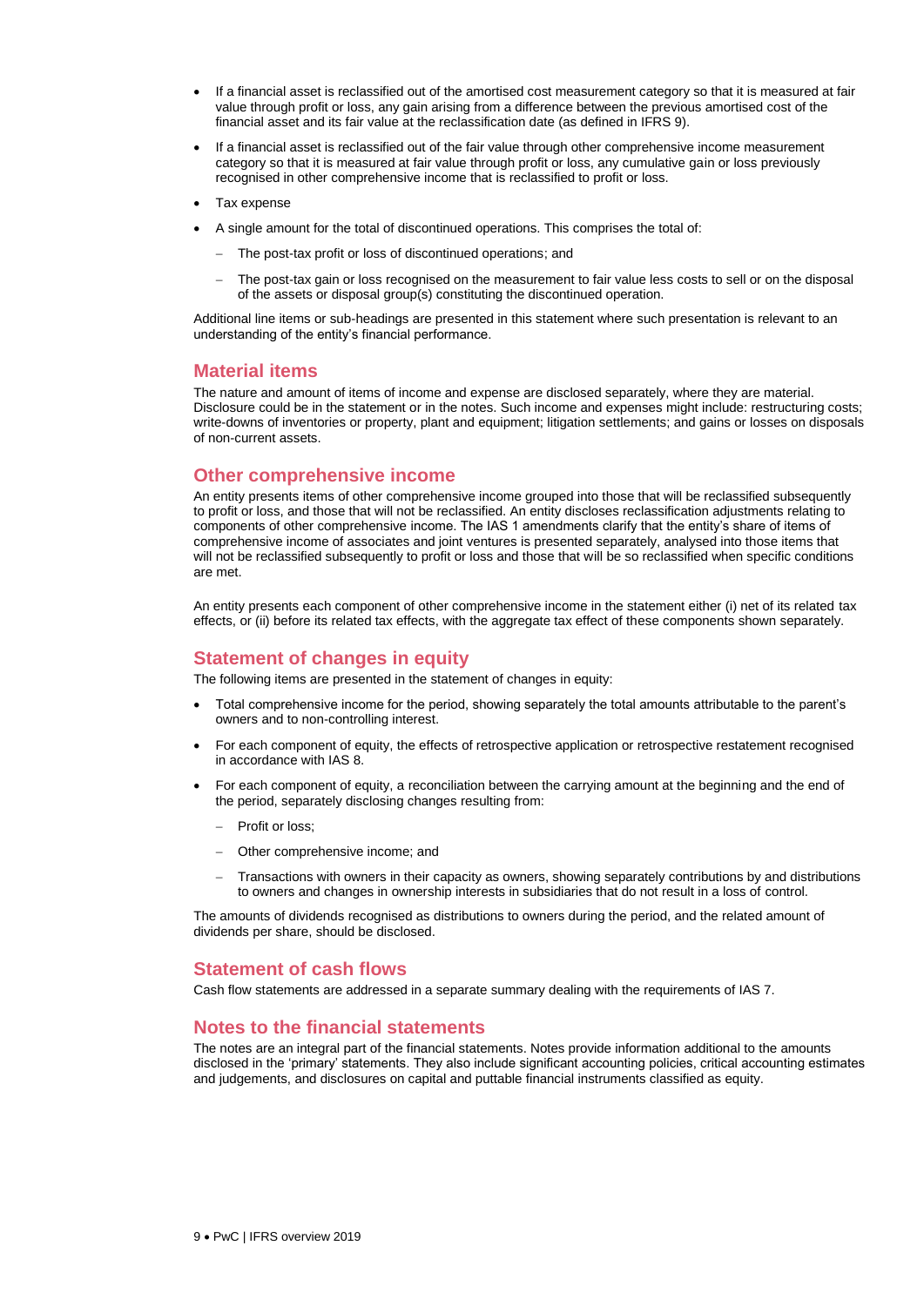- If a financial asset is reclassified out of the amortised cost measurement category so that it is measured at fair value through profit or loss, any gain arising from a difference between the previous amortised cost of the financial asset and its fair value at the reclassification date (as defined in IFRS 9).
- If a financial asset is reclassified out of the fair value through other comprehensive income measurement category so that it is measured at fair value through profit or loss, any cumulative gain or loss previously recognised in other comprehensive income that is reclassified to profit or loss.
- Tax expense
- A single amount for the total of discontinued operations. This comprises the total of:
  - The post-tax profit or loss of discontinued operations; and
  - The post-tax gain or loss recognised on the measurement to fair value less costs to sell or on the disposal of the assets or disposal group(s) constituting the discontinued operation.

Additional line items or sub-headings are presented in this statement where such presentation is relevant to an understanding of the entity's financial performance.

## Material items

The nature and amount of items of income and expense are disclosed separately, where they are material. Disclosure could be in the statement or in the notes. Such income and expenses might include: restructuring costs; write-downs of inventories or property, plant and equipment; litigation settlements; and gains or losses on disposals of non-current assets.

## Other comprehensive income

An entity presents items of other comprehensive income grouped into those that will be reclassified subsequently to profit or loss, and those that will not be reclassified. An entity discloses reclassification adjustments relating to components of other comprehensive income. The IAS 1 amendments clarify that the entity's share of items of comprehensive income of associates and joint ventures is presented separately, analysed into those items that will not be reclassified subsequently to profit or loss and those that will be so reclassified when specific conditions are met.

An entity presents each component of other comprehensive income in the statement either (i) net of its related tax effects, or (ii) before its related tax effects, with the aggregate tax effect of these components shown separately.

## Statement of changes in equity

The following items are presented in the statement of changes in equity:

- Total comprehensive income for the period, showing separately the total amounts attributable to the parent's owners and to non-controlling interest.
- For each component of equity, the effects of retrospective application or retrospective restatement recognised in accordance with IAS 8.
- For each component of equity, a reconciliation between the carrying amount at the beginning and the end of the period, separately disclosing changes resulting from:
  - Profit or loss;
  - Other comprehensive income; and
  - Transactions with owners in their capacity as owners, showing separately contributions by and distributions to owners and changes in ownership interests in subsidiaries that do not result in a loss of control.

The amounts of dividends recognised as distributions to owners during the period, and the related amount of dividends per share, should be disclosed.

## Statement of cash flows

Cash flow statements are addressed in a separate summary dealing with the requirements of IAS 7.

## Notes to the financial statements

The notes are an integral part of the financial statements. Notes provide information additional to the amounts disclosed in the 'primary' statements. They also include significant accounting policies, critical accounting estimates and judgements, and disclosures on capital and puttable financial instruments classified as equity.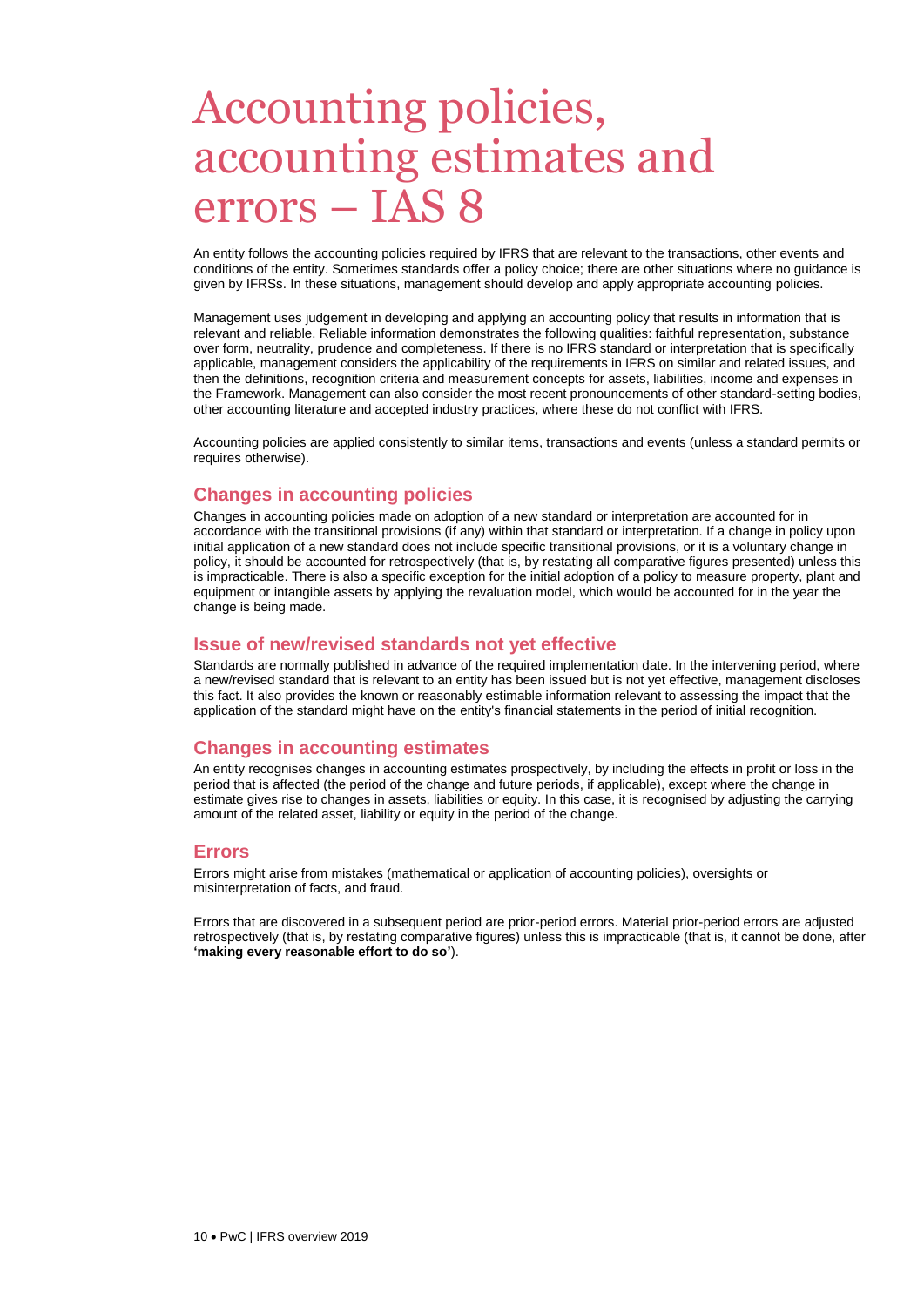# Accounting policies, accounting estimates and errors – IAS 8

An entity follows the accounting policies required by IFRS that are relevant to the transactions, other events and conditions of the entity. Sometimes standards offer a policy choice; there are other situations where no guidance is given by IFRSs. In these situations, management should develop and apply appropriate accounting policies.

Management uses judgement in developing and applying an accounting policy that results in information that is relevant and reliable. Reliable information demonstrates the following qualities: faithful representation, substance over form, neutrality, prudence and completeness. If there is no IFRS standard or interpretation that is specifically applicable, management considers the applicability of the requirements in IFRS on similar and related issues, and then the definitions, recognition criteria and measurement concepts for assets, liabilities, income and expenses in the Framework. Management can also consider the most recent pronouncements of other standard-setting bodies, other accounting literature and accepted industry practices, where these do not conflict with IFRS.

Accounting policies are applied consistently to similar items, transactions and events (unless a standard permits or requires otherwise).

## Changes in accounting policies

Changes in accounting policies made on adoption of a new standard or interpretation are accounted for in accordance with the transitional provisions (if any) within that standard or interpretation. If a change in policy upon initial application of a new standard does not include specific transitional provisions, or it is a voluntary change in policy, it should be accounted for retrospectively (that is, by restating all comparative figures presented) unless this is impracticable. There is also a specific exception for the initial adoption of a policy to measure property, plant and equipment or intangible assets by applying the revaluation model, which would be accounted for in the year the change is being made.

## Issue of new/revised standards not yet effective

Standards are normally published in advance of the required implementation date. In the intervening period, where a new/revised standard that is relevant to an entity has been issued but is not yet effective, management discloses this fact. It also provides the known or reasonably estimable information relevant to assessing the impact that the application of the standard might have on the entity's financial statements in the period of initial recognition.

## Changes in accounting estimates

An entity recognises changes in accounting estimates prospectively, by including the effects in profit or loss in the period that is affected (the period of the change and future periods, if applicable), except where the change in estimate gives rise to changes in assets, liabilities or equity. In this case, it is recognised by adjusting the carrying amount of the related asset, liability or equity in the period of the change.

## Errors

Errors might arise from mistakes (mathematical or application of accounting policies), oversights or misinterpretation of facts, and fraud.

Errors that are discovered in a subsequent period are prior-period errors. Material prior-period errors are adjusted retrospectively (that is, by restating comparative figures) unless this is impracticable (that is, it cannot be done, after **'making every reasonable effort to do so'**).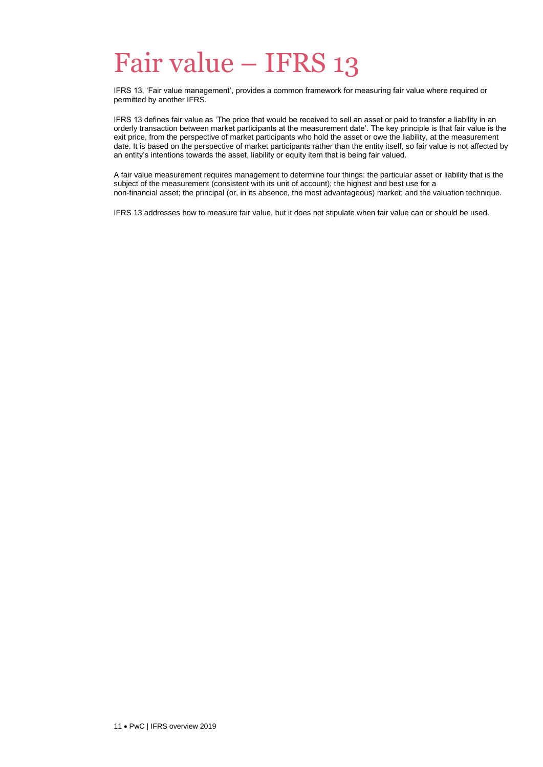# Fair value – IFRS 13

IFRS 13, 'Fair value management', provides a common framework for measuring fair value where required or permitted by another IFRS.

IFRS 13 defines fair value as 'The price that would be received to sell an asset or paid to transfer a liability in an orderly transaction between market participants at the measurement date'. The key principle is that fair value is the exit price, from the perspective of market participants who hold the asset or owe the liability, at the measurement date. It is based on the perspective of market participants rather than the entity itself, so fair value is not affected by an entity's intentions towards the asset, liability or equity item that is being fair valued.

A fair value measurement requires management to determine four things: the particular asset or liability that is the subject of the measurement (consistent with its unit of account); the highest and best use for a non-financial asset; the principal (or, in its absence, the most advantageous) market; and the valuation technique.

IFRS 13 addresses how to measure fair value, but it does not stipulate when fair value can or should be used.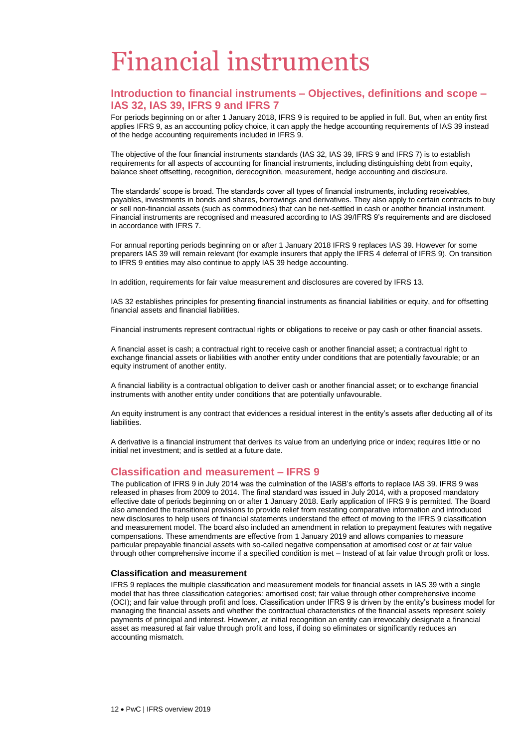# Financial instruments

## Introduction to financial instruments – Objectives, definitions and scope – IAS 32, IAS 39, IFRS 9 and IFRS 7

For periods beginning on or after 1 January 2018, IFRS 9 is required to be applied in full. But, when an entity first applies IFRS 9, as an accounting policy choice, it can apply the hedge accounting requirements of IAS 39 instead of the hedge accounting requirements included in IFRS 9.

The objective of the four financial instruments standards (IAS 32, IAS 39, IFRS 9 and IFRS 7) is to establish requirements for all aspects of accounting for financial instruments, including distinguishing debt from equity, balance sheet offsetting, recognition, derecognition, measurement, hedge accounting and disclosure.

The standards' scope is broad. The standards cover all types of financial instruments, including receivables, payables, investments in bonds and shares, borrowings and derivatives. They also apply to certain contracts to buy or sell non-financial assets (such as commodities) that can be net-settled in cash or another financial instrument. Financial instruments are recognised and measured according to IAS 39/IFRS 9's requirements and are disclosed in accordance with IFRS 7.

For annual reporting periods beginning on or after 1 January 2018 IFRS 9 replaces IAS 39. However for some preparers IAS 39 will remain relevant (for example insurers that apply the IFRS 4 deferral of IFRS 9). On transition to IFRS 9 entities may also continue to apply IAS 39 hedge accounting.

In addition, requirements for fair value measurement and disclosures are covered by IFRS 13.

IAS 32 establishes principles for presenting financial instruments as financial liabilities or equity, and for offsetting financial assets and financial liabilities.

Financial instruments represent contractual rights or obligations to receive or pay cash or other financial assets.

A financial asset is cash; a contractual right to receive cash or another financial asset; a contractual right to exchange financial assets or liabilities with another entity under conditions that are potentially favourable; or an equity instrument of another entity.

A financial liability is a contractual obligation to deliver cash or another financial asset; or to exchange financial instruments with another entity under conditions that are potentially unfavourable.

An equity instrument is any contract that evidences a residual interest in the entity's assets after deducting all of its liabilities.

A derivative is a financial instrument that derives its value from an underlying price or index; requires little or no initial net investment; and is settled at a future date.

## Classification and measurement – IFRS 9

The publication of IFRS 9 in July 2014 was the culmination of the IASB's efforts to replace IAS 39. IFRS 9 was released in phases from 2009 to 2014. The final standard was issued in July 2014, with a proposed mandatory effective date of periods beginning on or after 1 January 2018. Early application of IFRS 9 is permitted. The Board also amended the transitional provisions to provide relief from restating comparative information and introduced new disclosures to help users of financial statements understand the effect of moving to the IFRS 9 classification and measurement model. The board also included an amendment in relation to prepayment features with negative compensations. These amendments are effective from 1 January 2019 and allows companies to measure particular prepayable financial assets with so-called negative compensation at amortised cost or at fair value through other comprehensive income if a specified condition is met – Instead of at fair value through profit or loss.

### Classification and measurement

IFRS 9 replaces the multiple classification and measurement models for financial assets in IAS 39 with a single model that has three classification categories: amortised cost; fair value through other comprehensive income (OCI); and fair value through profit and loss. Classification under IFRS 9 is driven by the entity's business model for managing the financial assets and whether the contractual characteristics of the financial assets represent solely payments of principal and interest. However, at initial recognition an entity can irrevocably designate a financial asset as measured at fair value through profit and loss, if doing so eliminates or significantly reduces an accounting mismatch.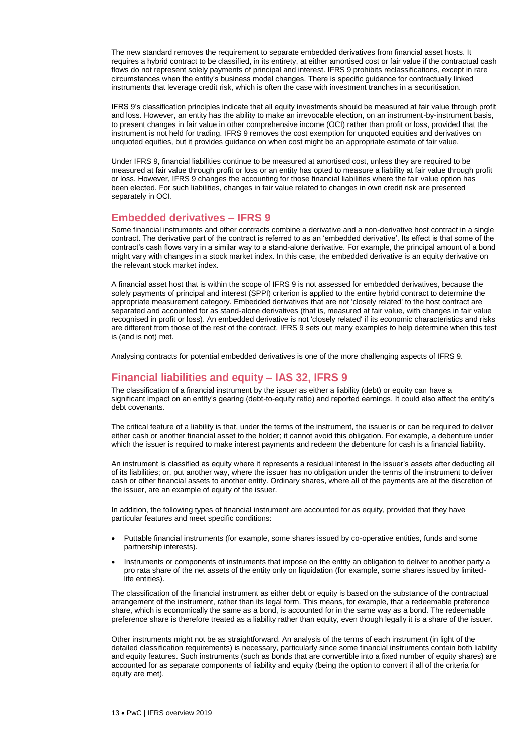The new standard removes the requirement to separate embedded derivatives from financial asset hosts. It requires a hybrid contract to be classified, in its entirety, at either amortised cost or fair value if the contractual cash flows do not represent solely payments of principal and interest. IFRS 9 prohibits reclassifications, except in rare circumstances when the entity's business model changes. There is specific guidance for contractually linked instruments that leverage credit risk, which is often the case with investment tranches in a securitisation.

IFRS 9's classification principles indicate that all equity investments should be measured at fair value through profit and loss. However, an entity has the ability to make an irrevocable election, on an instrument-by-instrument basis, to present changes in fair value in other comprehensive income (OCI) rather than profit or loss, provided that the instrument is not held for trading. IFRS 9 removes the cost exemption for unquoted equities and derivatives on unquoted equities, but it provides guidance on when cost might be an appropriate estimate of fair value.

Under IFRS 9, financial liabilities continue to be measured at amortised cost, unless they are required to be measured at fair value through profit or loss or an entity has opted to measure a liability at fair value through profit or loss. However, IFRS 9 changes the accounting for those financial liabilities where the fair value option has been elected. For such liabilities, changes in fair value related to changes in own credit risk are presented separately in OCI.

## Embedded derivatives – IFRS 9

Some financial instruments and other contracts combine a derivative and a non-derivative host contract in a single contract. The derivative part of the contract is referred to as an 'embedded derivative'. Its effect is that some of the contract's cash flows vary in a similar way to a stand-alone derivative. For example, the principal amount of a bond might vary with changes in a stock market index. In this case, the embedded derivative is an equity derivative on the relevant stock market index.

A financial asset host that is within the scope of IFRS 9 is not assessed for embedded derivatives, because the solely payments of principal and interest (SPPI) criterion is applied to the entire hybrid contract to determine the appropriate measurement category. Embedded derivatives that are not 'closely related' to the host contract are separated and accounted for as stand-alone derivatives (that is, measured at fair value, with changes in fair value recognised in profit or loss). An embedded derivative is not 'closely related' if its economic characteristics and risks are different from those of the rest of the contract. IFRS 9 sets out many examples to help determine when this test is (and is not) met.

Analysing contracts for potential embedded derivatives is one of the more challenging aspects of IFRS 9.

## Financial liabilities and equity – IAS 32, IFRS 9

The classification of a financial instrument by the issuer as either a liability (debt) or equity can have a significant impact on an entity's gearing (debt-to-equity ratio) and reported earnings. It could also affect the entity's debt covenants.

The critical feature of a liability is that, under the terms of the instrument, the issuer is or can be required to deliver either cash or another financial asset to the holder; it cannot avoid this obligation. For example, a debenture under which the issuer is required to make interest payments and redeem the debenture for cash is a financial liability.

An instrument is classified as equity where it represents a residual interest in the issuer's assets after deducting all of its liabilities; or, put another way, where the issuer has no obligation under the terms of the instrument to deliver cash or other financial assets to another entity. Ordinary shares, where all of the payments are at the discretion of the issuer, are an example of equity of the issuer.

In addition, the following types of financial instrument are accounted for as equity, provided that they have particular features and meet specific conditions:

- Puttable financial instruments (for example, some shares issued by co-operative entities, funds and some partnership interests).
- Instruments or components of instruments that impose on the entity an obligation to deliver to another party a pro rata share of the net assets of the entity only on liquidation (for example, some shares issued by limited-life entities).

The classification of the financial instrument as either debt or equity is based on the substance of the contractual arrangement of the instrument, rather than its legal form. This means, for example, that a redeemable preference share, which is economically the same as a bond, is accounted for in the same way as a bond. The redeemable preference share is therefore treated as a liability rather than equity, even though legally it is a share of the issuer.

Other instruments might not be as straightforward. An analysis of the terms of each instrument (in light of the detailed classification requirements) is necessary, particularly since some financial instruments contain both liability and equity features. Such instruments (such as bonds that are convertible into a fixed number of equity shares) are accounted for as separate components of liability and equity (being the option to convert if all of the criteria for equity are met).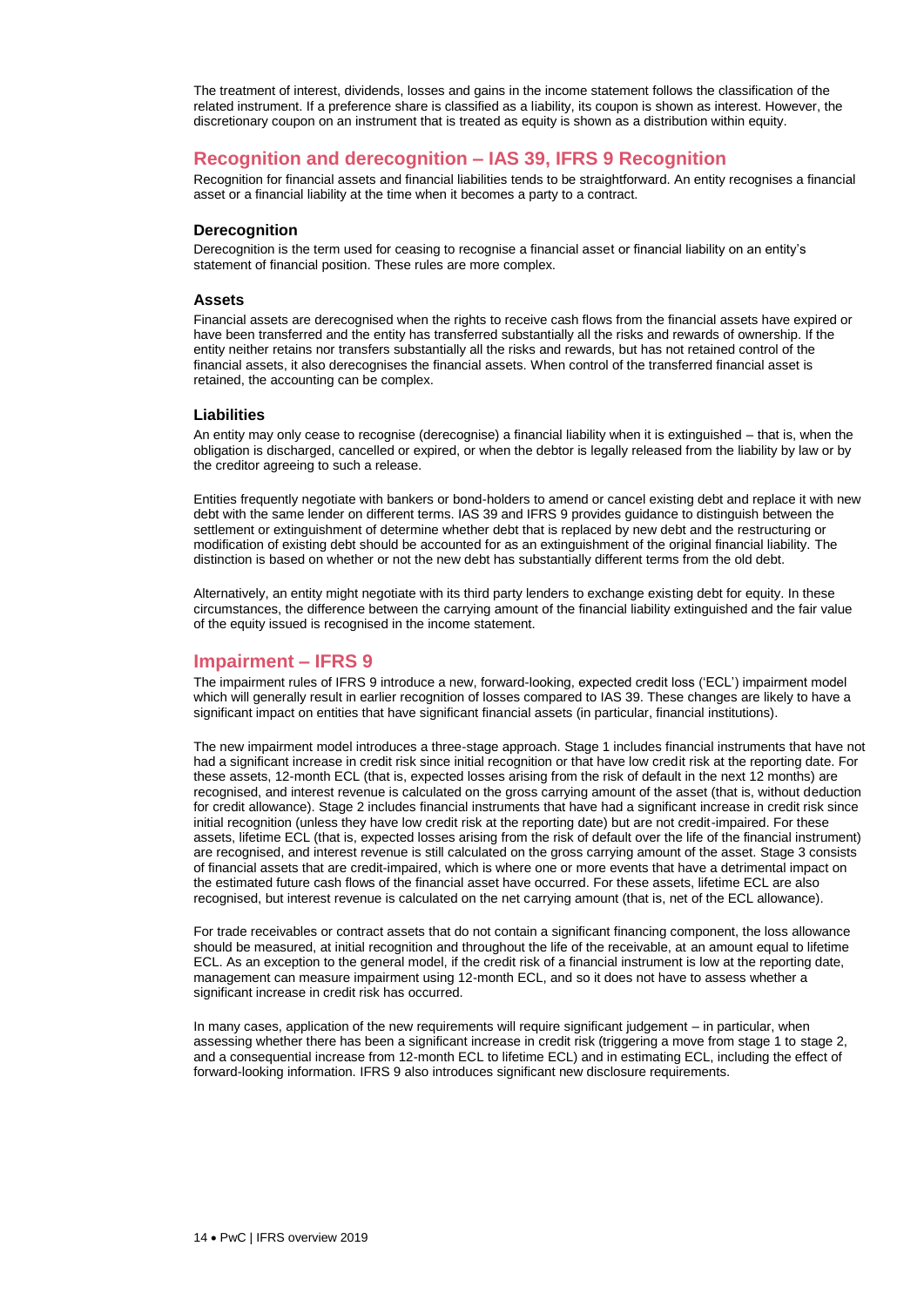The treatment of interest, dividends, losses and gains in the income statement follows the classification of the related instrument. If a preference share is classified as a liability, its coupon is shown as interest. However, the discretionary coupon on an instrument that is treated as equity is shown as a distribution within equity.

## Recognition and derecognition – IAS 39, IFRS 9 Recognition

Recognition for financial assets and financial liabilities tends to be straightforward. An entity recognises a financial asset or a financial liability at the time when it becomes a party to a contract.

### Derecognition

Derecognition is the term used for ceasing to recognise a financial asset or financial liability on an entity's statement of financial position. These rules are more complex.

### Assets

Financial assets are derecognised when the rights to receive cash flows from the financial assets have expired or have been transferred and the entity has transferred substantially all the risks and rewards of ownership. If the entity neither retains nor transfers substantially all the risks and rewards, but has not retained control of the financial assets, it also derecognises the financial assets. When control of the transferred financial asset is retained, the accounting can be complex.

### Liabilities

An entity may only cease to recognise (derecognise) a financial liability when it is extinguished – that is, when the obligation is discharged, cancelled or expired, or when the debtor is legally released from the liability by law or by the creditor agreeing to such a release.

Entities frequently negotiate with bankers or bond-holders to amend or cancel existing debt and replace it with new debt with the same lender on different terms. IAS 39 and IFRS 9 provides guidance to distinguish between the settlement or extinguishment of determine whether debt that is replaced by new debt and the restructuring or modification of existing debt should be accounted for as an extinguishment of the original financial liability. The distinction is based on whether or not the new debt has substantially different terms from the old debt.

Alternatively, an entity might negotiate with its third party lenders to exchange existing debt for equity. In these circumstances, the difference between the carrying amount of the financial liability extinguished and the fair value of the equity issued is recognised in the income statement.

## Impairment – IFRS 9

The impairment rules of IFRS 9 introduce a new, forward-looking, expected credit loss ('ECL') impairment model which will generally result in earlier recognition of losses compared to IAS 39. These changes are likely to have a significant impact on entities that have significant financial assets (in particular, financial institutions).

The new impairment model introduces a three-stage approach. Stage 1 includes financial instruments that have not had a significant increase in credit risk since initial recognition or that have low credit risk at the reporting date. For these assets, 12-month ECL (that is, expected losses arising from the risk of default in the next 12 months) are recognised, and interest revenue is calculated on the gross carrying amount of the asset (that is, without deduction for credit allowance). Stage 2 includes financial instruments that have had a significant increase in credit risk since initial recognition (unless they have low credit risk at the reporting date) but are not credit-impaired. For these assets, lifetime ECL (that is, expected losses arising from the risk of default over the life of the financial instrument) are recognised, and interest revenue is still calculated on the gross carrying amount of the asset. Stage 3 consists of financial assets that are credit-impaired, which is where one or more events that have a detrimental impact on the estimated future cash flows of the financial asset have occurred. For these assets, lifetime ECL are also recognised, but interest revenue is calculated on the net carrying amount (that is, net of the ECL allowance).

For trade receivables or contract assets that do not contain a significant financing component, the loss allowance should be measured, at initial recognition and throughout the life of the receivable, at an amount equal to lifetime ECL. As an exception to the general model, if the credit risk of a financial instrument is low at the reporting date, management can measure impairment using 12-month ECL, and so it does not have to assess whether a significant increase in credit risk has occurred.

In many cases, application of the new requirements will require significant judgement – in particular, when assessing whether there has been a significant increase in credit risk (triggering a move from stage 1 to stage 2, and a consequential increase from 12-month ECL to lifetime ECL) and in estimating ECL, including the effect of forward-looking information. IFRS 9 also introduces significant new disclosure requirements.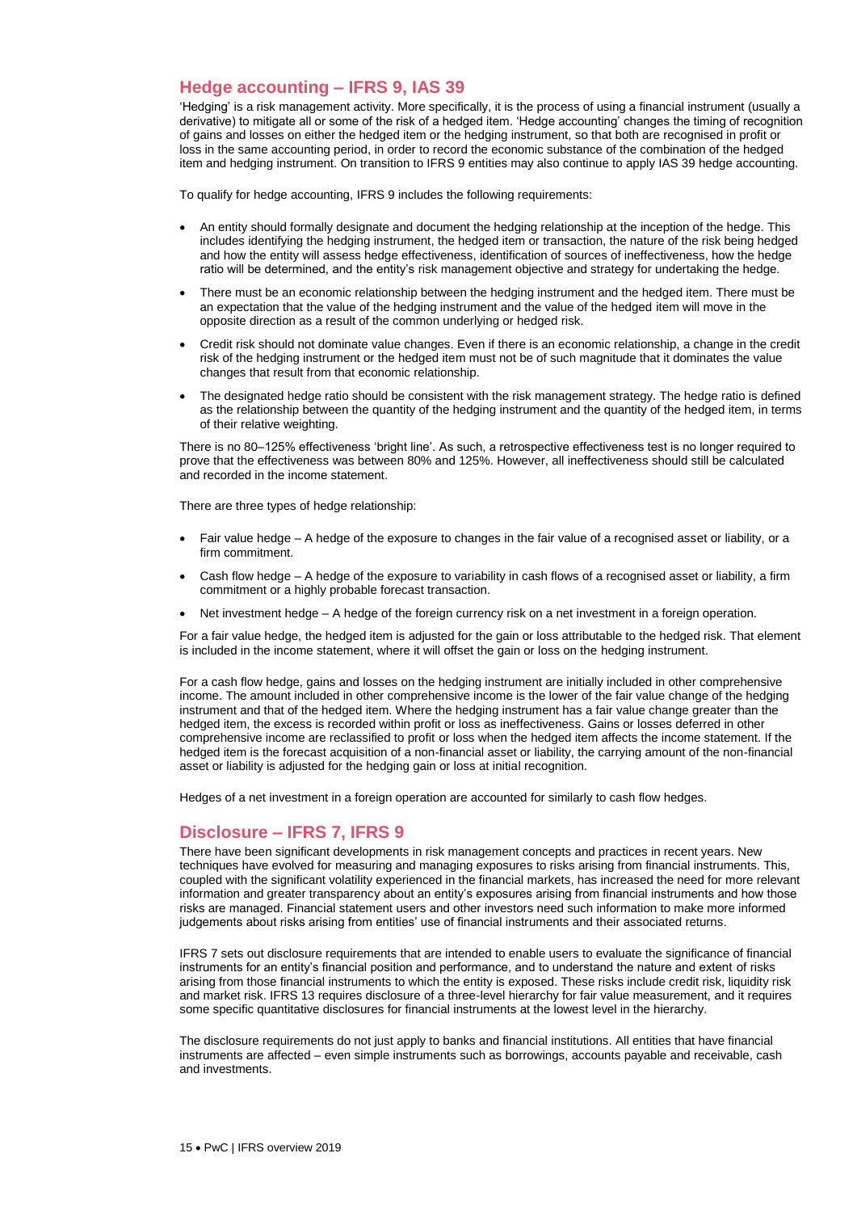## Hedge accounting – IFRS 9, IAS 39

'Hedging' is a risk management activity. More specifically, it is the process of using a financial instrument (usually a derivative) to mitigate all or some of the risk of a hedged item. 'Hedge accounting' changes the timing of recognition of gains and losses on either the hedged item or the hedging instrument, so that both are recognised in profit or loss in the same accounting period, in order to record the economic substance of the combination of the hedged item and hedging instrument. On transition to IFRS 9 entities may also continue to apply IAS 39 hedge accounting.

To qualify for hedge accounting, IFRS 9 includes the following requirements:

- An entity should formally designate and document the hedging relationship at the inception of the hedge. This includes identifying the hedging instrument, the hedged item or transaction, the nature of the risk being hedged and how the entity will assess hedge effectiveness, identification of sources of ineffectiveness, how the hedge ratio will be determined, and the entity's risk management objective and strategy for undertaking the hedge.
- There must be an economic relationship between the hedging instrument and the hedged item. There must be an expectation that the value of the hedging instrument and the value of the hedged item will move in the opposite direction as a result of the common underlying or hedged risk.
- Credit risk should not dominate value changes. Even if there is an economic relationship, a change in the credit risk of the hedging instrument or the hedged item must not be of such magnitude that it dominates the value changes that result from that economic relationship.
- The designated hedge ratio should be consistent with the risk management strategy. The hedge ratio is defined as the relationship between the quantity of the hedging instrument and the quantity of the hedged item, in terms of their relative weighting.

There is no 80–125% effectiveness 'bright line'. As such, a retrospective effectiveness test is no longer required to prove that the effectiveness was between 80% and 125%. However, all ineffectiveness should still be calculated and recorded in the income statement.

There are three types of hedge relationship:

- Fair value hedge – A hedge of the exposure to changes in the fair value of a recognised asset or liability, or a firm commitment.
- Cash flow hedge – A hedge of the exposure to variability in cash flows of a recognised asset or liability, a firm commitment or a highly probable forecast transaction.
- Net investment hedge – A hedge of the foreign currency risk on a net investment in a foreign operation.

For a fair value hedge, the hedged item is adjusted for the gain or loss attributable to the hedged risk. That element is included in the income statement, where it will offset the gain or loss on the hedging instrument.

For a cash flow hedge, gains and losses on the hedging instrument are initially included in other comprehensive income. The amount included in other comprehensive income is the lower of the fair value change of the hedging instrument and that of the hedged item. Where the hedging instrument has a fair value change greater than the hedged item, the excess is recorded within profit or loss as ineffectiveness. Gains or losses deferred in other comprehensive income are reclassified to profit or loss when the hedged item affects the income statement. If the hedged item is the forecast acquisition of a non-financial asset or liability, the carrying amount of the non-financial asset or liability is adjusted for the hedging gain or loss at initial recognition.

Hedges of a net investment in a foreign operation are accounted for similarly to cash flow hedges.

## Disclosure – IFRS 7, IFRS 9

There have been significant developments in risk management concepts and practices in recent years. New techniques have evolved for measuring and managing exposures to risks arising from financial instruments. This, coupled with the significant volatility experienced in the financial markets, has increased the need for more relevant information and greater transparency about an entity's exposures arising from financial instruments and how those risks are managed. Financial statement users and other investors need such information to make more informed judgements about risks arising from entities' use of financial instruments and their associated returns.

IFRS 7 sets out disclosure requirements that are intended to enable users to evaluate the significance of financial instruments for an entity's financial position and performance, and to understand the nature and extent of risks arising from those financial instruments to which the entity is exposed. These risks include credit risk, liquidity risk and market risk. IFRS 13 requires disclosure of a three-level hierarchy for fair value measurement, and it requires some specific quantitative disclosures for financial instruments at the lowest level in the hierarchy.

The disclosure requirements do not just apply to banks and financial institutions. All entities that have financial instruments are affected – even simple instruments such as borrowings, accounts payable and receivable, cash and investments.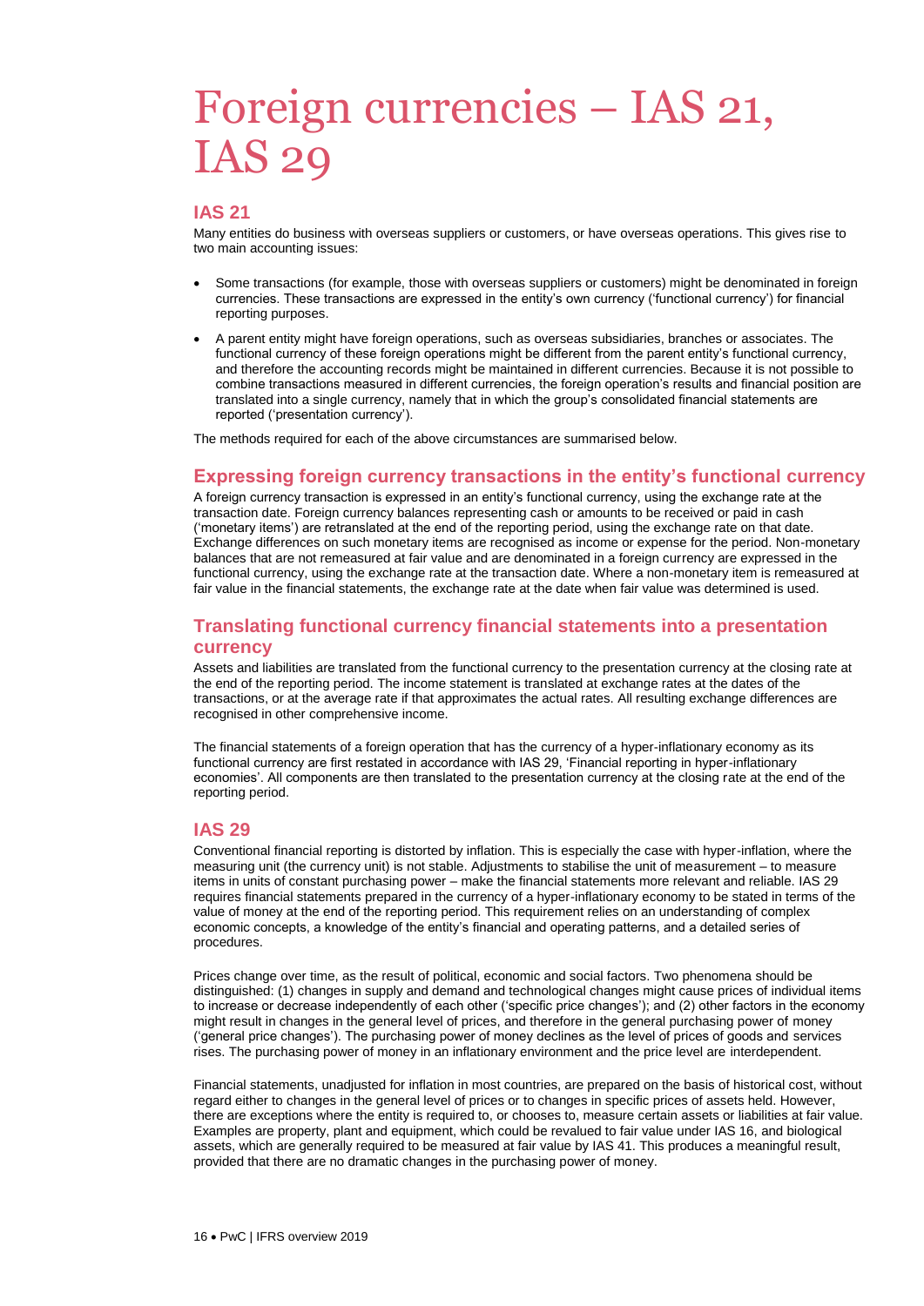# Foreign currencies – IAS 21, IAS 29

## IAS 21

Many entities do business with overseas suppliers or customers, or have overseas operations. This gives rise to two main accounting issues:

- Some transactions (for example, those with overseas suppliers or customers) might be denominated in foreign currencies. These transactions are expressed in the entity's own currency ('functional currency') for financial reporting purposes.
- A parent entity might have foreign operations, such as overseas subsidiaries, branches or associates. The functional currency of these foreign operations might be different from the parent entity's functional currency, and therefore the accounting records might be maintained in different currencies. Because it is not possible to combine transactions measured in different currencies, the foreign operation's results and financial position are translated into a single currency, namely that in which the group's consolidated financial statements are reported ('presentation currency').

The methods required for each of the above circumstances are summarised below.

### Expressing foreign currency transactions in the entity's functional currency

A foreign currency transaction is expressed in an entity's functional currency, using the exchange rate at the transaction date. Foreign currency balances representing cash or amounts to be received or paid in cash ('monetary items') are retranslated at the end of the reporting period, using the exchange rate on that date. Exchange differences on such monetary items are recognised as income or expense for the period. Non-monetary balances that are not remeasured at fair value and are denominated in a foreign currency are expressed in the functional currency, using the exchange rate at the transaction date. Where a non-monetary item is remeasured at fair value in the financial statements, the exchange rate at the date when fair value was determined is used.

### Translating functional currency financial statements into a presentation currency

Assets and liabilities are translated from the functional currency to the presentation currency at the closing rate at the end of the reporting period. The income statement is translated at exchange rates at the dates of the transactions, or at the average rate if that approximates the actual rates. All resulting exchange differences are recognised in other comprehensive income.

The financial statements of a foreign operation that has the currency of a hyper-inflationary economy as its functional currency are first restated in accordance with IAS 29, 'Financial reporting in hyper-inflationary economies'. All components are then translated to the presentation currency at the closing rate at the end of the reporting period.

## IAS 29

Conventional financial reporting is distorted by inflation. This is especially the case with hyper-inflation, where the measuring unit (the currency unit) is not stable. Adjustments to stabilise the unit of measurement – to measure items in units of constant purchasing power – make the financial statements more relevant and reliable. IAS 29 requires financial statements prepared in the currency of a hyper-inflationary economy to be stated in terms of the value of money at the end of the reporting period. This requirement relies on an understanding of complex economic concepts, a knowledge of the entity's financial and operating patterns, and a detailed series of procedures.

Prices change over time, as the result of political, economic and social factors. Two phenomena should be distinguished: (1) changes in supply and demand and technological changes might cause prices of individual items to increase or decrease independently of each other ('specific price changes'); and (2) other factors in the economy might result in changes in the general level of prices, and therefore in the general purchasing power of money ('general price changes'). The purchasing power of money declines as the level of prices of goods and services rises. The purchasing power of money in an inflationary environment and the price level are interdependent.

Financial statements, unadjusted for inflation in most countries, are prepared on the basis of historical cost, without regard either to changes in the general level of prices or to changes in specific prices of assets held. However, there are exceptions where the entity is required to, or chooses to, measure certain assets or liabilities at fair value. Examples are property, plant and equipment, which could be revalued to fair value under IAS 16, and biological assets, which are generally required to be measured at fair value by IAS 41. This produces a meaningful result, provided that there are no dramatic changes in the purchasing power of money.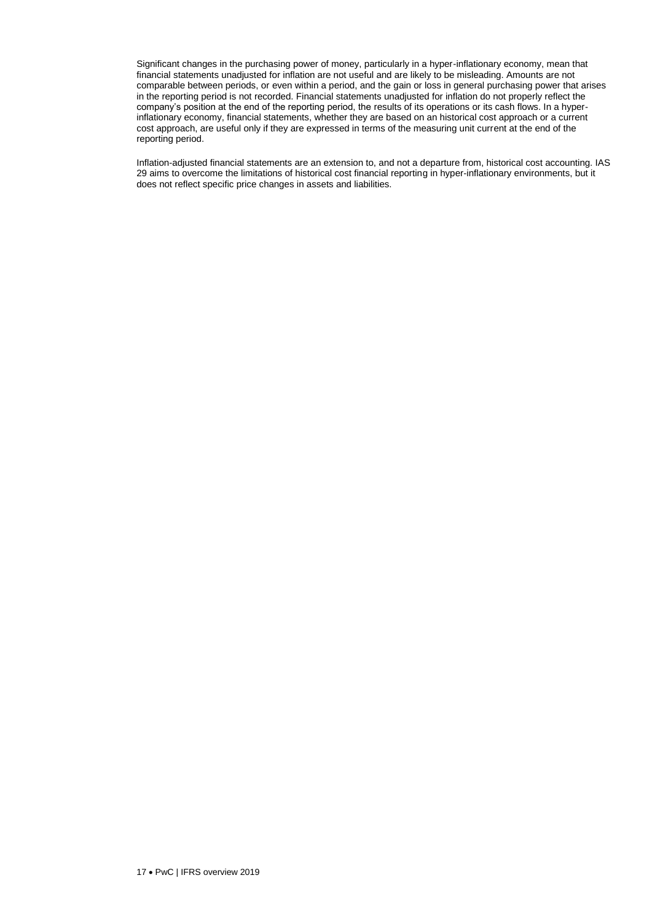Significant changes in the purchasing power of money, particularly in a hyper-inflationary economy, mean that financial statements unadjusted for inflation are not useful and are likely to be misleading. Amounts are not comparable between periods, or even within a period, and the gain or loss in general purchasing power that arises in the reporting period is not recorded. Financial statements unadjusted for inflation do not properly reflect the company's position at the end of the reporting period, the results of its operations or its cash flows. In a hyper-inflationary economy, financial statements, whether they are based on an historical cost approach or a current cost approach, are useful only if they are expressed in terms of the measuring unit current at the end of the reporting period.

Inflation-adjusted financial statements are an extension to, and not a departure from, historical cost accounting. IAS 29 aims to overcome the limitations of historical cost financial reporting in hyper-inflationary environments, but it does not reflect specific price changes in assets and liabilities.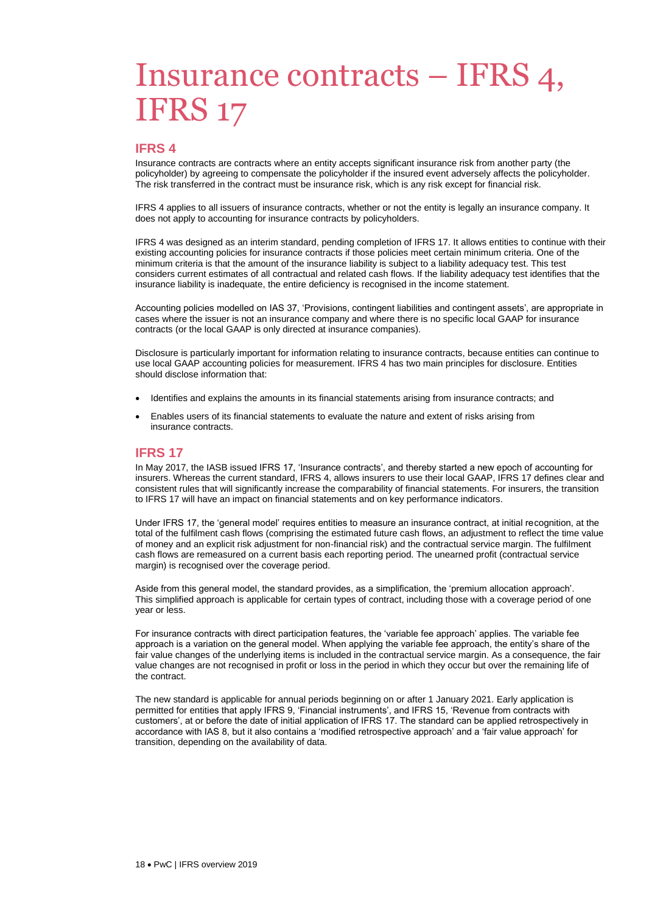# Insurance contracts – IFRS 4, IFRS 17

## IFRS 4

Insurance contracts are contracts where an entity accepts significant insurance risk from another party (the policyholder) by agreeing to compensate the policyholder if the insured event adversely affects the policyholder. The risk transferred in the contract must be insurance risk, which is any risk except for financial risk.

IFRS 4 applies to all issuers of insurance contracts, whether or not the entity is legally an insurance company. It does not apply to accounting for insurance contracts by policyholders.

IFRS 4 was designed as an interim standard, pending completion of IFRS 17. It allows entities to continue with their existing accounting policies for insurance contracts if those policies meet certain minimum criteria. One of the minimum criteria is that the amount of the insurance liability is subject to a liability adequacy test. This test considers current estimates of all contractual and related cash flows. If the liability adequacy test identifies that the insurance liability is inadequate, the entire deficiency is recognised in the income statement.

Accounting policies modelled on IAS 37, 'Provisions, contingent liabilities and contingent assets', are appropriate in cases where the issuer is not an insurance company and where there is no specific local GAAP for insurance contracts (or the local GAAP is only directed at insurance companies).

Disclosure is particularly important for information relating to insurance contracts, because entities can continue to use local GAAP accounting policies for measurement. IFRS 4 has two main principles for disclosure. Entities should disclose information that:

- Identifies and explains the amounts in its financial statements arising from insurance contracts; and
- Enables users of its financial statements to evaluate the nature and extent of risks arising from insurance contracts.

## IFRS 17

In May 2017, the IASB issued IFRS 17, 'Insurance contracts', and thereby started a new epoch of accounting for insurers. Whereas the current standard, IFRS 4, allows insurers to use their local GAAP, IFRS 17 defines clear and consistent rules that will significantly increase the comparability of financial statements. For insurers, the transition to IFRS 17 will have an impact on financial statements and on key performance indicators.

Under IFRS 17, the 'general model' requires entities to measure an insurance contract, at initial recognition, at the total of the fulfilment cash flows (comprising the estimated future cash flows, an adjustment to reflect the time value of money and an explicit risk adjustment for non-financial risk) and the contractual service margin. The fulfilment cash flows are remeasured on a current basis each reporting period. The unearned profit (contractual service margin) is recognised over the coverage period.

Aside from this general model, the standard provides, as a simplification, the 'premium allocation approach'. This simplified approach is applicable for certain types of contract, including those with a coverage period of one year or less.

For insurance contracts with direct participation features, the 'variable fee approach' applies. The variable fee approach is a variation on the general model. When applying the variable fee approach, the entity's share of the fair value changes of the underlying items is included in the contractual service margin. As a consequence, the fair value changes are not recognised in profit or loss in the period in which they occur but over the remaining life of the contract.

The new standard is applicable for annual periods beginning on or after 1 January 2021. Early application is permitted for entities that apply IFRS 9, 'Financial instruments', and IFRS 15, 'Revenue from contracts with customers', at or before the date of initial application of IFRS 17. The standard can be applied retrospectively in accordance with IAS 8, but it also contains a 'modified retrospective approach' and a 'fair value approach' for transition, depending on the availability of data.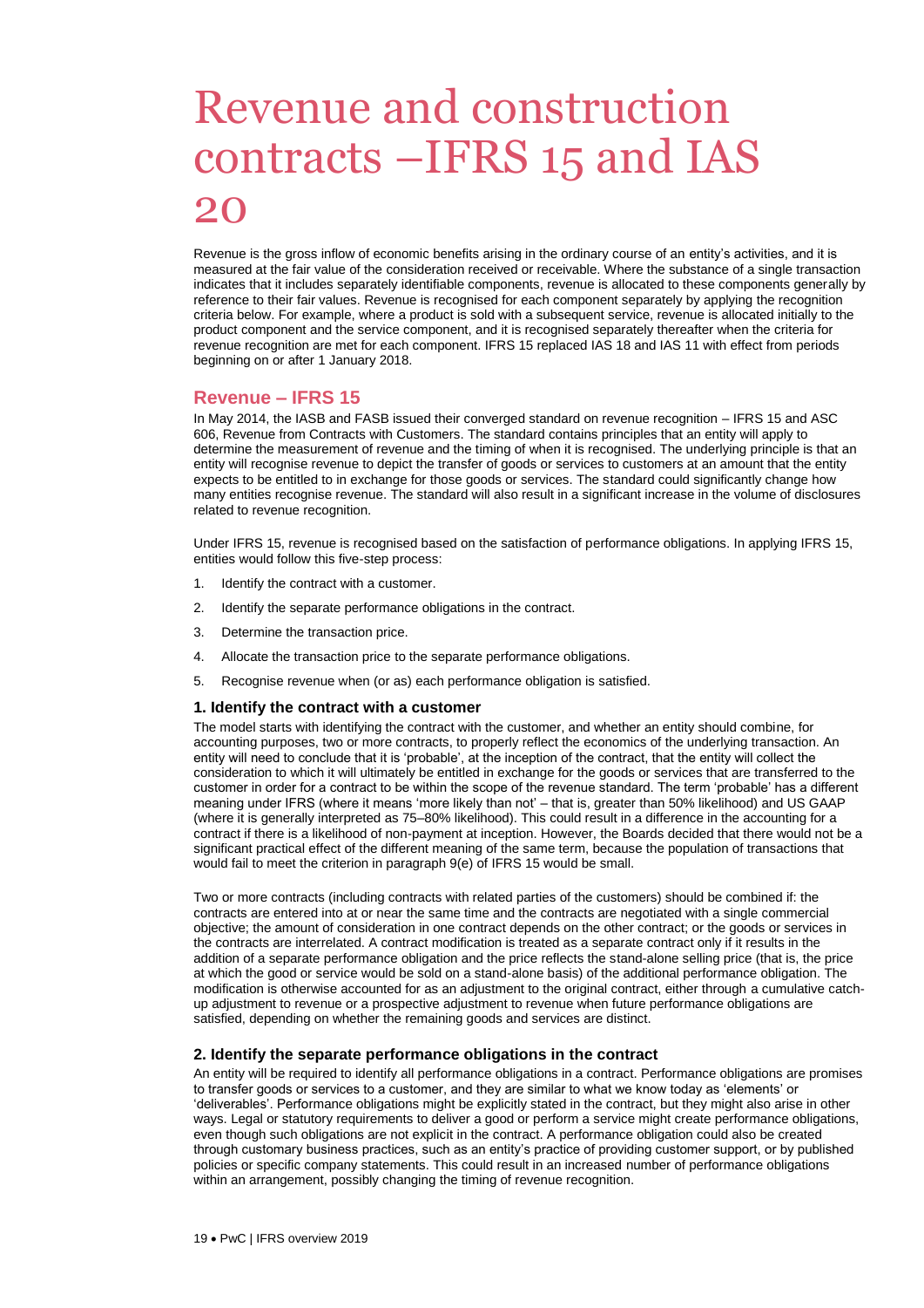# Revenue and construction contracts –IFRS 15 and IAS 20

Revenue is the gross inflow of economic benefits arising in the ordinary course of an entity's activities, and it is measured at the fair value of the consideration received or receivable. Where the substance of a single transaction indicates that it includes separately identifiable components, revenue is allocated to these components generally by reference to their fair values. Revenue is recognised for each component separately by applying the recognition criteria below. For example, where a product is sold with a subsequent service, revenue is allocated initially to the product component and the service component, and it is recognised separately thereafter when the criteria for revenue recognition are met for each component. IFRS 15 replaced IAS 18 and IAS 11 with effect from periods beginning on or after 1 January 2018.

## Revenue – IFRS 15

In May 2014, the IASB and FASB issued their converged standard on revenue recognition – IFRS 15 and ASC 606, Revenue from Contracts with Customers. The standard contains principles that an entity will apply to determine the measurement of revenue and the timing of when it is recognised. The underlying principle is that an entity will recognise revenue to depict the transfer of goods or services to customers at an amount that the entity expects to be entitled to in exchange for those goods or services. The standard could significantly change how many entities recognise revenue. The standard will also result in a significant increase in the volume of disclosures related to revenue recognition.

Under IFRS 15, revenue is recognised based on the satisfaction of performance obligations. In applying IFRS 15, entities would follow this five-step process:

1. Identify the contract with a customer.
2. Identify the separate performance obligations in the contract.
3. Determine the transaction price.
4. Allocate the transaction price to the separate performance obligations.
5. Recognise revenue when (or as) each performance obligation is satisfied.

### 1. Identify the contract with a customer

The model starts with identifying the contract with the customer, and whether an entity should combine, for accounting purposes, two or more contracts, to properly reflect the economics of the underlying transaction. An entity will need to conclude that it is 'probable', at the inception of the contract, that the entity will collect the consideration to which it will ultimately be entitled in exchange for the goods or services that are transferred to the customer in order for a contract to be within the scope of the revenue standard. The term 'probable' has a different meaning under IFRS (where it means 'more likely than not' – that is, greater than 50% likelihood) and US GAAP (where it is generally interpreted as 75–80% likelihood). This could result in a difference in the accounting for a contract if there is a likelihood of non-payment at inception. However, the Boards decided that there would not be a significant practical effect of the different meaning of the same term, because the population of transactions that would fail to meet the criterion in paragraph 9(e) of IFRS 15 would be small.

Two or more contracts (including contracts with related parties of the customers) should be combined if: the contracts are entered into at or near the same time and the contracts are negotiated with a single commercial objective; the amount of consideration in one contract depends on the other contract; or the goods or services in the contracts are interrelated. A contract modification is treated as a separate contract only if it results in the addition of a separate performance obligation and the price reflects the stand-alone selling price (that is, the price at which the good or service would be sold on a stand-alone basis) of the additional performance obligation. The modification is otherwise accounted for as an adjustment to the original contract, either through a cumulative catch-up adjustment to revenue or a prospective adjustment to revenue when future performance obligations are satisfied, depending on whether the remaining goods and services are distinct.

### 2. Identify the separate performance obligations in the contract

An entity will be required to identify all performance obligations in a contract. Performance obligations are promises to transfer goods or services to a customer, and they are similar to what we know today as 'elements' or 'deliverables'. Performance obligations might be explicitly stated in the contract, but they might also arise in other ways. Legal or statutory requirements to deliver a good or perform a service might create performance obligations, even though such obligations are not explicit in the contract. A performance obligation could also be created through customary business practices, such as an entity's practice of providing customer support, or by published policies or specific company statements. This could result in an increased number of performance obligations within an arrangement, possibly changing the timing of revenue recognition.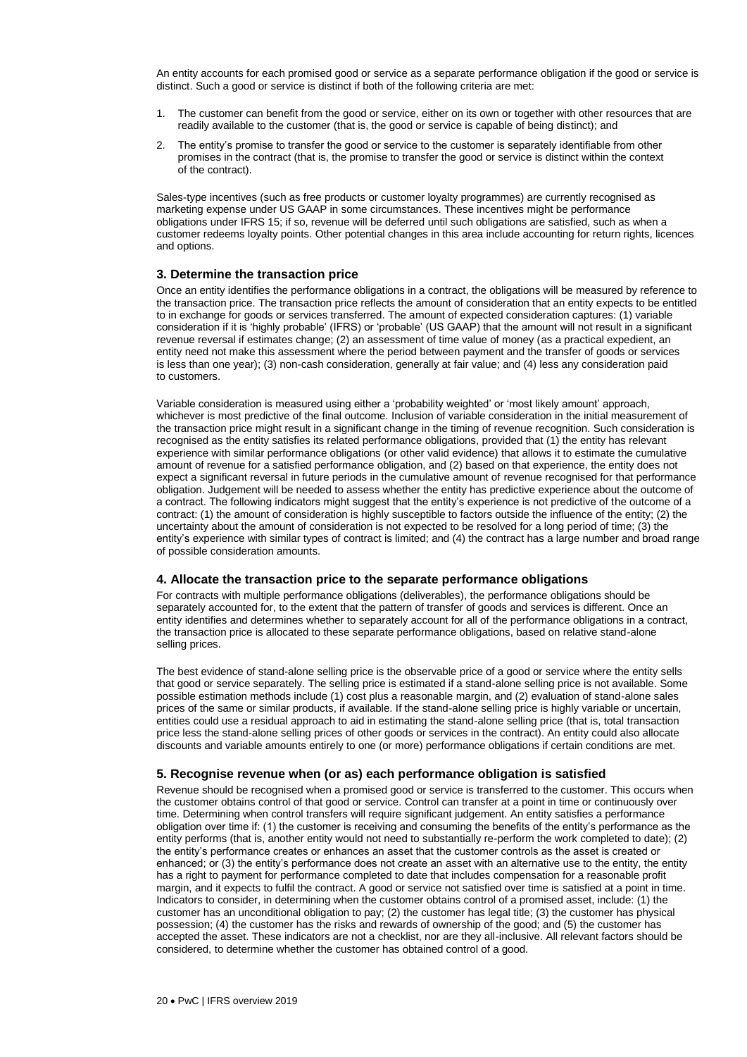An entity accounts for each promised good or service as a separate performance obligation if the good or service is distinct. Such a good or service is distinct if both of the following criteria are met:

1. The customer can benefit from the good or service, either on its own or together with other resources that are readily available to the customer (that is, the good or service is capable of being distinct); and
2. The entity's promise to transfer the good or service to the customer is separately identifiable from other promises in the contract (that is, the promise to transfer the good or service is distinct within the context of the contract).

Sales-type incentives (such as free products or customer loyalty programmes) are currently recognised as marketing expense under US GAAP in some circumstances. These incentives might be performance obligations under IFRS 15; if so, revenue will be deferred until such obligations are satisfied, such as when a customer redeems loyalty points. Other potential changes in this area include accounting for return rights, licences and options.

### 3. Determine the transaction price

Once an entity identifies the performance obligations in a contract, the obligations will be measured by reference to the transaction price. The transaction price reflects the amount of consideration that an entity expects to be entitled to in exchange for goods or services transferred. The amount of expected consideration captures: (1) variable consideration if it is 'highly probable' (IFRS) or 'probable' (US GAAP) that the amount will not result in a significant revenue reversal if estimates change; (2) an assessment of time value of money (as a practical expedient, an entity need not make this assessment where the period between payment and the transfer of goods or services is less than one year); (3) non-cash consideration, generally at fair value; and (4) less any consideration paid to customers.

Variable consideration is measured using either a 'probability weighted' or 'most likely amount' approach, whichever is most predictive of the final outcome. Inclusion of variable consideration in the initial measurement of the transaction price might result in a significant change in the timing of revenue recognition. Such consideration is recognised as the entity satisfies its related performance obligations, provided that (1) the entity has relevant experience with similar performance obligations (or other valid evidence) that allows it to estimate the cumulative amount of revenue for a satisfied performance obligation, and (2) based on that experience, the entity does not expect a significant reversal in future periods in the cumulative amount of revenue recognised for that performance obligation. Judgement will be needed to assess whether the entity has predictive experience about the outcome of a contract. The following indicators might suggest that the entity's experience is not predictive of the outcome of a contract: (1) the amount of consideration is highly susceptible to factors outside the influence of the entity; (2) the uncertainty about the amount of consideration is not expected to be resolved for a long period of time; (3) the entity's experience with similar types of contract is limited; and (4) the contract has a large number and broad range of possible consideration amounts.

### 4. Allocate the transaction price to the separate performance obligations

For contracts with multiple performance obligations (deliverables), the performance obligations should be separately accounted for, to the extent that the pattern of transfer of goods and services is different. Once an entity identifies and determines whether to separately account for all of the performance obligations in a contract, the transaction price is allocated to these separate performance obligations, based on relative stand-alone selling prices.

The best evidence of stand-alone selling price is the observable price of a good or service where the entity sells that good or service separately. The selling price is estimated if a stand-alone selling price is not available. Some possible estimation methods include (1) cost plus a reasonable margin, and (2) evaluation of stand-alone sales prices of the same or similar products, if available. If the stand-alone selling price is highly variable or uncertain, entities could use a residual approach to aid in estimating the stand-alone selling price (that is, total transaction price less the stand-alone selling prices of other goods or services in the contract). An entity could also allocate discounts and variable amounts entirely to one (or more) performance obligations if certain conditions are met.

### 5. Recognise revenue when (or as) each performance obligation is satisfied

Revenue should be recognised when a promised good or service is transferred to the customer. This occurs when the customer obtains control of that good or service. Control can transfer at a point in time or continuously over time. Determining when control transfers will require significant judgement. An entity satisfies a performance obligation over time if: (1) the customer is receiving and consuming the benefits of the entity's performance as the entity performs (that is, another entity would not need to substantially re-perform the work completed to date); (2) the entity's performance creates or enhances an asset that the customer controls as the asset is created or enhanced; or (3) the entity's performance does not create an asset with an alternative use to the entity, the entity has a right to payment for performance completed to date that includes compensation for a reasonable profit margin, and it expects to fulfil the contract. A good or service not satisfied over time is satisfied at a point in time. Indicators to consider, in determining when the customer obtains control of a promised asset, include: (1) the customer has an unconditional obligation to pay; (2) the customer has legal title; (3) the customer has physical possession; (4) the customer has the risks and rewards of ownership of the good; and (5) the customer has accepted the asset. These indicators are not a checklist, nor are they all-inclusive. All relevant factors should be considered, to determine whether the customer has obtained control of a good.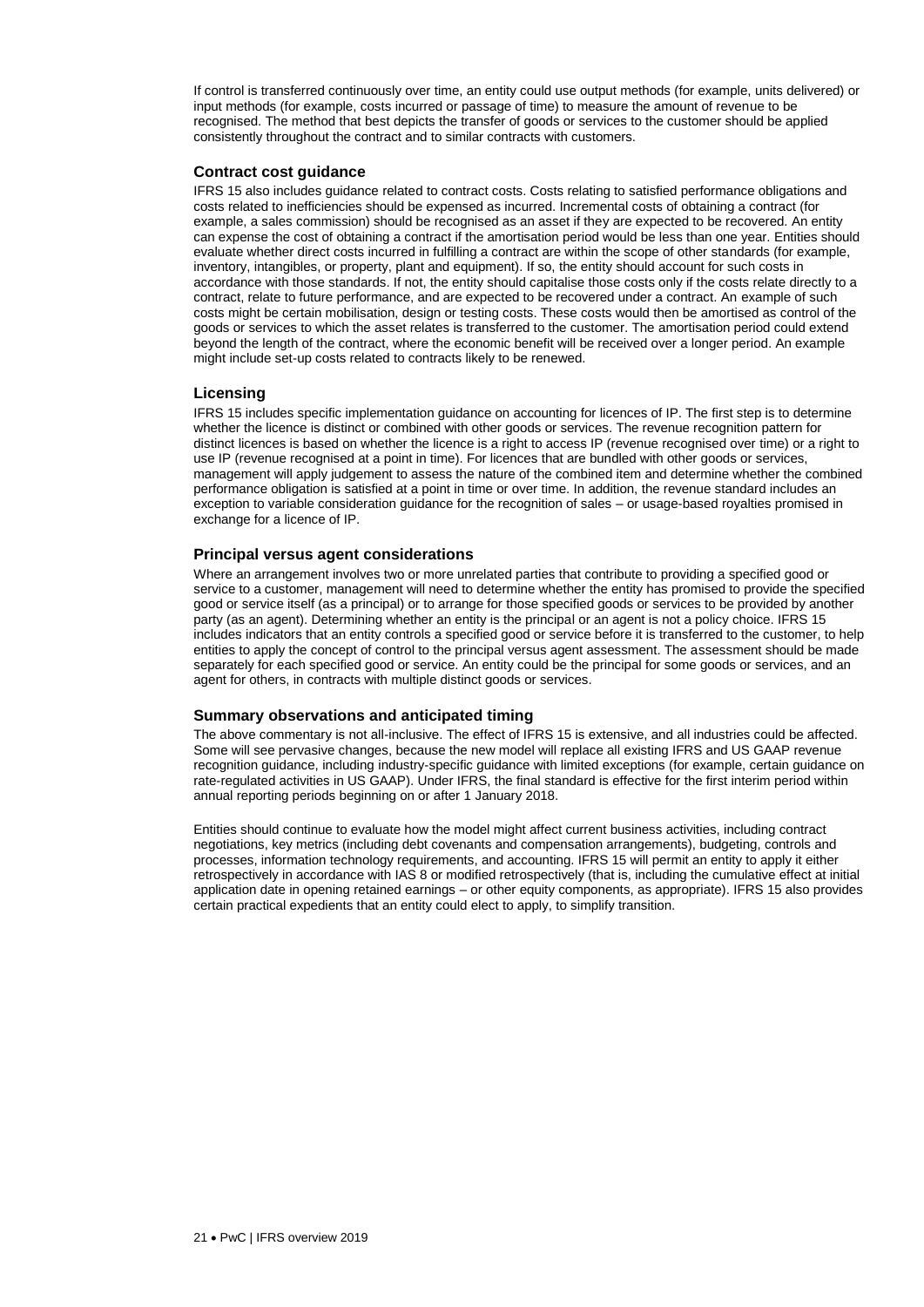If control is transferred continuously over time, an entity could use output methods (for example, units delivered) or input methods (for example, costs incurred or passage of time) to measure the amount of revenue to be recognised. The method that best depicts the transfer of goods or services to the customer should be applied consistently throughout the contract and to similar contracts with customers.

### Contract cost guidance

IFRS 15 also includes guidance related to contract costs. Costs relating to satisfied performance obligations and costs related to inefficiencies should be expensed as incurred. Incremental costs of obtaining a contract (for example, a sales commission) should be recognised as an asset if they are expected to be recovered. An entity can expense the cost of obtaining a contract if the amortisation period would be less than one year. Entities should evaluate whether direct costs incurred in fulfilling a contract are within the scope of other standards (for example, inventory, intangibles, or property, plant and equipment). If so, the entity should account for such costs in accordance with those standards. If not, the entity should capitalise those costs only if the costs relate directly to a contract, relate to future performance, and are expected to be recovered under a contract. An example of such costs might be certain mobilisation, design or testing costs. These costs would then be amortised as control of the goods or services to which the asset relates is transferred to the customer. The amortisation period could extend beyond the length of the contract, where the economic benefit will be received over a longer period. An example might include set-up costs related to contracts likely to be renewed.

### Licensing

IFRS 15 includes specific implementation guidance on accounting for licences of IP. The first step is to determine whether the licence is distinct or combined with other goods or services. The revenue recognition pattern for distinct licences is based on whether the licence is a right to access IP (revenue recognised over time) or a right to use IP (revenue recognised at a point in time). For licences that are bundled with other goods or services, management will apply judgement to assess the nature of the combined item and determine whether the combined performance obligation is satisfied at a point in time or over time. In addition, the revenue standard includes an exception to variable consideration guidance for the recognition of sales – or usage-based royalties promised in exchange for a licence of IP.

### Principal versus agent considerations

Where an arrangement involves two or more unrelated parties that contribute to providing a specified good or service to a customer, management will need to determine whether the entity has promised to provide the specified good or service itself (as a principal) or to arrange for those specified goods or services to be provided by another party (as an agent). Determining whether an entity is the principal or an agent is not a policy choice. IFRS 15 includes indicators that an entity controls a specified good or service before it is transferred to the customer, to help entities to apply the concept of control to the principal versus agent assessment. The assessment should be made separately for each specified good or service. An entity could be the principal for some goods or services, and an agent for others, in contracts with multiple distinct goods or services.

### Summary observations and anticipated timing

The above commentary is not all-inclusive. The effect of IFRS 15 is extensive, and all industries could be affected. Some will see pervasive changes, because the new model will replace all existing IFRS and US GAAP revenue recognition guidance, including industry-specific guidance with limited exceptions (for example, certain guidance on rate-regulated activities in US GAAP). Under IFRS, the final standard is effective for the first interim period within annual reporting periods beginning on or after 1 January 2018.

Entities should continue to evaluate how the model might affect current business activities, including contract negotiations, key metrics (including debt covenants and compensation arrangements), budgeting, controls and processes, information technology requirements, and accounting. IFRS 15 will permit an entity to apply it either retrospectively in accordance with IAS 8 or modified retrospectively (that is, including the cumulative effect at initial application date in opening retained earnings – or other equity components, as appropriate). IFRS 15 also provides certain practical expedients that an entity could elect to apply, to simplify transition.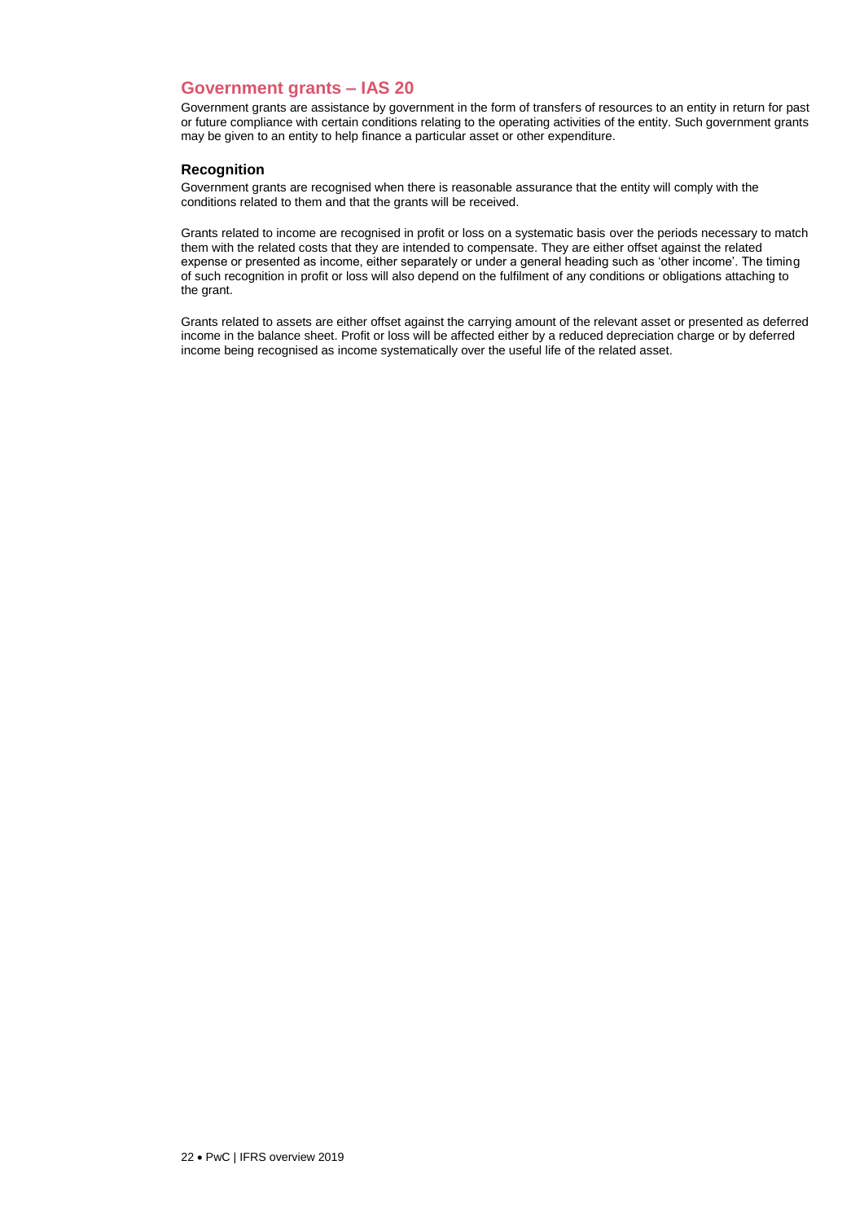## Government grants – IAS 20

Government grants are assistance by government in the form of transfers of resources to an entity in return for past or future compliance with certain conditions relating to the operating activities of the entity. Such government grants may be given to an entity to help finance a particular asset or other expenditure.

### Recognition

Government grants are recognised when there is reasonable assurance that the entity will comply with the conditions related to them and that the grants will be received.

Grants related to income are recognised in profit or loss on a systematic basis over the periods necessary to match them with the related costs that they are intended to compensate. They are either offset against the related expense or presented as income, either separately or under a general heading such as 'other income'. The timing of such recognition in profit or loss will also depend on the fulfilment of any conditions or obligations attaching to the grant.

Grants related to assets are either offset against the carrying amount of the relevant asset or presented as deferred income in the balance sheet. Profit or loss will be affected either by a reduced depreciation charge or by deferred income being recognised as income systematically over the useful life of the related asset.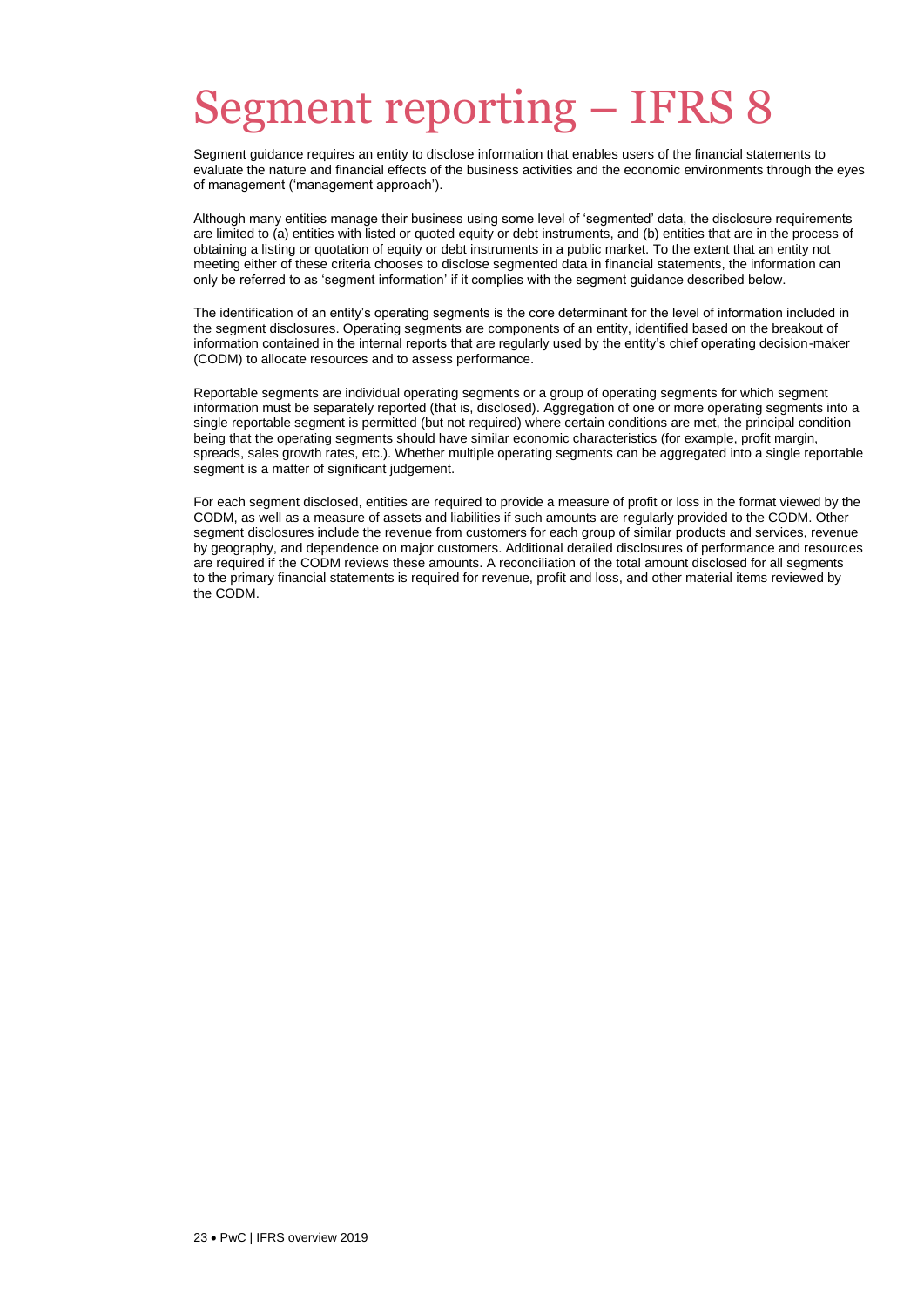# Segment reporting – IFRS 8

Segment guidance requires an entity to disclose information that enables users of the financial statements to evaluate the nature and financial effects of the business activities and the economic environments through the eyes of management ('management approach').

Although many entities manage their business using some level of 'segmented' data, the disclosure requirements are limited to (a) entities with listed or quoted equity or debt instruments, and (b) entities that are in the process of obtaining a listing or quotation of equity or debt instruments in a public market. To the extent that an entity not meeting either of these criteria chooses to disclose segmented data in financial statements, the information can only be referred to as 'segment information' if it complies with the segment guidance described below.

The identification of an entity's operating segments is the core determinant for the level of information included in the segment disclosures. Operating segments are components of an entity, identified based on the breakout of information contained in the internal reports that are regularly used by the entity's chief operating decision-maker (CODM) to allocate resources and to assess performance.

Reportable segments are individual operating segments or a group of operating segments for which segment information must be separately reported (that is, disclosed). Aggregation of one or more operating segments into a single reportable segment is permitted (but not required) where certain conditions are met, the principal condition being that the operating segments should have similar economic characteristics (for example, profit margin, spreads, sales growth rates, etc.). Whether multiple operating segments can be aggregated into a single reportable segment is a matter of significant judgement.

For each segment disclosed, entities are required to provide a measure of profit or loss in the format viewed by the CODM, as well as a measure of assets and liabilities if such amounts are regularly provided to the CODM. Other segment disclosures include the revenue from customers for each group of similar products and services, revenue by geography, and dependence on major customers. Additional detailed disclosures of performance and resources are required if the CODM reviews these amounts. A reconciliation of the total amount disclosed for all segments to the primary financial statements is required for revenue, profit and loss, and other material items reviewed by the CODM.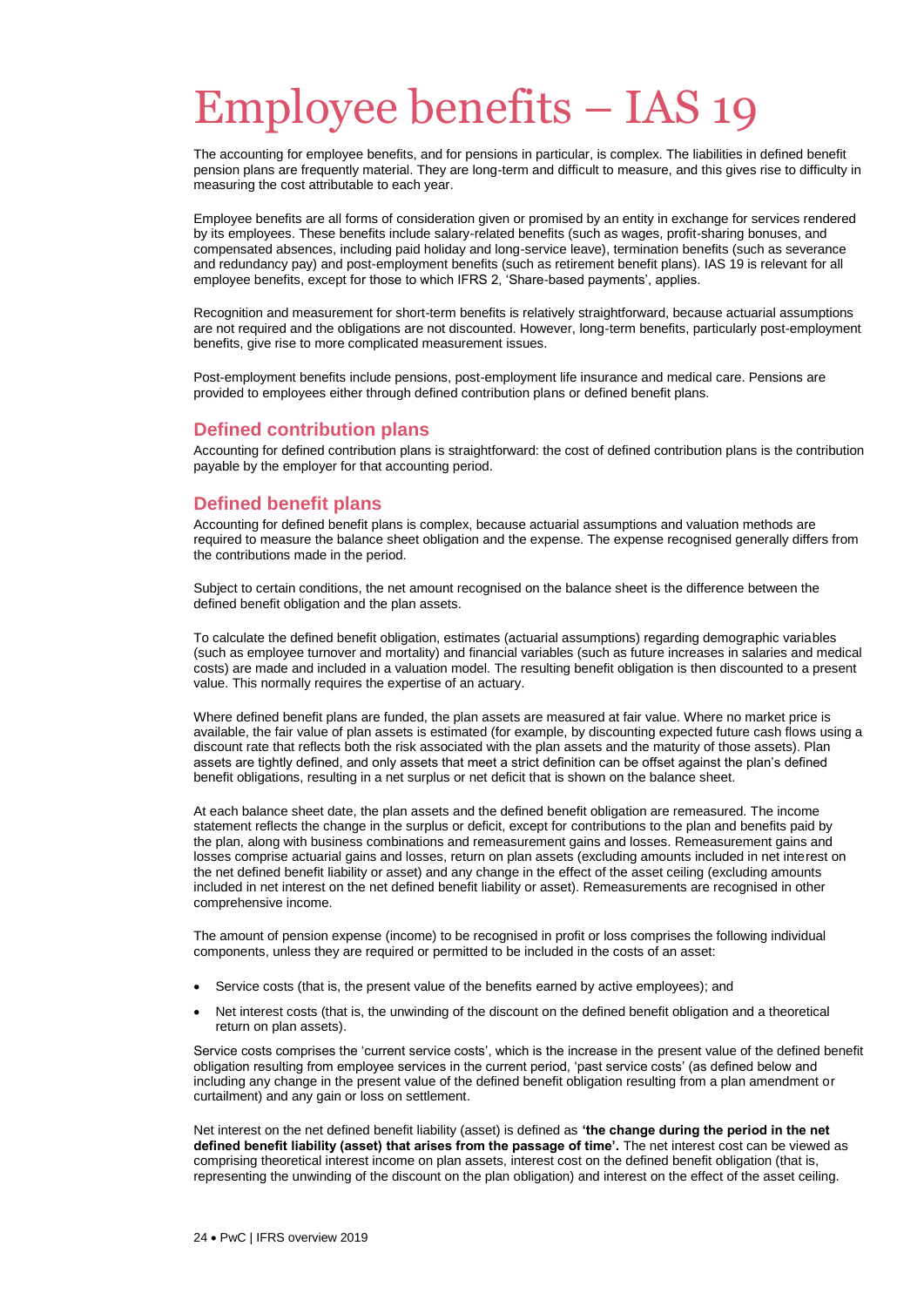# Employee benefits – IAS 19

The accounting for employee benefits, and for pensions in particular, is complex. The liabilities in defined benefit pension plans are frequently material. They are long-term and difficult to measure, and this gives rise to difficulty in measuring the cost attributable to each year.

Employee benefits are all forms of consideration given or promised by an entity in exchange for services rendered by its employees. These benefits include salary-related benefits (such as wages, profit-sharing bonuses, and compensated absences, including paid holiday and long-service leave), termination benefits (such as severance and redundancy pay) and post-employment benefits (such as retirement benefit plans). IAS 19 is relevant for all employee benefits, except for those to which IFRS 2, 'Share-based payments', applies.

Recognition and measurement for short-term benefits is relatively straightforward, because actuarial assumptions are not required and the obligations are not discounted. However, long-term benefits, particularly post-employment benefits, give rise to more complicated measurement issues.

Post-employment benefits include pensions, post-employment life insurance and medical care. Pensions are provided to employees either through defined contribution plans or defined benefit plans.

## Defined contribution plans

Accounting for defined contribution plans is straightforward: the cost of defined contribution plans is the contribution payable by the employer for that accounting period.

## Defined benefit plans

Accounting for defined benefit plans is complex, because actuarial assumptions and valuation methods are required to measure the balance sheet obligation and the expense. The expense recognised generally differs from the contributions made in the period.

Subject to certain conditions, the net amount recognised on the balance sheet is the difference between the defined benefit obligation and the plan assets.

To calculate the defined benefit obligation, estimates (actuarial assumptions) regarding demographic variables (such as employee turnover and mortality) and financial variables (such as future increases in salaries and medical costs) are made and included in a valuation model. The resulting benefit obligation is then discounted to a present value. This normally requires the expertise of an actuary.

Where defined benefit plans are funded, the plan assets are measured at fair value. Where no market price is available, the fair value of plan assets is estimated (for example, by discounting expected future cash flows using a discount rate that reflects both the risk associated with the plan assets and the maturity of those assets). Plan assets are tightly defined, and only assets that meet a strict definition can be offset against the plan's defined benefit obligations, resulting in a net surplus or net deficit that is shown on the balance sheet.

At each balance sheet date, the plan assets and the defined benefit obligation are remeasured. The income statement reflects the change in the surplus or deficit, except for contributions to the plan and benefits paid by the plan, along with business combinations and remeasurement gains and losses. Remeasurement gains and losses comprise actuarial gains and losses, return on plan assets (excluding amounts included in net interest on the net defined benefit liability or asset) and any change in the effect of the asset ceiling (excluding amounts included in net interest on the net defined benefit liability or asset). Remeasurements are recognised in other comprehensive income.

The amount of pension expense (income) to be recognised in profit or loss comprises the following individual components, unless they are required or permitted to be included in the costs of an asset:

- Service costs (that is, the present value of the benefits earned by active employees); and
- Net interest costs (that is, the unwinding of the discount on the defined benefit obligation and a theoretical return on plan assets).

Service costs comprises the 'current service costs', which is the increase in the present value of the defined benefit obligation resulting from employee services in the current period, 'past service costs' (as defined below and including any change in the present value of the defined benefit obligation resulting from a plan amendment or curtailment) and any gain or loss on settlement.

Net interest on the net defined benefit liability (asset) is defined as **'the change during the period in the net defined benefit liability (asset) that arises from the passage of time'.** The net interest cost can be viewed as comprising theoretical interest income on plan assets, interest cost on the defined benefit obligation (that is, representing the unwinding of the discount on the plan obligation) and interest on the effect of the asset ceiling.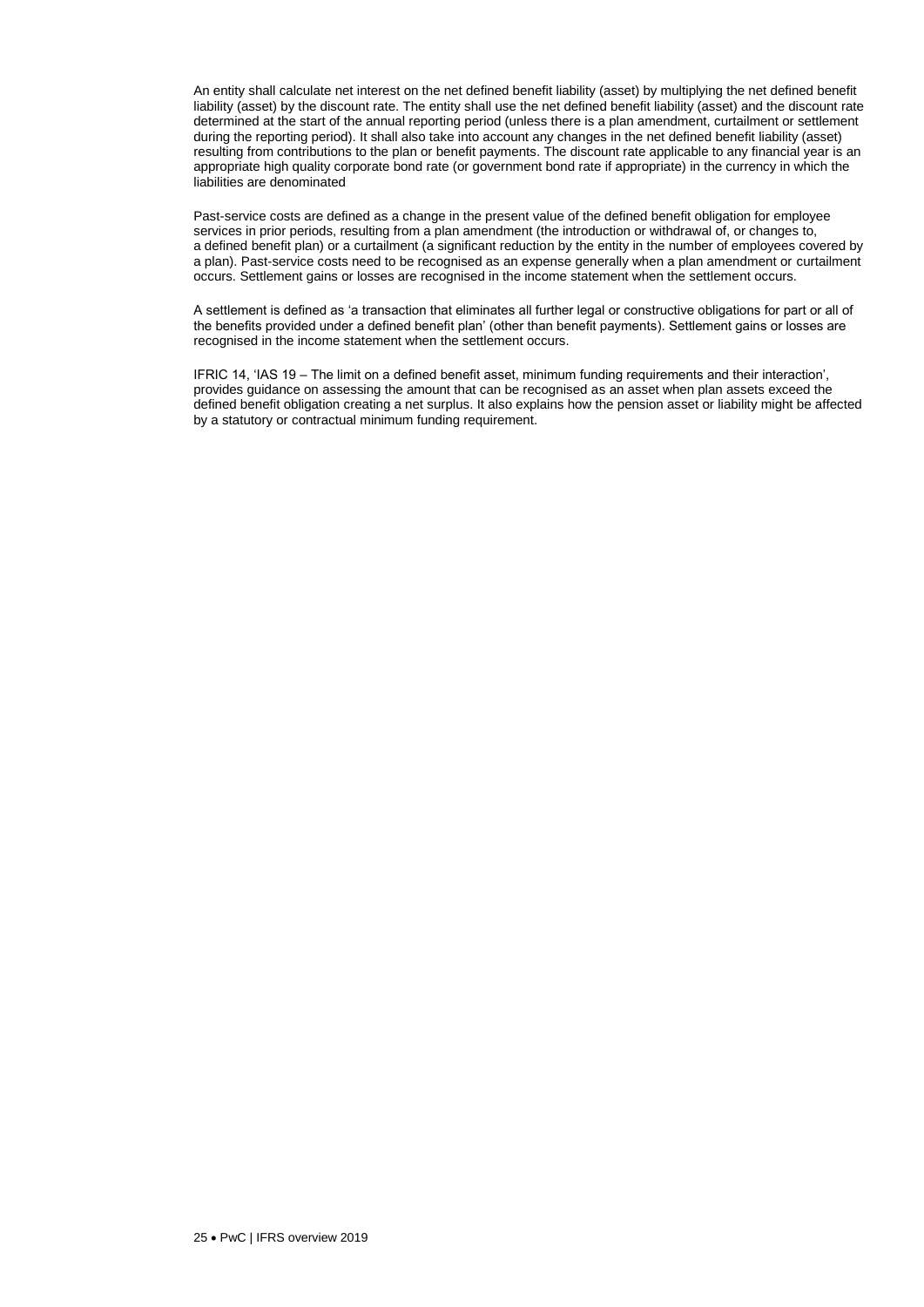An entity shall calculate net interest on the net defined benefit liability (asset) by multiplying the net defined benefit liability (asset) by the discount rate. The entity shall use the net defined benefit liability (asset) and the discount rate determined at the start of the annual reporting period (unless there is a plan amendment, curtailment or settlement during the reporting period). It shall also take into account any changes in the net defined benefit liability (asset) resulting from contributions to the plan or benefit payments. The discount rate applicable to any financial year is an appropriate high quality corporate bond rate (or government bond rate if appropriate) in the currency in which the liabilities are denominated

Past-service costs are defined as a change in the present value of the defined benefit obligation for employee services in prior periods, resulting from a plan amendment (the introduction or withdrawal of, or changes to, a defined benefit plan) or a curtailment (a significant reduction by the entity in the number of employees covered by a plan). Past-service costs need to be recognised as an expense generally when a plan amendment or curtailment occurs. Settlement gains or losses are recognised in the income statement when the settlement occurs.

A settlement is defined as 'a transaction that eliminates all further legal or constructive obligations for part or all of the benefits provided under a defined benefit plan' (other than benefit payments). Settlement gains or losses are recognised in the income statement when the settlement occurs.

IFRIC 14, 'IAS 19 – The limit on a defined benefit asset, minimum funding requirements and their interaction', provides guidance on assessing the amount that can be recognised as an asset when plan assets exceed the defined benefit obligation creating a net surplus. It also explains how the pension asset or liability might be affected by a statutory or contractual minimum funding requirement.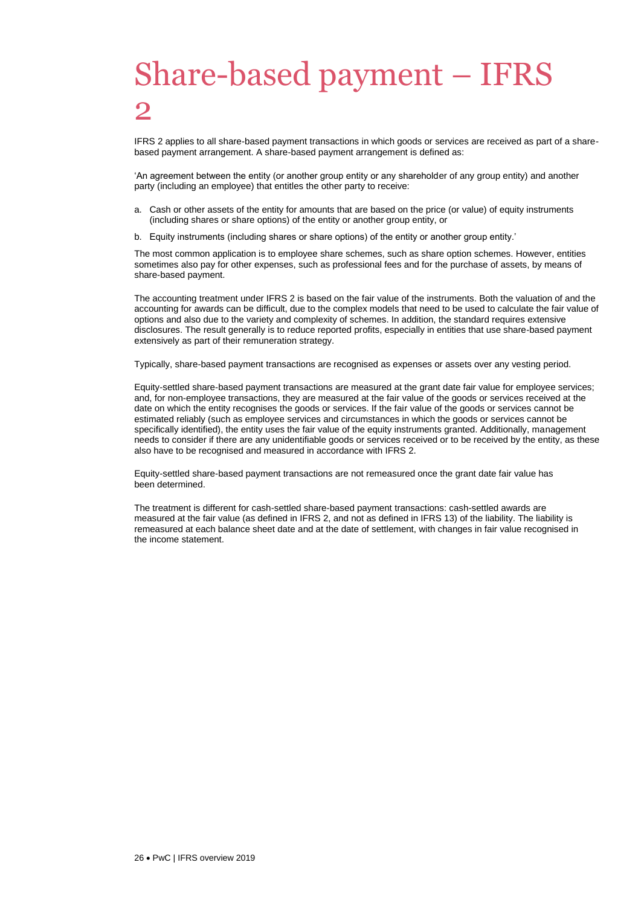# Share-based payment – IFRS 2

IFRS 2 applies to all share-based payment transactions in which goods or services are received as part of a share-based payment arrangement. A share-based payment arrangement is defined as:

'An agreement between the entity (or another group entity or any shareholder of any group entity) and another party (including an employee) that entitles the other party to receive:

a. Cash or other assets of the entity for amounts that are based on the price (or value) of equity instruments (including shares or share options) of the entity or another group entity, or

b. Equity instruments (including shares or share options) of the entity or another group entity.'

The most common application is to employee share schemes, such as share option schemes. However, entities sometimes also pay for other expenses, such as professional fees and for the purchase of assets, by means of share-based payment.

The accounting treatment under IFRS 2 is based on the fair value of the instruments. Both the valuation of and the accounting for awards can be difficult, due to the complex models that need to be used to calculate the fair value of options and also due to the variety and complexity of schemes. In addition, the standard requires extensive disclosures. The result generally is to reduce reported profits, especially in entities that use share-based payment extensively as part of their remuneration strategy.

Typically, share-based payment transactions are recognised as expenses or assets over any vesting period.

Equity-settled share-based payment transactions are measured at the grant date fair value for employee services; and, for non-employee transactions, they are measured at the fair value of the goods or services received at the date on which the entity recognises the goods or services. If the fair value of the goods or services cannot be estimated reliably (such as employee services and circumstances in which the goods or services cannot be specifically identified), the entity uses the fair value of the equity instruments granted. Additionally, management needs to consider if there are any unidentifiable goods or services received or to be received by the entity, as these also have to be recognised and measured in accordance with IFRS 2.

Equity-settled share-based payment transactions are not remeasured once the grant date fair value has been determined.

The treatment is different for cash-settled share-based payment transactions: cash-settled awards are measured at the fair value (as defined in IFRS 2, and not as defined in IFRS 13) of the liability. The liability is remeasured at each balance sheet date and at the date of settlement, with changes in fair value recognised in the income statement.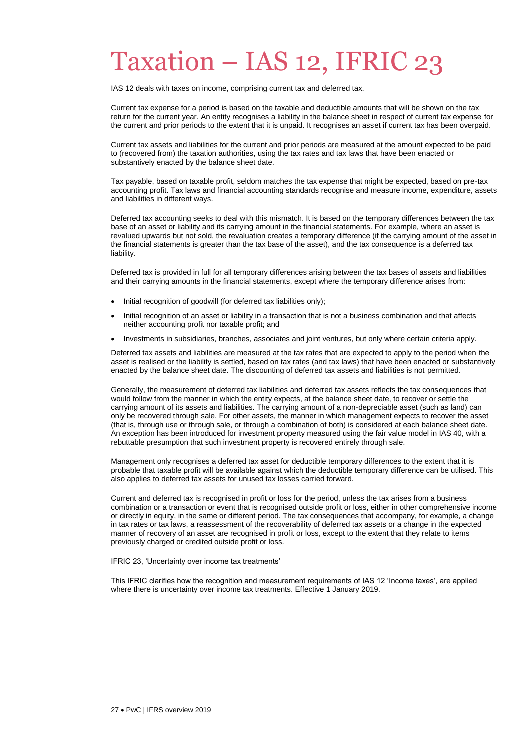# Taxation – IAS 12, IFRIC 23

IAS 12 deals with taxes on income, comprising current tax and deferred tax.

Current tax expense for a period is based on the taxable and deductible amounts that will be shown on the tax return for the current year. An entity recognises a liability in the balance sheet in respect of current tax expense for the current and prior periods to the extent that it is unpaid. It recognises an asset if current tax has been overpaid.

Current tax assets and liabilities for the current and prior periods are measured at the amount expected to be paid to (recovered from) the taxation authorities, using the tax rates and tax laws that have been enacted or substantively enacted by the balance sheet date.

Tax payable, based on taxable profit, seldom matches the tax expense that might be expected, based on pre-tax accounting profit. Tax laws and financial accounting standards recognise and measure income, expenditure, assets and liabilities in different ways.

Deferred tax accounting seeks to deal with this mismatch. It is based on the temporary differences between the tax base of an asset or liability and its carrying amount in the financial statements. For example, where an asset is revalued upwards but not sold, the revaluation creates a temporary difference (if the carrying amount of the asset in the financial statements is greater than the tax base of the asset), and the tax consequence is a deferred tax liability.

Deferred tax is provided in full for all temporary differences arising between the tax bases of assets and liabilities and their carrying amounts in the financial statements, except where the temporary difference arises from:

- Initial recognition of goodwill (for deferred tax liabilities only);
- Initial recognition of an asset or liability in a transaction that is not a business combination and that affects neither accounting profit nor taxable profit; and
- Investments in subsidiaries, branches, associates and joint ventures, but only where certain criteria apply.

Deferred tax assets and liabilities are measured at the tax rates that are expected to apply to the period when the asset is realised or the liability is settled, based on tax rates (and tax laws) that have been enacted or substantively enacted by the balance sheet date. The discounting of deferred tax assets and liabilities is not permitted.

Generally, the measurement of deferred tax liabilities and deferred tax assets reflects the tax consequences that would follow from the manner in which the entity expects, at the balance sheet date, to recover or settle the carrying amount of its assets and liabilities. The carrying amount of a non-depreciable asset (such as land) can only be recovered through sale. For other assets, the manner in which management expects to recover the asset (that is, through use or through sale, or through a combination of both) is considered at each balance sheet date. An exception has been introduced for investment property measured using the fair value model in IAS 40, with a rebuttable presumption that such investment property is recovered entirely through sale.

Management only recognises a deferred tax asset for deductible temporary differences to the extent that it is probable that taxable profit will be available against which the deductible temporary difference can be utilised. This also applies to deferred tax assets for unused tax losses carried forward.

Current and deferred tax is recognised in profit or loss for the period, unless the tax arises from a business combination or a transaction or event that is recognised outside profit or loss, either in other comprehensive income or directly in equity, in the same or different period. The tax consequences that accompany, for example, a change in tax rates or tax laws, a reassessment of the recoverability of deferred tax assets or a change in the expected manner of recovery of an asset are recognised in profit or loss, except to the extent that they relate to items previously charged or credited outside profit or loss.

IFRIC 23, 'Uncertainty over income tax treatments'

This IFRIC clarifies how the recognition and measurement requirements of IAS 12 'Income taxes', are applied where there is uncertainty over income tax treatments. Effective 1 January 2019.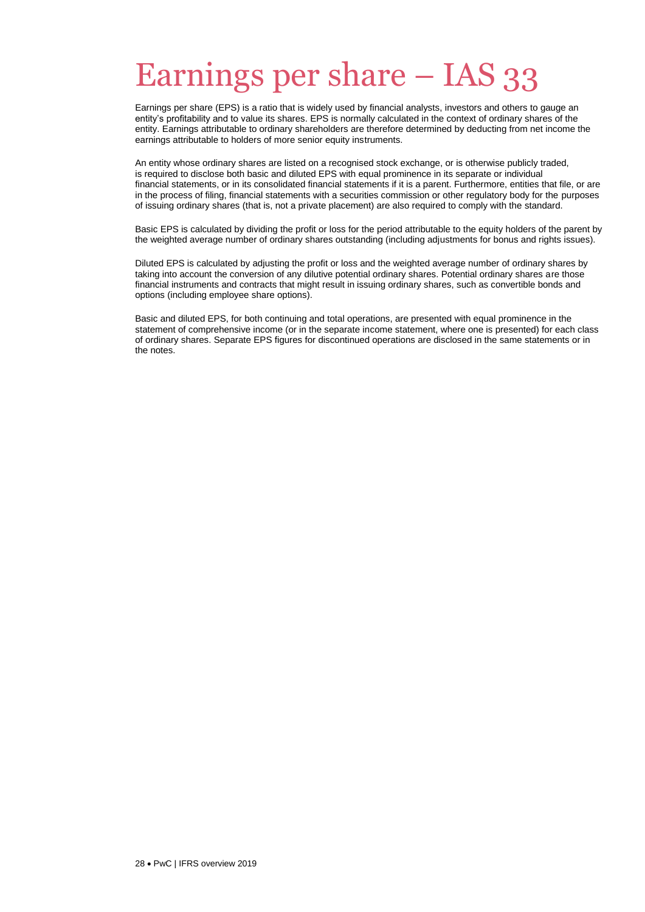# Earnings per share – IAS 33

Earnings per share (EPS) is a ratio that is widely used by financial analysts, investors and others to gauge an entity's profitability and to value its shares. EPS is normally calculated in the context of ordinary shares of the entity. Earnings attributable to ordinary shareholders are therefore determined by deducting from net income the earnings attributable to holders of more senior equity instruments.

An entity whose ordinary shares are listed on a recognised stock exchange, or is otherwise publicly traded, is required to disclose both basic and diluted EPS with equal prominence in its separate or individual financial statements, or in its consolidated financial statements if it is a parent. Furthermore, entities that file, or are in the process of filing, financial statements with a securities commission or other regulatory body for the purposes of issuing ordinary shares (that is, not a private placement) are also required to comply with the standard.

Basic EPS is calculated by dividing the profit or loss for the period attributable to the equity holders of the parent by the weighted average number of ordinary shares outstanding (including adjustments for bonus and rights issues).

Diluted EPS is calculated by adjusting the profit or loss and the weighted average number of ordinary shares by taking into account the conversion of any dilutive potential ordinary shares. Potential ordinary shares are those financial instruments and contracts that might result in issuing ordinary shares, such as convertible bonds and options (including employee share options).

Basic and diluted EPS, for both continuing and total operations, are presented with equal prominence in the statement of comprehensive income (or in the separate income statement, where one is presented) for each class of ordinary shares. Separate EPS figures for discontinued operations are disclosed in the same statements or in the notes.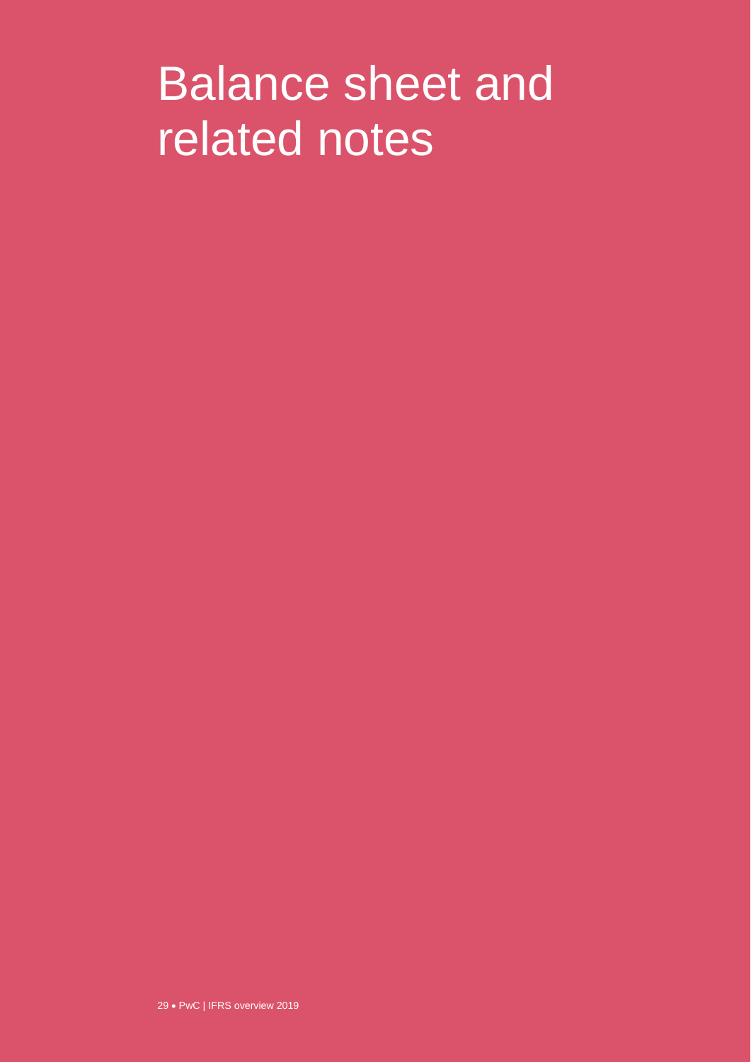# Balance sheet and related notes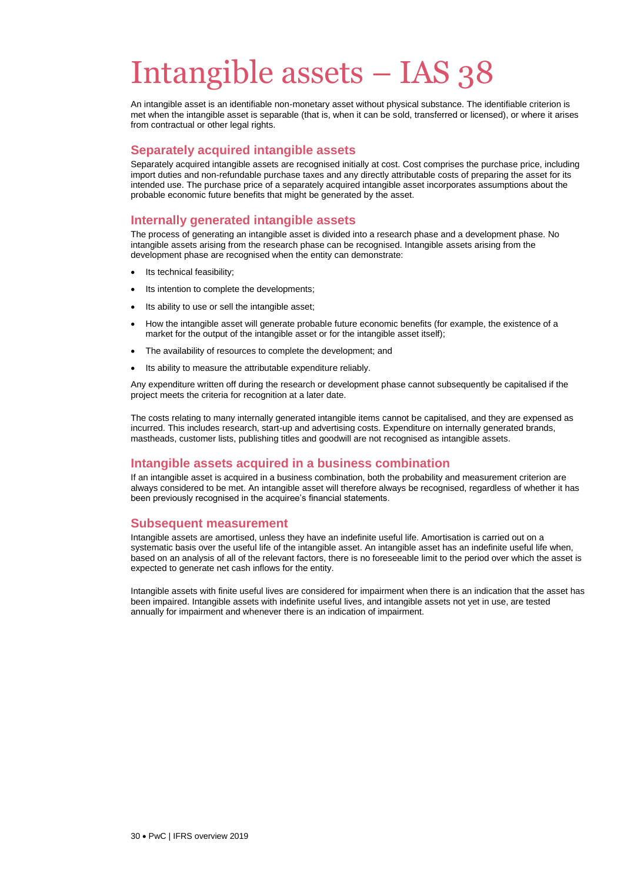# Intangible assets – IAS 38

An intangible asset is an identifiable non-monetary asset without physical substance. The identifiable criterion is met when the intangible asset is separable (that is, when it can be sold, transferred or licensed), or where it arises from contractual or other legal rights.

## Separately acquired intangible assets

Separately acquired intangible assets are recognised initially at cost. Cost comprises the purchase price, including import duties and non-refundable purchase taxes and any directly attributable costs of preparing the asset for its intended use. The purchase price of a separately acquired intangible asset incorporates assumptions about the probable economic future benefits that might be generated by the asset.

## Internally generated intangible assets

The process of generating an intangible asset is divided into a research phase and a development phase. No intangible assets arising from the research phase can be recognised. Intangible assets arising from the development phase are recognised when the entity can demonstrate:

- Its technical feasibility;
- Its intention to complete the developments;
- Its ability to use or sell the intangible asset;
- How the intangible asset will generate probable future economic benefits (for example, the existence of a market for the output of the intangible asset or for the intangible asset itself);
- The availability of resources to complete the development; and
- Its ability to measure the attributable expenditure reliably.

Any expenditure written off during the research or development phase cannot subsequently be capitalised if the project meets the criteria for recognition at a later date.

The costs relating to many internally generated intangible items cannot be capitalised, and they are expensed as incurred. This includes research, start-up and advertising costs. Expenditure on internally generated brands, mastheads, customer lists, publishing titles and goodwill are not recognised as intangible assets.

## Intangible assets acquired in a business combination

If an intangible asset is acquired in a business combination, both the probability and measurement criterion are always considered to be met. An intangible asset will therefore always be recognised, regardless of whether it has been previously recognised in the acquiree's financial statements.

## Subsequent measurement

Intangible assets are amortised, unless they have an indefinite useful life. Amortisation is carried out on a systematic basis over the useful life of the intangible asset. An intangible asset has an indefinite useful life when, based on an analysis of all of the relevant factors, there is no foreseeable limit to the period over which the asset is expected to generate net cash inflows for the entity.

Intangible assets with finite useful lives are considered for impairment when there is an indication that the asset has been impaired. Intangible assets with indefinite useful lives, and intangible assets not yet in use, are tested annually for impairment and whenever there is an indication of impairment.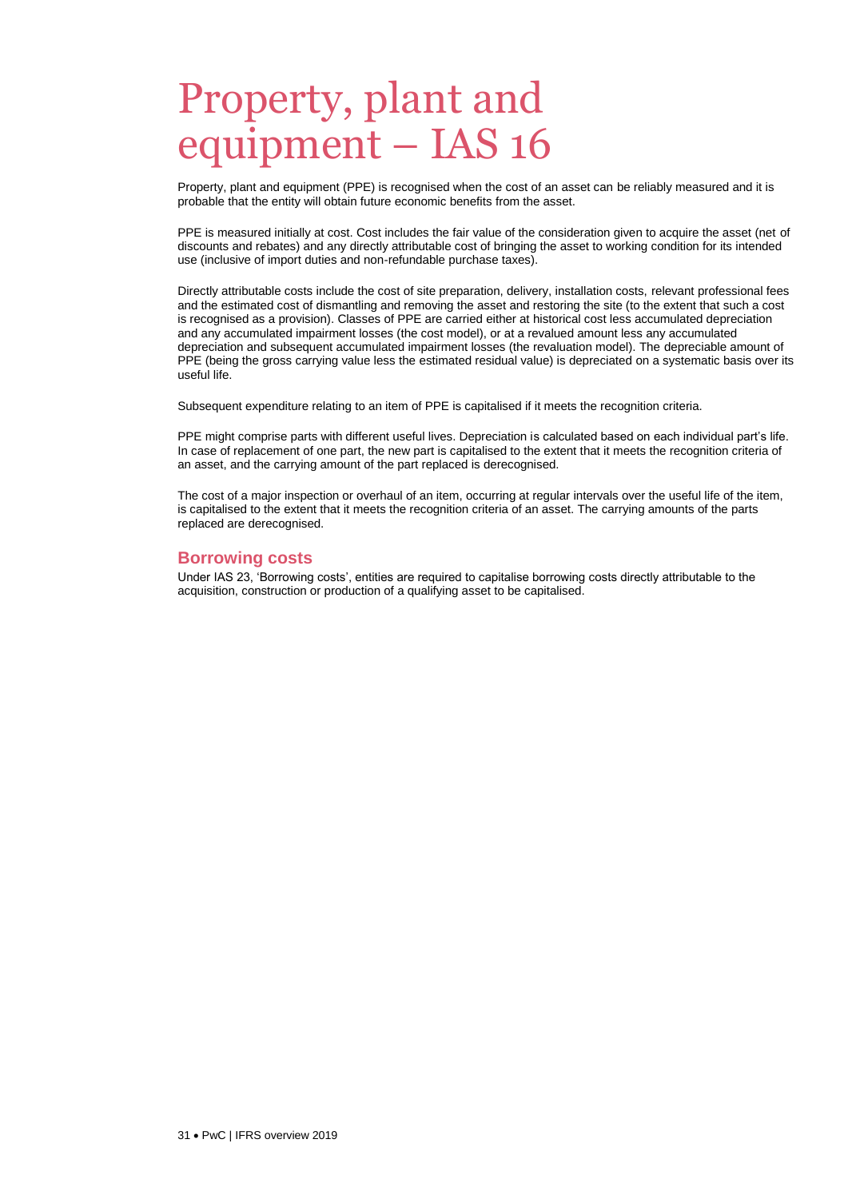# Property, plant and equipment – IAS 16

Property, plant and equipment (PPE) is recognised when the cost of an asset can be reliably measured and it is probable that the entity will obtain future economic benefits from the asset.

PPE is measured initially at cost. Cost includes the fair value of the consideration given to acquire the asset (net of discounts and rebates) and any directly attributable cost of bringing the asset to working condition for its intended use (inclusive of import duties and non-refundable purchase taxes).

Directly attributable costs include the cost of site preparation, delivery, installation costs, relevant professional fees and the estimated cost of dismantling and removing the asset and restoring the site (to the extent that such a cost is recognised as a provision). Classes of PPE are carried either at historical cost less accumulated depreciation and any accumulated impairment losses (the cost model), or at a revalued amount less any accumulated depreciation and subsequent accumulated impairment losses (the revaluation model). The depreciable amount of PPE (being the gross carrying value less the estimated residual value) is depreciated on a systematic basis over its useful life.

Subsequent expenditure relating to an item of PPE is capitalised if it meets the recognition criteria.

PPE might comprise parts with different useful lives. Depreciation is calculated based on each individual part's life. In case of replacement of one part, the new part is capitalised to the extent that it meets the recognition criteria of an asset, and the carrying amount of the part replaced is derecognised.

The cost of a major inspection or overhaul of an item, occurring at regular intervals over the useful life of the item, is capitalised to the extent that it meets the recognition criteria of an asset. The carrying amounts of the parts replaced are derecognised.

## Borrowing costs

Under IAS 23, 'Borrowing costs', entities are required to capitalise borrowing costs directly attributable to the acquisition, construction or production of a qualifying asset to be capitalised.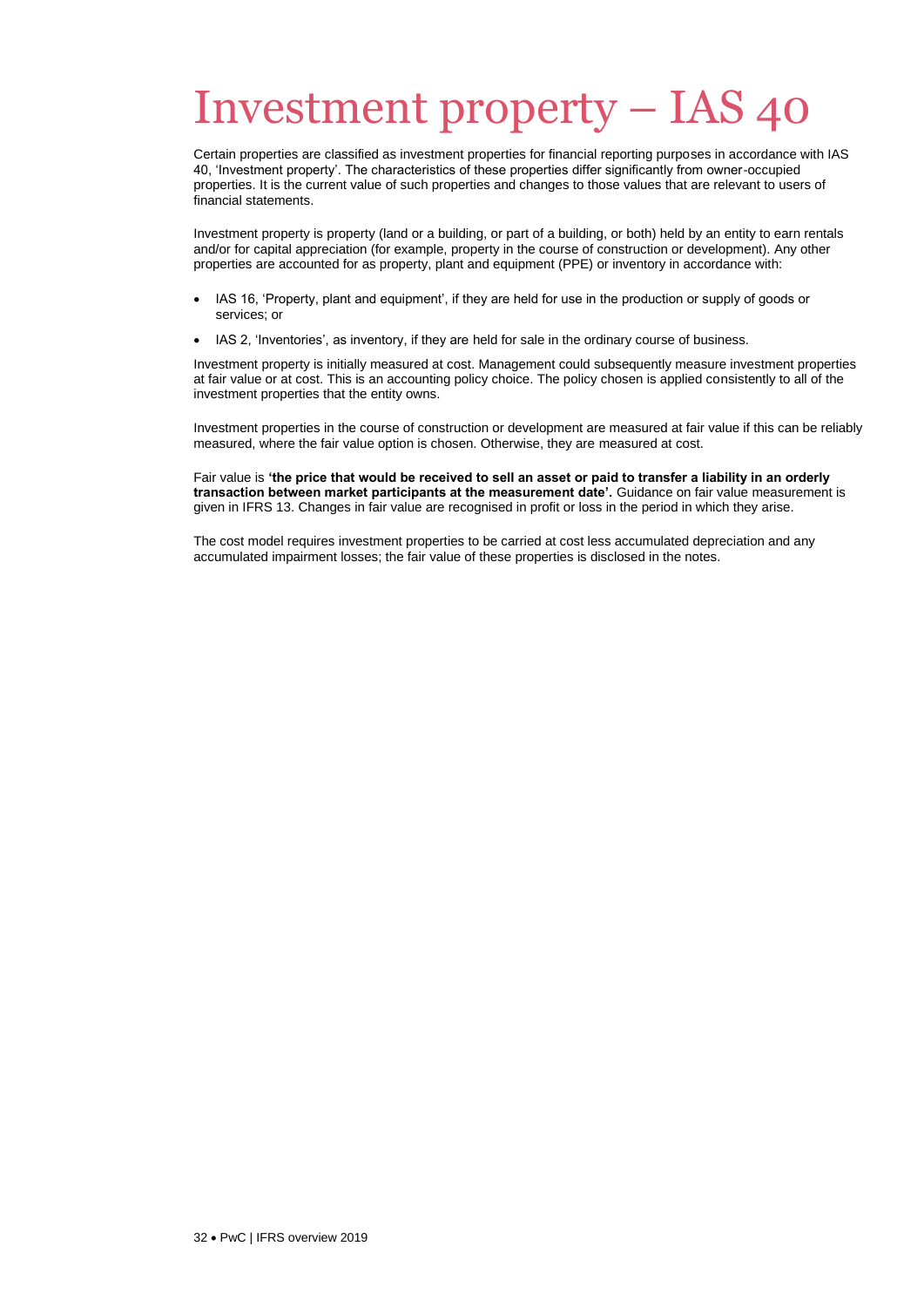# Investment property – IAS 40

Certain properties are classified as investment properties for financial reporting purposes in accordance with IAS 40, 'Investment property'. The characteristics of these properties differ significantly from owner-occupied properties. It is the current value of such properties and changes to those values that are relevant to users of financial statements.

Investment property is property (land or a building, or part of a building, or both) held by an entity to earn rentals and/or for capital appreciation (for example, property in the course of construction or development). Any other properties are accounted for as property, plant and equipment (PPE) or inventory in accordance with:

- IAS 16, 'Property, plant and equipment', if they are held for use in the production or supply of goods or services; or
- IAS 2, 'Inventories', as inventory, if they are held for sale in the ordinary course of business.

Investment property is initially measured at cost. Management could subsequently measure investment properties at fair value or at cost. This is an accounting policy choice. The policy chosen is applied consistently to all of the investment properties that the entity owns.

Investment properties in the course of construction or development are measured at fair value if this can be reliably measured, where the fair value option is chosen. Otherwise, they are measured at cost.

Fair value is **'the price that would be received to sell an asset or paid to transfer a liability in an orderly transaction between market participants at the measurement date'.** Guidance on fair value measurement is given in IFRS 13. Changes in fair value are recognised in profit or loss in the period in which they arise.

The cost model requires investment properties to be carried at cost less accumulated depreciation and any accumulated impairment losses; the fair value of these properties is disclosed in the notes.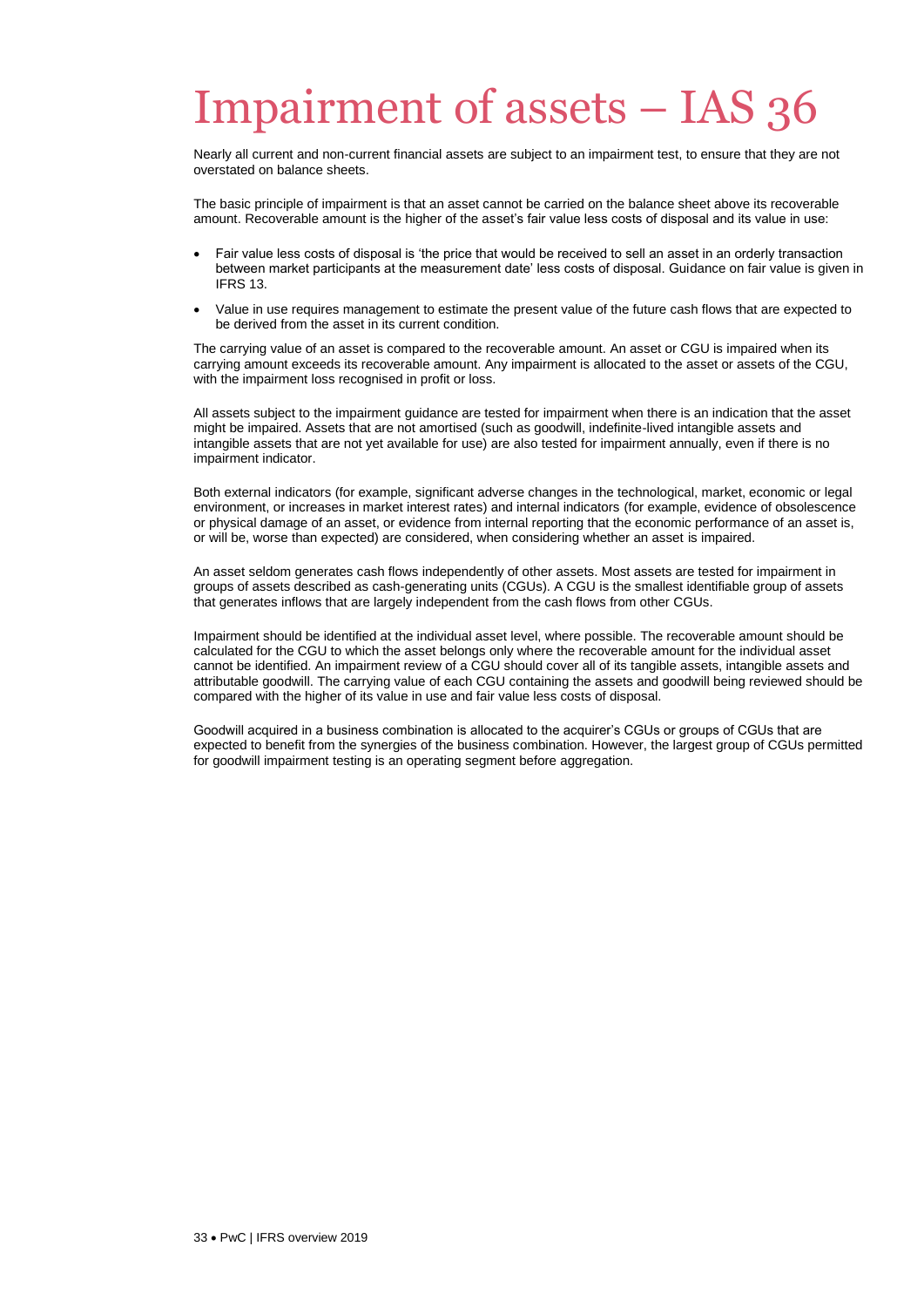# Impairment of assets – IAS 36

Nearly all current and non-current financial assets are subject to an impairment test, to ensure that they are not overstated on balance sheets.

The basic principle of impairment is that an asset cannot be carried on the balance sheet above its recoverable amount. Recoverable amount is the higher of the asset's fair value less costs of disposal and its value in use:

- Fair value less costs of disposal is 'the price that would be received to sell an asset in an orderly transaction between market participants at the measurement date' less costs of disposal. Guidance on fair value is given in IFRS 13.
- Value in use requires management to estimate the present value of the future cash flows that are expected to be derived from the asset in its current condition.

The carrying value of an asset is compared to the recoverable amount. An asset or CGU is impaired when its carrying amount exceeds its recoverable amount. Any impairment is allocated to the asset or assets of the CGU, with the impairment loss recognised in profit or loss.

All assets subject to the impairment guidance are tested for impairment when there is an indication that the asset might be impaired. Assets that are not amortised (such as goodwill, indefinite-lived intangible assets and intangible assets that are not yet available for use) are also tested for impairment annually, even if there is no impairment indicator.

Both external indicators (for example, significant adverse changes in the technological, market, economic or legal environment, or increases in market interest rates) and internal indicators (for example, evidence of obsolescence or physical damage of an asset, or evidence from internal reporting that the economic performance of an asset is, or will be, worse than expected) are considered, when considering whether an asset is impaired.

An asset seldom generates cash flows independently of other assets. Most assets are tested for impairment in groups of assets described as cash-generating units (CGUs). A CGU is the smallest identifiable group of assets that generates inflows that are largely independent from the cash flows from other CGUs.

Impairment should be identified at the individual asset level, where possible. The recoverable amount should be calculated for the CGU to which the asset belongs only where the recoverable amount for the individual asset cannot be identified. An impairment review of a CGU should cover all of its tangible assets, intangible assets and attributable goodwill. The carrying value of each CGU containing the assets and goodwill being reviewed should be compared with the higher of its value in use and fair value less costs of disposal.

Goodwill acquired in a business combination is allocated to the acquirer's CGUs or groups of CGUs that are expected to benefit from the synergies of the business combination. However, the largest group of CGUs permitted for goodwill impairment testing is an operating segment before aggregation.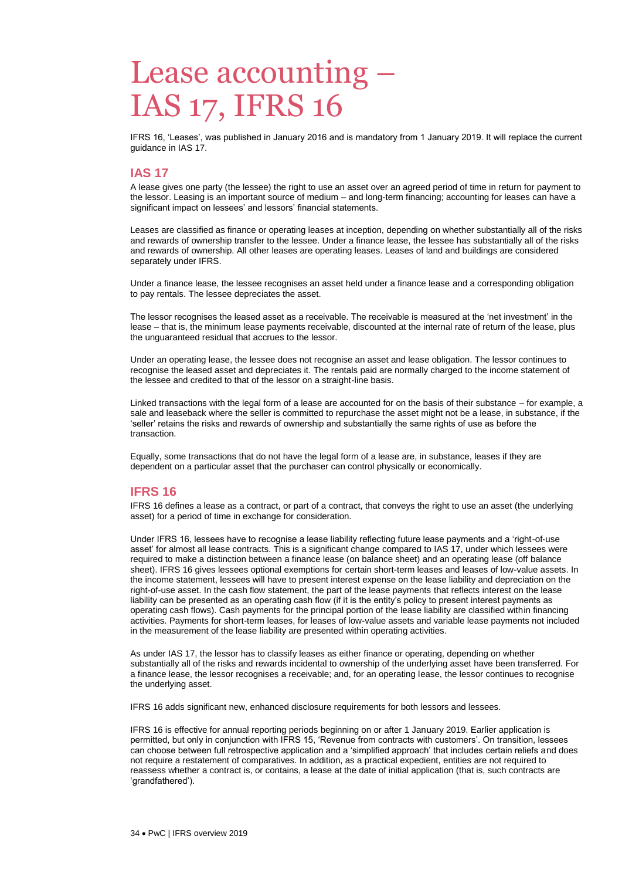# Lease accounting – IAS 17, IFRS 16

IFRS 16, 'Leases', was published in January 2016 and is mandatory from 1 January 2019. It will replace the current guidance in IAS 17.

## IAS 17

A lease gives one party (the lessee) the right to use an asset over an agreed period of time in return for payment to the lessor. Leasing is an important source of medium – and long-term financing; accounting for leases can have a significant impact on lessees' and lessors' financial statements.

Leases are classified as finance or operating leases at inception, depending on whether substantially all of the risks and rewards of ownership transfer to the lessee. Under a finance lease, the lessee has substantially all of the risks and rewards of ownership. All other leases are operating leases. Leases of land and buildings are considered separately under IFRS.

Under a finance lease, the lessee recognises an asset held under a finance lease and a corresponding obligation to pay rentals. The lessee depreciates the asset.

The lessor recognises the leased asset as a receivable. The receivable is measured at the 'net investment' in the lease – that is, the minimum lease payments receivable, discounted at the internal rate of return of the lease, plus the unguaranteed residual that accrues to the lessor.

Under an operating lease, the lessee does not recognise an asset and lease obligation. The lessor continues to recognise the leased asset and depreciates it. The rentals paid are normally charged to the income statement of the lessee and credited to that of the lessor on a straight-line basis.

Linked transactions with the legal form of a lease are accounted for on the basis of their substance – for example, a sale and leaseback where the seller is committed to repurchase the asset might not be a lease, in substance, if the 'seller' retains the risks and rewards of ownership and substantially the same rights of use as before the transaction.

Equally, some transactions that do not have the legal form of a lease are, in substance, leases if they are dependent on a particular asset that the purchaser can control physically or economically.

## IFRS 16

IFRS 16 defines a lease as a contract, or part of a contract, that conveys the right to use an asset (the underlying asset) for a period of time in exchange for consideration.

Under IFRS 16, lessees have to recognise a lease liability reflecting future lease payments and a 'right-of-use asset' for almost all lease contracts. This is a significant change compared to IAS 17, under which lessees were required to make a distinction between a finance lease (on balance sheet) and an operating lease (off balance sheet). IFRS 16 gives lessees optional exemptions for certain short-term leases and leases of low-value assets. In the income statement, lessees will have to present interest expense on the lease liability and depreciation on the right-of-use asset. In the cash flow statement, the part of the lease payments that reflects interest on the lease liability can be presented as an operating cash flow (if it is the entity's policy to present interest payments as operating cash flows). Cash payments for the principal portion of the lease liability are classified within financing activities. Payments for short-term leases, for leases of low-value assets and variable lease payments not included in the measurement of the lease liability are presented within operating activities.

As under IAS 17, the lessor has to classify leases as either finance or operating, depending on whether substantially all of the risks and rewards incidental to ownership of the underlying asset have been transferred. For a finance lease, the lessor recognises a receivable; and, for an operating lease, the lessor continues to recognise the underlying asset.

IFRS 16 adds significant new, enhanced disclosure requirements for both lessors and lessees.

IFRS 16 is effective for annual reporting periods beginning on or after 1 January 2019. Earlier application is permitted, but only in conjunction with IFRS 15, 'Revenue from contracts with customers'. On transition, lessees can choose between full retrospective application and a 'simplified approach' that includes certain reliefs and does not require a restatement of comparatives. In addition, as a practical expedient, entities are not required to reassess whether a contract is, or contains, a lease at the date of initial application (that is, such contracts are 'grandfathered').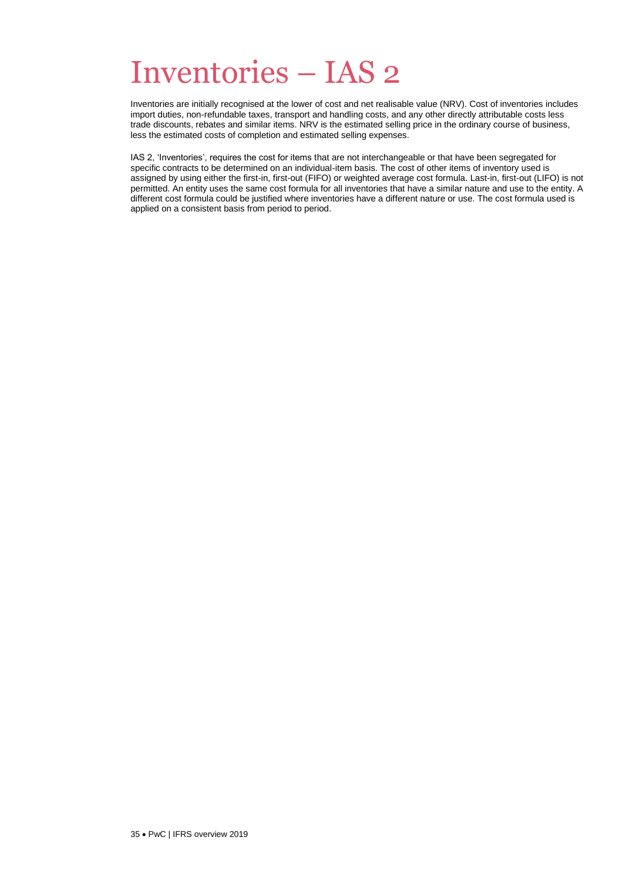# Inventories – IAS 2

Inventories are initially recognised at the lower of cost and net realisable value (NRV). Cost of inventories includes import duties, non-refundable taxes, transport and handling costs, and any other directly attributable costs less trade discounts, rebates and similar items. NRV is the estimated selling price in the ordinary course of business, less the estimated costs of completion and estimated selling expenses.

IAS 2, 'Inventories', requires the cost for items that are not interchangeable or that have been segregated for specific contracts to be determined on an individual-item basis. The cost of other items of inventory used is assigned by using either the first-in, first-out (FIFO) or weighted average cost formula. Last-in, first-out (LIFO) is not permitted. An entity uses the same cost formula for all inventories that have a similar nature and use to the entity. A different cost formula could be justified where inventories have a different nature or use. The cost formula used is applied on a consistent basis from period to period.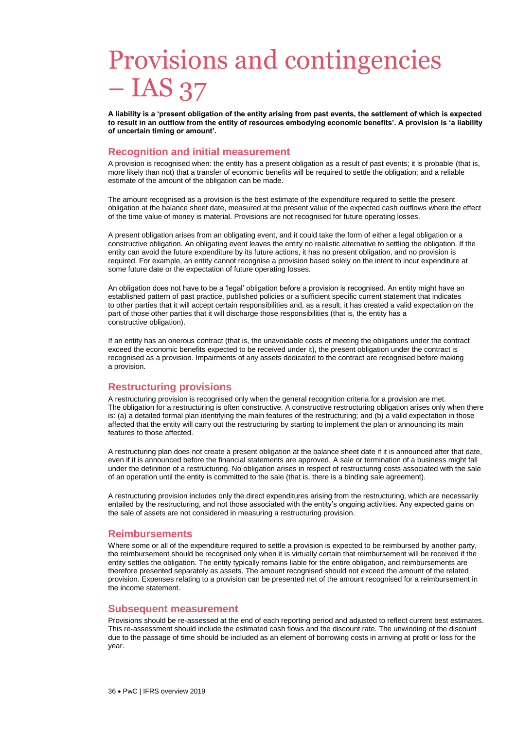# Provisions and contingencies – IAS 37

**A liability is a 'present obligation of the entity arising from past events, the settlement of which is expected to result in an outflow from the entity of resources embodying economic benefits'. A provision is 'a liability of uncertain timing or amount'.**

## Recognition and initial measurement

A provision is recognised when: the entity has a present obligation as a result of past events; it is probable (that is, more likely than not) that a transfer of economic benefits will be required to settle the obligation; and a reliable estimate of the amount of the obligation can be made.

The amount recognised as a provision is the best estimate of the expenditure required to settle the present obligation at the balance sheet date, measured at the present value of the expected cash outflows where the effect of the time value of money is material. Provisions are not recognised for future operating losses.

A present obligation arises from an obligating event, and it could take the form of either a legal obligation or a constructive obligation. An obligating event leaves the entity no realistic alternative to settling the obligation. If the entity can avoid the future expenditure by its future actions, it has no present obligation, and no provision is required. For example, an entity cannot recognise a provision based solely on the intent to incur expenditure at some future date or the expectation of future operating losses.

An obligation does not have to be a 'legal' obligation before a provision is recognised. An entity might have an established pattern of past practice, published policies or a sufficient specific current statement that indicates to other parties that it will accept certain responsibilities and, as a result, it has created a valid expectation on the part of those other parties that it will discharge those responsibilities (that is, the entity has a constructive obligation).

If an entity has an onerous contract (that is, the unavoidable costs of meeting the obligations under the contract exceed the economic benefits expected to be received under it), the present obligation under the contract is recognised as a provision. Impairments of any assets dedicated to the contract are recognised before making a provision.

## Restructuring provisions

A restructuring provision is recognised only when the general recognition criteria for a provision are met. The obligation for a restructuring is often constructive. A constructive restructuring obligation arises only when there is: (a) a detailed formal plan identifying the main features of the restructuring; and (b) a valid expectation in those affected that the entity will carry out the restructuring by starting to implement the plan or announcing its main features to those affected.

A restructuring plan does not create a present obligation at the balance sheet date if it is announced after that date, even if it is announced before the financial statements are approved. A sale or termination of a business might fall under the definition of a restructuring. No obligation arises in respect of restructuring costs associated with the sale of an operation until the entity is committed to the sale (that is, there is a binding sale agreement).

A restructuring provision includes only the direct expenditures arising from the restructuring, which are necessarily entailed by the restructuring, and not those associated with the entity's ongoing activities. Any expected gains on the sale of assets are not considered in measuring a restructuring provision.

## Reimbursements

Where some or all of the expenditure required to settle a provision is expected to be reimbursed by another party, the reimbursement should be recognised only when it is virtually certain that reimbursement will be received if the entity settles the obligation. The entity typically remains liable for the entire obligation, and reimbursements are therefore presented separately as assets. The amount recognised should not exceed the amount of the related provision. Expenses relating to a provision can be presented net of the amount recognised for a reimbursement in the income statement.

## Subsequent measurement

Provisions should be re-assessed at the end of each reporting period and adjusted to reflect current best estimates. This re-assessment should include the estimated cash flows and the discount rate. The unwinding of the discount due to the passage of time should be included as an element of borrowing costs in arriving at profit or loss for the year.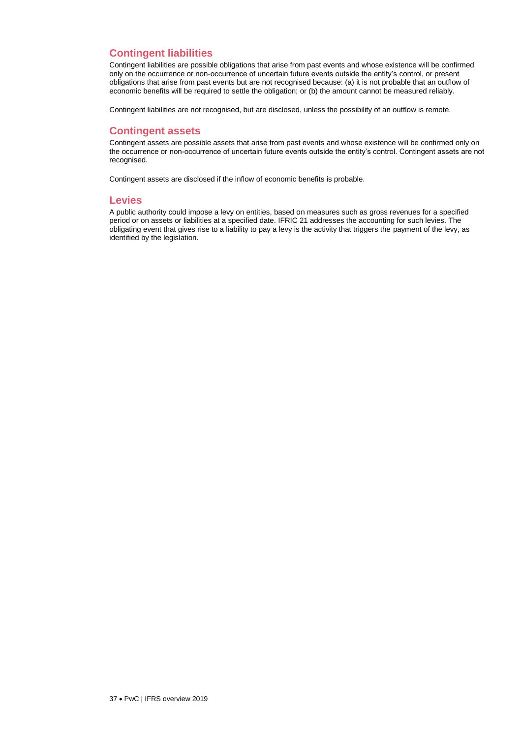## Contingent liabilities

Contingent liabilities are possible obligations that arise from past events and whose existence will be confirmed only on the occurrence or non-occurrence of uncertain future events outside the entity's control, or present obligations that arise from past events but are not recognised because: (a) it is not probable that an outflow of economic benefits will be required to settle the obligation; or (b) the amount cannot be measured reliably.

Contingent liabilities are not recognised, but are disclosed, unless the possibility of an outflow is remote.

## Contingent assets

Contingent assets are possible assets that arise from past events and whose existence will be confirmed only on the occurrence or non-occurrence of uncertain future events outside the entity's control. Contingent assets are not recognised.

Contingent assets are disclosed if the inflow of economic benefits is probable.

## Levies

A public authority could impose a levy on entities, based on measures such as gross revenues for a specified period or on assets or liabilities at a specified date. IFRIC 21 addresses the accounting for such levies. The obligating event that gives rise to a liability to pay a levy is the activity that triggers the payment of the levy, as identified by the legislation.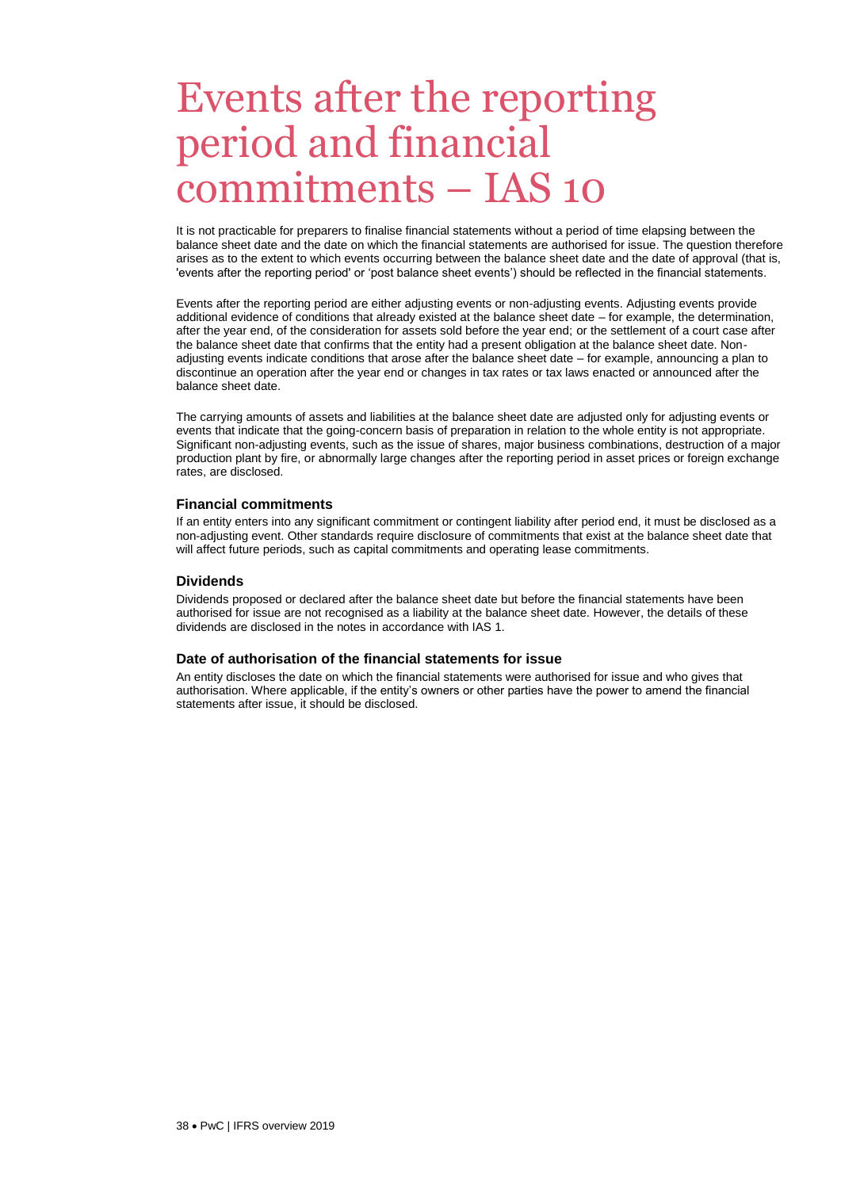# Events after the reporting period and financial commitments – IAS 10

It is not practicable for preparers to finalise financial statements without a period of time elapsing between the balance sheet date and the date on which the financial statements are authorised for issue. The question therefore arises as to the extent to which events occurring between the balance sheet date and the date of approval (that is, 'events after the reporting period' or 'post balance sheet events') should be reflected in the financial statements.

Events after the reporting period are either adjusting events or non-adjusting events. Adjusting events provide additional evidence of conditions that already existed at the balance sheet date – for example, the determination, after the year end, of the consideration for assets sold before the year end; or the settlement of a court case after the balance sheet date that confirms that the entity had a present obligation at the balance sheet date. Non-adjusting events indicate conditions that arose after the balance sheet date – for example, announcing a plan to discontinue an operation after the year end or changes in tax rates or tax laws enacted or announced after the balance sheet date.

The carrying amounts of assets and liabilities at the balance sheet date are adjusted only for adjusting events or events that indicate that the going-concern basis of preparation in relation to the whole entity is not appropriate. Significant non-adjusting events, such as the issue of shares, major business combinations, destruction of a major production plant by fire, or abnormally large changes after the reporting period in asset prices or foreign exchange rates, are disclosed.

### Financial commitments

If an entity enters into any significant commitment or contingent liability after period end, it must be disclosed as a non-adjusting event. Other standards require disclosure of commitments that exist at the balance sheet date that will affect future periods, such as capital commitments and operating lease commitments.

### Dividends

Dividends proposed or declared after the balance sheet date but before the financial statements have been authorised for issue are not recognised as a liability at the balance sheet date. However, the details of these dividends are disclosed in the notes in accordance with IAS 1.

### Date of authorisation of the financial statements for issue

An entity discloses the date on which the financial statements were authorised for issue and who gives that authorisation. Where applicable, if the entity's owners or other parties have the power to amend the financial statements after issue, it should be disclosed.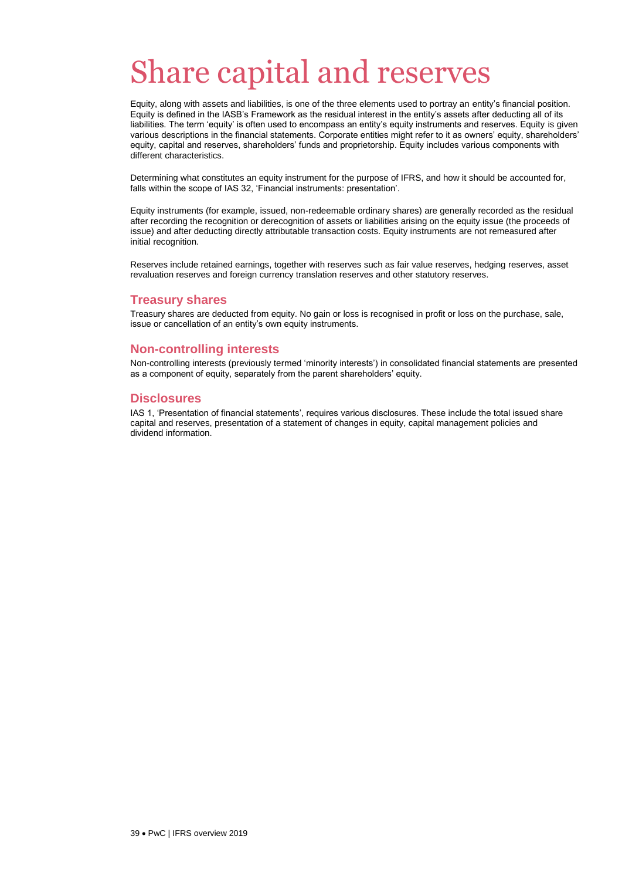# Share capital and reserves

Equity, along with assets and liabilities, is one of the three elements used to portray an entity's financial position. Equity is defined in the IASB's Framework as the residual interest in the entity's assets after deducting all of its liabilities. The term 'equity' is often used to encompass an entity's equity instruments and reserves. Equity is given various descriptions in the financial statements. Corporate entities might refer to it as owners' equity, shareholders' equity, capital and reserves, shareholders' funds and proprietorship. Equity includes various components with different characteristics.

Determining what constitutes an equity instrument for the purpose of IFRS, and how it should be accounted for, falls within the scope of IAS 32, 'Financial instruments: presentation'.

Equity instruments (for example, issued, non-redeemable ordinary shares) are generally recorded as the residual after recording the recognition or derecognition of assets or liabilities arising on the equity issue (the proceeds of issue) and after deducting directly attributable transaction costs. Equity instruments are not remeasured after initial recognition.

Reserves include retained earnings, together with reserves such as fair value reserves, hedging reserves, asset revaluation reserves and foreign currency translation reserves and other statutory reserves.

## Treasury shares

Treasury shares are deducted from equity. No gain or loss is recognised in profit or loss on the purchase, sale, issue or cancellation of an entity's own equity instruments.

## Non-controlling interests

Non-controlling interests (previously termed 'minority interests') in consolidated financial statements are presented as a component of equity, separately from the parent shareholders' equity.

## Disclosures

IAS 1, 'Presentation of financial statements', requires various disclosures. These include the total issued share capital and reserves, presentation of a statement of changes in equity, capital management policies and dividend information.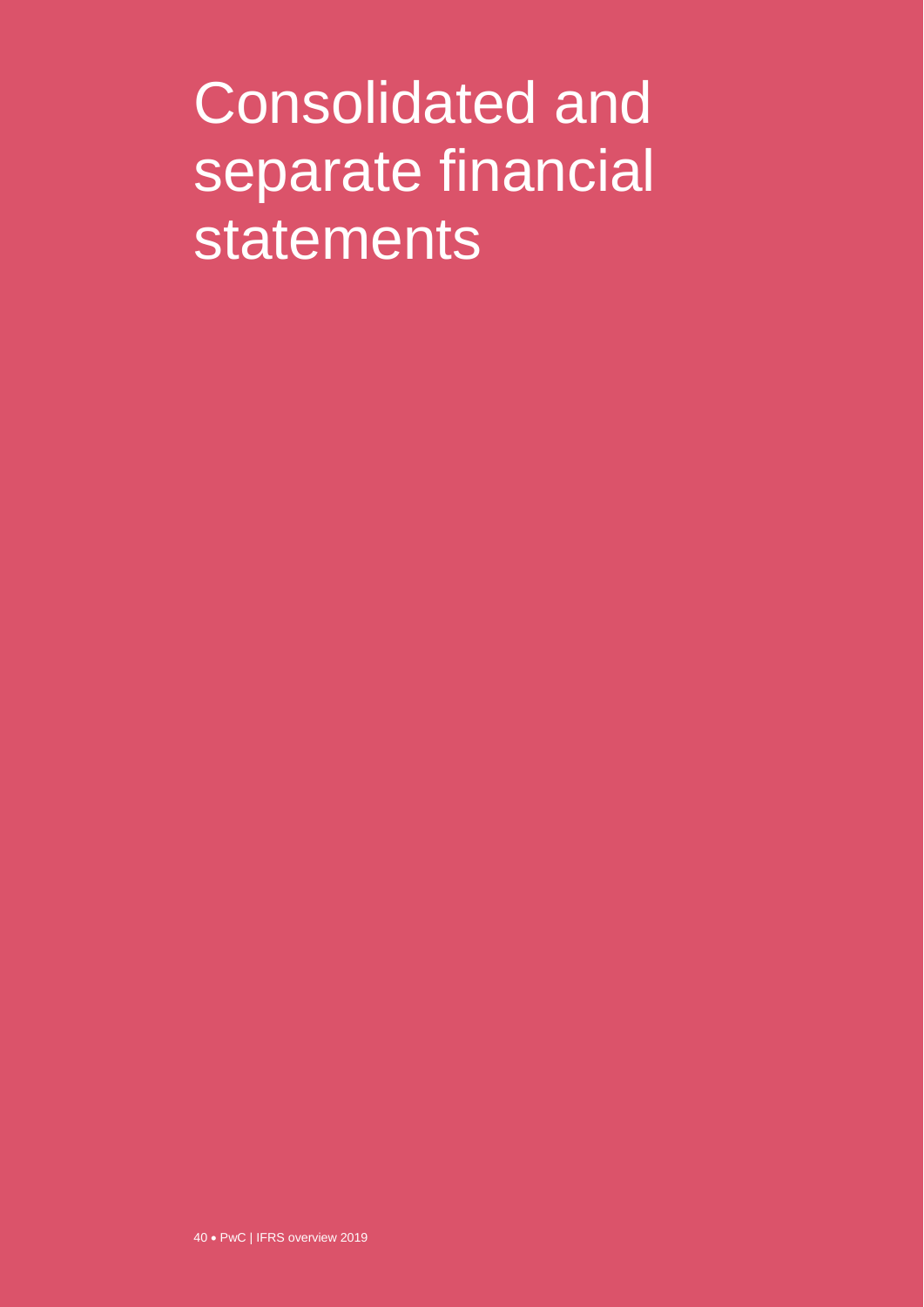# Consolidated and separate financial statements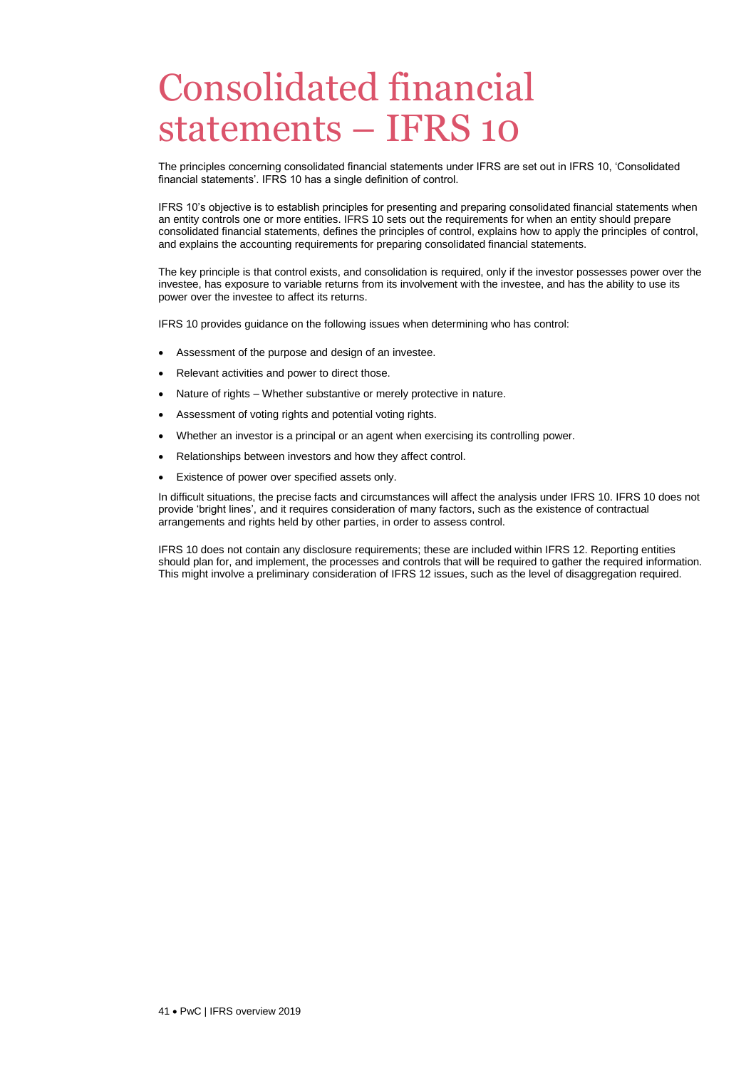# Consolidated financial statements – IFRS 10

The principles concerning consolidated financial statements under IFRS are set out in IFRS 10, 'Consolidated financial statements'. IFRS 10 has a single definition of control.

IFRS 10's objective is to establish principles for presenting and preparing consolidated financial statements when an entity controls one or more entities. IFRS 10 sets out the requirements for when an entity should prepare consolidated financial statements, defines the principles of control, explains how to apply the principles of control, and explains the accounting requirements for preparing consolidated financial statements.

The key principle is that control exists, and consolidation is required, only if the investor possesses power over the investee, has exposure to variable returns from its involvement with the investee, and has the ability to use its power over the investee to affect its returns.

IFRS 10 provides guidance on the following issues when determining who has control:

- Assessment of the purpose and design of an investee.
- Relevant activities and power to direct those.
- Nature of rights – Whether substantive or merely protective in nature.
- Assessment of voting rights and potential voting rights.
- Whether an investor is a principal or an agent when exercising its controlling power.
- Relationships between investors and how they affect control.
- Existence of power over specified assets only.

In difficult situations, the precise facts and circumstances will affect the analysis under IFRS 10. IFRS 10 does not provide 'bright lines', and it requires consideration of many factors, such as the existence of contractual arrangements and rights held by other parties, in order to assess control.

IFRS 10 does not contain any disclosure requirements; these are included within IFRS 12. Reporting entities should plan for, and implement, the processes and controls that will be required to gather the required information. This might involve a preliminary consideration of IFRS 12 issues, such as the level of disaggregation required.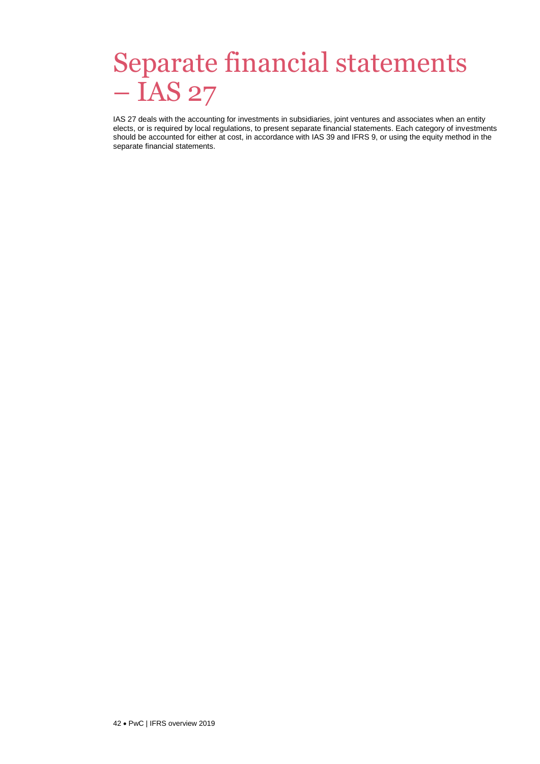# Separate financial statements – IAS 27

IAS 27 deals with the accounting for investments in subsidiaries, joint ventures and associates when an entity elects, or is required by local regulations, to present separate financial statements. Each category of investments should be accounted for either at cost, in accordance with IAS 39 and IFRS 9, or using the equity method in the separate financial statements.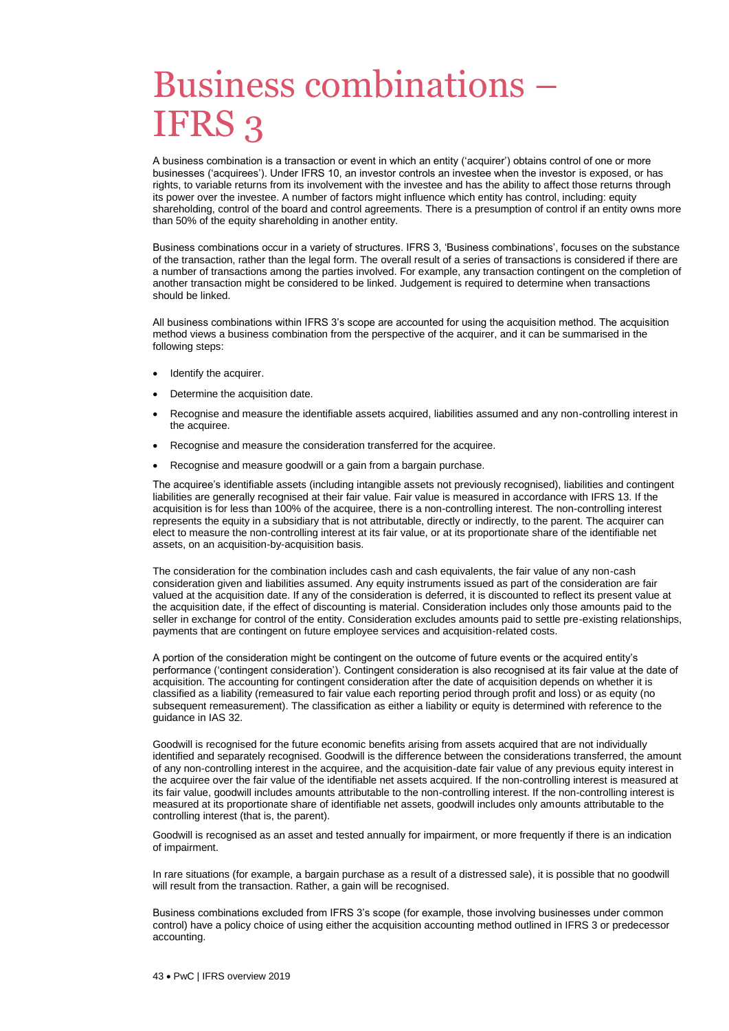# Business combinations – IFRS 3

A business combination is a transaction or event in which an entity ('acquirer') obtains control of one or more businesses ('acquirees'). Under IFRS 10, an investor controls an investee when the investor is exposed, or has rights, to variable returns from its involvement with the investee and has the ability to affect those returns through its power over the investee. A number of factors might influence which entity has control, including: equity shareholding, control of the board and control agreements. There is a presumption of control if an entity owns more than 50% of the equity shareholding in another entity.

Business combinations occur in a variety of structures. IFRS 3, 'Business combinations', focuses on the substance of the transaction, rather than the legal form. The overall result of a series of transactions is considered if there are a number of transactions among the parties involved. For example, any transaction contingent on the completion of another transaction might be considered to be linked. Judgement is required to determine when transactions should be linked.

All business combinations within IFRS 3's scope are accounted for using the acquisition method. The acquisition method views a business combination from the perspective of the acquirer, and it can be summarised in the following steps:

- Identify the acquirer.
- Determine the acquisition date.
- Recognise and measure the identifiable assets acquired, liabilities assumed and any non-controlling interest in the acquiree.
- Recognise and measure the consideration transferred for the acquiree.
- Recognise and measure goodwill or a gain from a bargain purchase.

The acquiree's identifiable assets (including intangible assets not previously recognised), liabilities and contingent liabilities are generally recognised at their fair value. Fair value is measured in accordance with IFRS 13. If the acquisition is for less than 100% of the acquiree, there is a non-controlling interest. The non-controlling interest represents the equity in a subsidiary that is not attributable, directly or indirectly, to the parent. The acquirer can elect to measure the non-controlling interest at its fair value, or at its proportionate share of the identifiable net assets, on an acquisition-by-acquisition basis.

The consideration for the combination includes cash and cash equivalents, the fair value of any non-cash consideration given and liabilities assumed. Any equity instruments issued as part of the consideration are fair valued at the acquisition date. If any of the consideration is deferred, it is discounted to reflect its present value at the acquisition date, if the effect of discounting is material. Consideration includes only those amounts paid to the seller in exchange for control of the entity. Consideration excludes amounts paid to settle pre-existing relationships, payments that are contingent on future employee services and acquisition-related costs.

A portion of the consideration might be contingent on the outcome of future events or the acquired entity's performance ('contingent consideration'). Contingent consideration is also recognised at its fair value at the date of acquisition. The accounting for contingent consideration after the date of acquisition depends on whether it is classified as a liability (remeasured to fair value each reporting period through profit and loss) or as equity (no subsequent remeasurement). The classification as either a liability or equity is determined with reference to the guidance in IAS 32.

Goodwill is recognised for the future economic benefits arising from assets acquired that are not individually identified and separately recognised. Goodwill is the difference between the considerations transferred, the amount of any non-controlling interest in the acquiree, and the acquisition-date fair value of any previous equity interest in the acquiree over the fair value of the identifiable net assets acquired. If the non-controlling interest is measured at its fair value, goodwill includes amounts attributable to the non-controlling interest. If the non-controlling interest is measured at its proportionate share of identifiable net assets, goodwill includes only amounts attributable to the controlling interest (that is, the parent).

Goodwill is recognised as an asset and tested annually for impairment, or more frequently if there is an indication of impairment.

In rare situations (for example, a bargain purchase as a result of a distressed sale), it is possible that no goodwill will result from the transaction. Rather, a gain will be recognised.

Business combinations excluded from IFRS 3's scope (for example, those involving businesses under common control) have a policy choice of using either the acquisition accounting method outlined in IFRS 3 or predecessor accounting.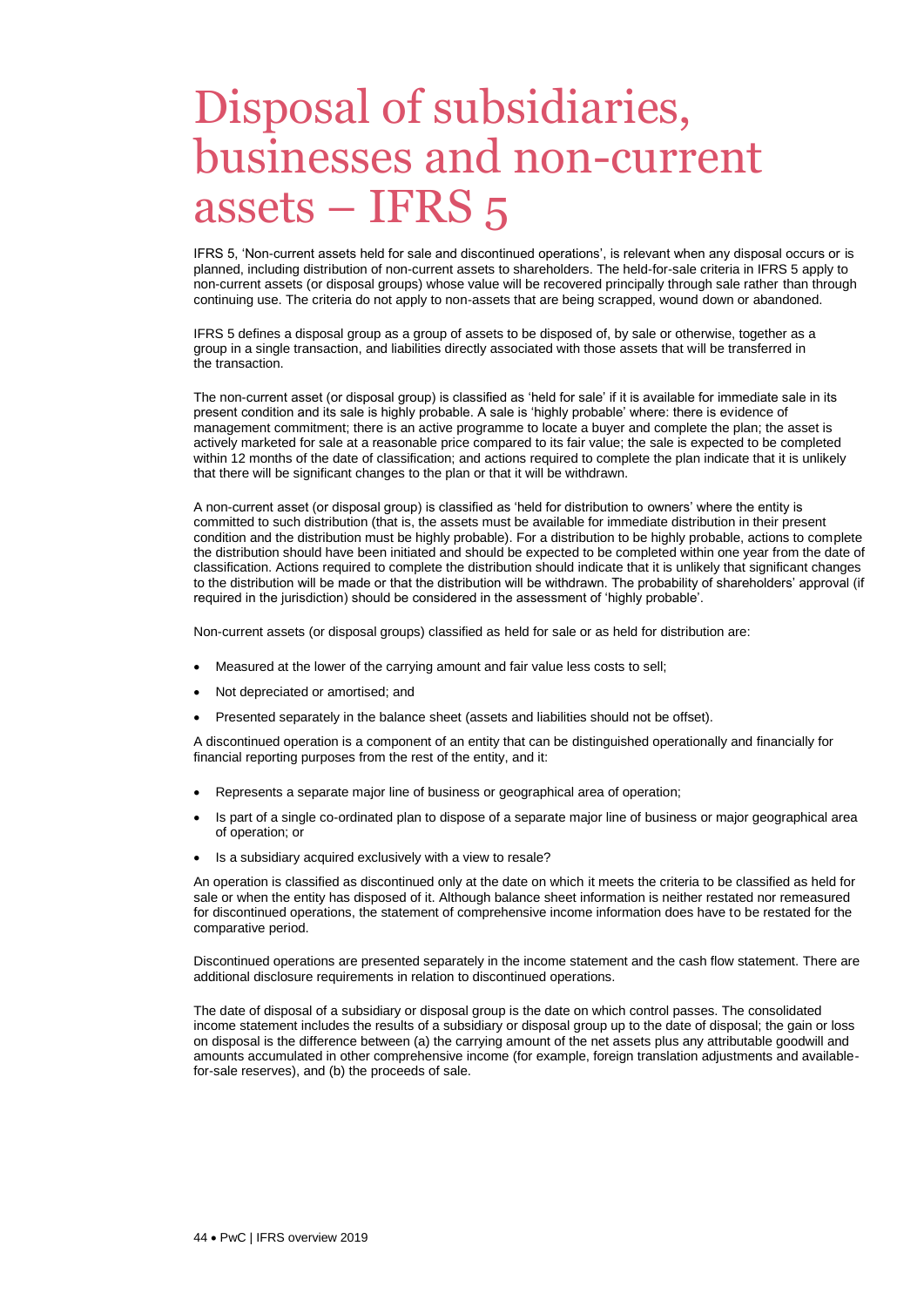# Disposal of subsidiaries, businesses and non-current assets – IFRS 5

IFRS 5, 'Non-current assets held for sale and discontinued operations', is relevant when any disposal occurs or is planned, including distribution of non-current assets to shareholders. The held-for-sale criteria in IFRS 5 apply to non-current assets (or disposal groups) whose value will be recovered principally through sale rather than through continuing use. The criteria do not apply to non-assets that are being scrapped, wound down or abandoned.

IFRS 5 defines a disposal group as a group of assets to be disposed of, by sale or otherwise, together as a group in a single transaction, and liabilities directly associated with those assets that will be transferred in the transaction.

The non-current asset (or disposal group) is classified as 'held for sale' if it is available for immediate sale in its present condition and its sale is highly probable. A sale is 'highly probable' where: there is evidence of management commitment; there is an active programme to locate a buyer and complete the plan; the asset is actively marketed for sale at a reasonable price compared to its fair value; the sale is expected to be completed within 12 months of the date of classification; and actions required to complete the plan indicate that it is unlikely that there will be significant changes to the plan or that it will be withdrawn.

A non-current asset (or disposal group) is classified as 'held for distribution to owners' where the entity is committed to such distribution (that is, the assets must be available for immediate distribution in their present condition and the distribution must be highly probable). For a distribution to be highly probable, actions to complete the distribution should have been initiated and should be expected to be completed within one year from the date of classification. Actions required to complete the distribution should indicate that it is unlikely that significant changes to the distribution will be made or that the distribution will be withdrawn. The probability of shareholders' approval (if required in the jurisdiction) should be considered in the assessment of 'highly probable'.

Non-current assets (or disposal groups) classified as held for sale or as held for distribution are:

- Measured at the lower of the carrying amount and fair value less costs to sell;
- Not depreciated or amortised; and
- Presented separately in the balance sheet (assets and liabilities should not be offset).

A discontinued operation is a component of an entity that can be distinguished operationally and financially for financial reporting purposes from the rest of the entity, and it:

- Represents a separate major line of business or geographical area of operation;
- Is part of a single co-ordinated plan to dispose of a separate major line of business or major geographical area of operation; or
- Is a subsidiary acquired exclusively with a view to resale?

An operation is classified as discontinued only at the date on which it meets the criteria to be classified as held for sale or when the entity has disposed of it. Although balance sheet information is neither restated nor remeasured for discontinued operations, the statement of comprehensive income information does have to be restated for the comparative period.

Discontinued operations are presented separately in the income statement and the cash flow statement. There are additional disclosure requirements in relation to discontinued operations.

The date of disposal of a subsidiary or disposal group is the date on which control passes. The consolidated income statement includes the results of a subsidiary or disposal group up to the date of disposal; the gain or loss on disposal is the difference between (a) the carrying amount of the net assets plus any attributable goodwill and amounts accumulated in other comprehensive income (for example, foreign translation adjustments and available-for-sale reserves), and (b) the proceeds of sale.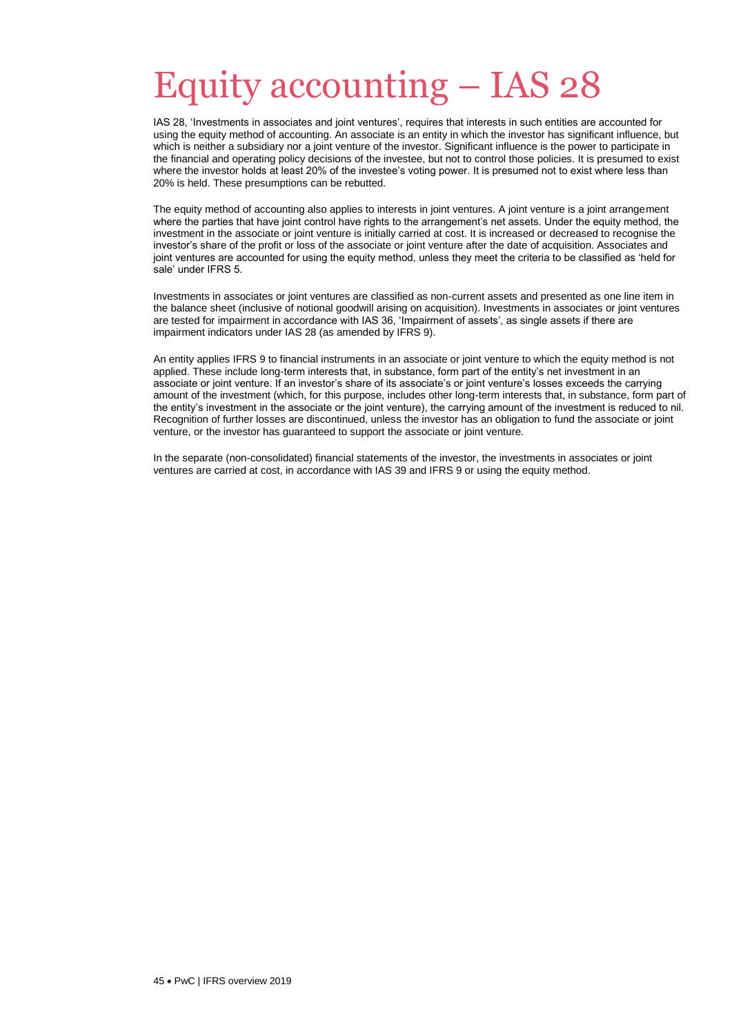# Equity accounting – IAS 28

IAS 28, 'Investments in associates and joint ventures', requires that interests in such entities are accounted for using the equity method of accounting. An associate is an entity in which the investor has significant influence, but which is neither a subsidiary nor a joint venture of the investor. Significant influence is the power to participate in the financial and operating policy decisions of the investee, but not to control those policies. It is presumed to exist where the investor holds at least 20% of the investee's voting power. It is presumed not to exist where less than 20% is held. These presumptions can be rebutted.

The equity method of accounting also applies to interests in joint ventures. A joint venture is a joint arrangement where the parties that have joint control have rights to the arrangement's net assets. Under the equity method, the investment in the associate or joint venture is initially carried at cost. It is increased or decreased to recognise the investor's share of the profit or loss of the associate or joint venture after the date of acquisition. Associates and joint ventures are accounted for using the equity method, unless they meet the criteria to be classified as 'held for sale' under IFRS 5.

Investments in associates or joint ventures are classified as non-current assets and presented as one line item in the balance sheet (inclusive of notional goodwill arising on acquisition). Investments in associates or joint ventures are tested for impairment in accordance with IAS 36, 'Impairment of assets', as single assets if there are impairment indicators under IAS 28 (as amended by IFRS 9).

An entity applies IFRS 9 to financial instruments in an associate or joint venture to which the equity method is not applied. These include long-term interests that, in substance, form part of the entity's net investment in an associate or joint venture. If an investor's share of its associate's or joint venture's losses exceeds the carrying amount of the investment (which, for this purpose, includes other long-term interests that, in substance, form part of the entity's investment in the associate or the joint venture), the carrying amount of the investment is reduced to nil. Recognition of further losses are discontinued, unless the investor has an obligation to fund the associate or joint venture, or the investor has guaranteed to support the associate or joint venture.

In the separate (non-consolidated) financial statements of the investor, the investments in associates or joint ventures are carried at cost, in accordance with IAS 39 and IFRS 9 or using the equity method.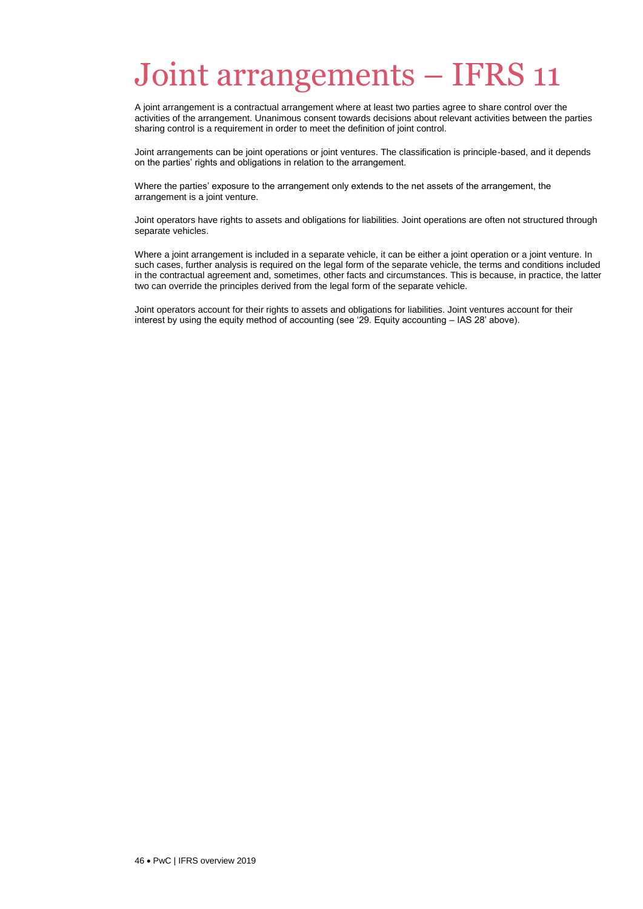# Joint arrangements – IFRS 11

A joint arrangement is a contractual arrangement where at least two parties agree to share control over the activities of the arrangement. Unanimous consent towards decisions about relevant activities between the parties sharing control is a requirement in order to meet the definition of joint control.

Joint arrangements can be joint operations or joint ventures. The classification is principle-based, and it depends on the parties' rights and obligations in relation to the arrangement.

Where the parties' exposure to the arrangement only extends to the net assets of the arrangement, the arrangement is a joint venture.

Joint operators have rights to assets and obligations for liabilities. Joint operations are often not structured through separate vehicles.

Where a joint arrangement is included in a separate vehicle, it can be either a joint operation or a joint venture. In such cases, further analysis is required on the legal form of the separate vehicle, the terms and conditions included in the contractual agreement and, sometimes, other facts and circumstances. This is because, in practice, the latter two can override the principles derived from the legal form of the separate vehicle.

Joint operators account for their rights to assets and obligations for liabilities. Joint ventures account for their interest by using the equity method of accounting (see '29. Equity accounting – IAS 28' above).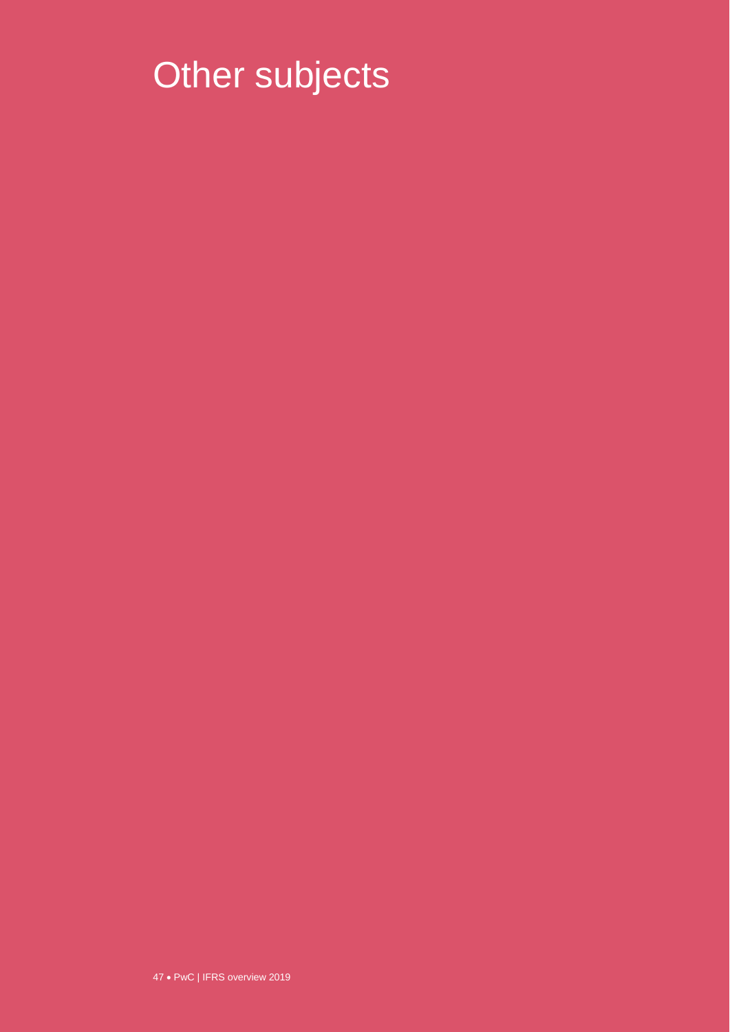# Other subjects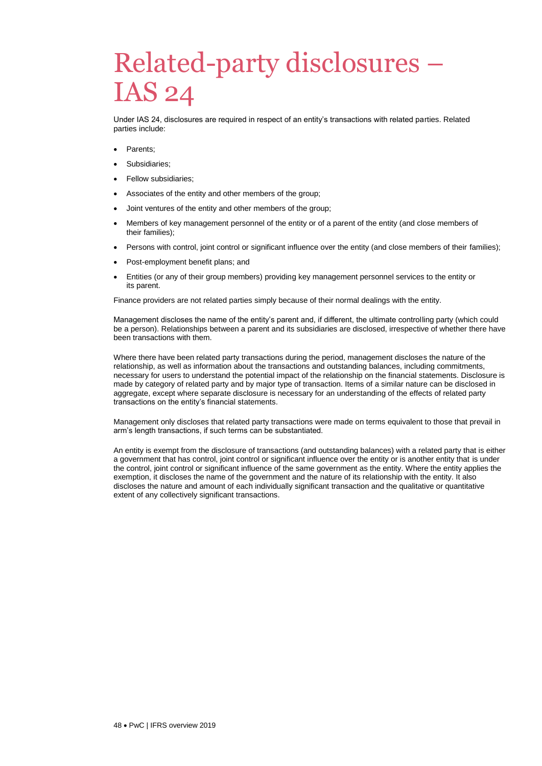# Related-party disclosures – IAS 24

Under IAS 24, disclosures are required in respect of an entity's transactions with related parties. Related parties include:

- Parents;
- Subsidiaries;
- Fellow subsidiaries;
- Associates of the entity and other members of the group;
- Joint ventures of the entity and other members of the group;
- Members of key management personnel of the entity or of a parent of the entity (and close members of their families);
- Persons with control, joint control or significant influence over the entity (and close members of their families);
- Post-employment benefit plans; and
- Entities (or any of their group members) providing key management personnel services to the entity or its parent.

Finance providers are not related parties simply because of their normal dealings with the entity.

Management discloses the name of the entity's parent and, if different, the ultimate controlling party (which could be a person). Relationships between a parent and its subsidiaries are disclosed, irrespective of whether there have been transactions with them.

Where there have been related party transactions during the period, management discloses the nature of the relationship, as well as information about the transactions and outstanding balances, including commitments, necessary for users to understand the potential impact of the relationship on the financial statements. Disclosure is made by category of related party and by major type of transaction. Items of a similar nature can be disclosed in aggregate, except where separate disclosure is necessary for an understanding of the effects of related party transactions on the entity's financial statements.

Management only discloses that related party transactions were made on terms equivalent to those that prevail in arm's length transactions, if such terms can be substantiated.

An entity is exempt from the disclosure of transactions (and outstanding balances) with a related party that is either a government that has control, joint control or significant influence over the entity or is another entity that is under the control, joint control or significant influence of the same government as the entity. Where the entity applies the exemption, it discloses the name of the government and the nature of its relationship with the entity. It also discloses the nature and amount of each individually significant transaction and the qualitative or quantitative extent of any collectively significant transactions.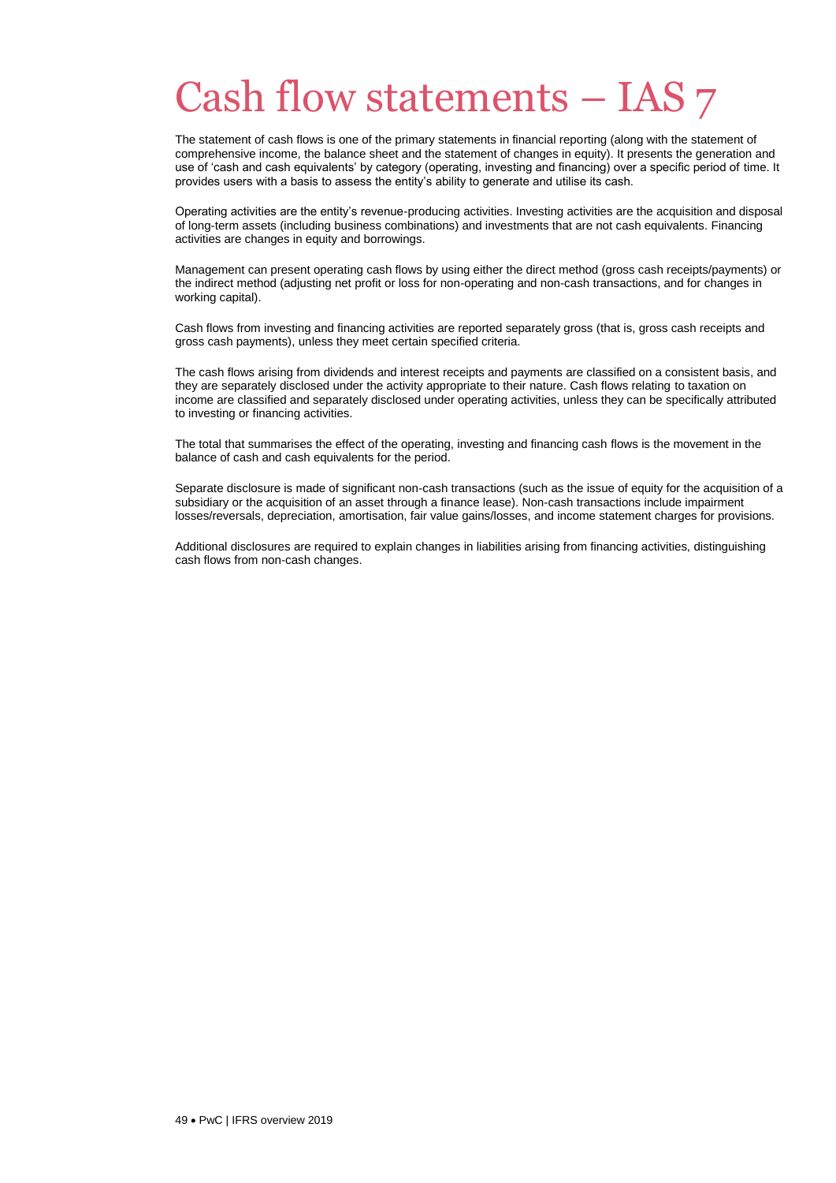# Cash flow statements – IAS 7

The statement of cash flows is one of the primary statements in financial reporting (along with the statement of comprehensive income, the balance sheet and the statement of changes in equity). It presents the generation and use of 'cash and cash equivalents' by category (operating, investing and financing) over a specific period of time. It provides users with a basis to assess the entity's ability to generate and utilise its cash.

Operating activities are the entity's revenue-producing activities. Investing activities are the acquisition and disposal of long-term assets (including business combinations) and investments that are not cash equivalents. Financing activities are changes in equity and borrowings.

Management can present operating cash flows by using either the direct method (gross cash receipts/payments) or the indirect method (adjusting net profit or loss for non-operating and non-cash transactions, and for changes in working capital).

Cash flows from investing and financing activities are reported separately gross (that is, gross cash receipts and gross cash payments), unless they meet certain specified criteria.

The cash flows arising from dividends and interest receipts and payments are classified on a consistent basis, and they are separately disclosed under the activity appropriate to their nature. Cash flows relating to taxation on income are classified and separately disclosed under operating activities, unless they can be specifically attributed to investing or financing activities.

The total that summarises the effect of the operating, investing and financing cash flows is the movement in the balance of cash and cash equivalents for the period.

Separate disclosure is made of significant non-cash transactions (such as the issue of equity for the acquisition of a subsidiary or the acquisition of an asset through a finance lease). Non-cash transactions include impairment losses/reversals, depreciation, amortisation, fair value gains/losses, and income statement charges for provisions.

Additional disclosures are required to explain changes in liabilities arising from financing activities, distinguishing cash flows from non-cash changes.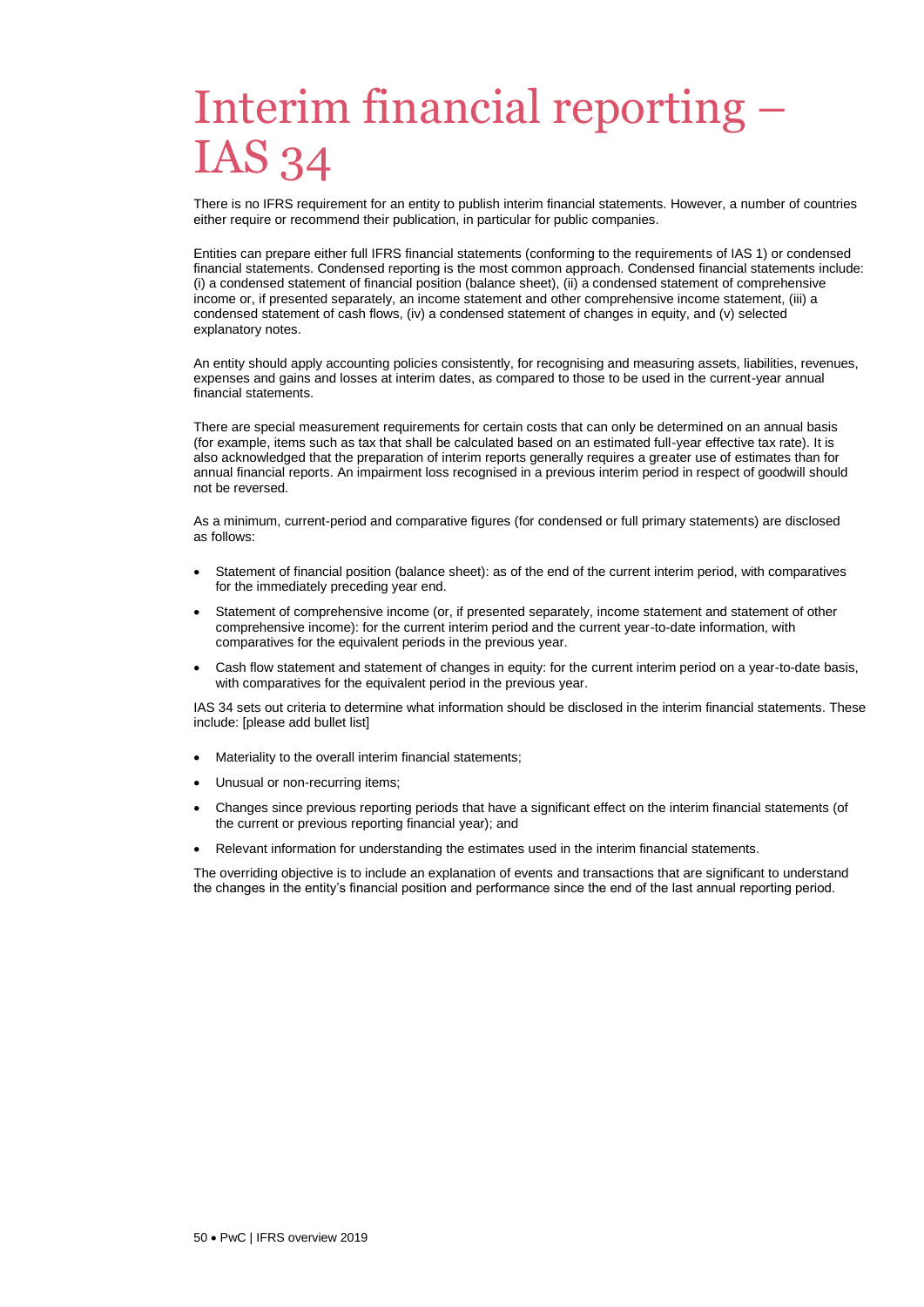# Interim financial reporting – IAS 34

There is no IFRS requirement for an entity to publish interim financial statements. However, a number of countries either require or recommend their publication, in particular for public companies.

Entities can prepare either full IFRS financial statements (conforming to the requirements of IAS 1) or condensed financial statements. Condensed reporting is the most common approach. Condensed financial statements include: (i) a condensed statement of financial position (balance sheet), (ii) a condensed statement of comprehensive income or, if presented separately, an income statement and other comprehensive income statement, (iii) a condensed statement of cash flows, (iv) a condensed statement of changes in equity, and (v) selected explanatory notes.

An entity should apply accounting policies consistently, for recognising and measuring assets, liabilities, revenues, expenses and gains and losses at interim dates, as compared to those to be used in the current-year annual financial statements.

There are special measurement requirements for certain costs that can only be determined on an annual basis (for example, items such as tax that shall be calculated based on an estimated full-year effective tax rate). It is also acknowledged that the preparation of interim reports generally requires a greater use of estimates than for annual financial reports. An impairment loss recognised in a previous interim period in respect of goodwill should not be reversed.

As a minimum, current-period and comparative figures (for condensed or full primary statements) are disclosed as follows:

- Statement of financial position (balance sheet): as of the end of the current interim period, with comparatives for the immediately preceding year end.
- Statement of comprehensive income (or, if presented separately, income statement and statement of other comprehensive income): for the current interim period and the current year-to-date information, with comparatives for the equivalent periods in the previous year.
- Cash flow statement and statement of changes in equity: for the current interim period on a year-to-date basis, with comparatives for the equivalent period in the previous year.

IAS 34 sets out criteria to determine what information should be disclosed in the interim financial statements. These include: [please add bullet list]

- Materiality to the overall interim financial statements;
- Unusual or non-recurring items;
- Changes since previous reporting periods that have a significant effect on the interim financial statements (of the current or previous reporting financial year); and
- Relevant information for understanding the estimates used in the interim financial statements.

The overriding objective is to include an explanation of events and transactions that are significant to understand the changes in the entity's financial position and performance since the end of the last annual reporting period.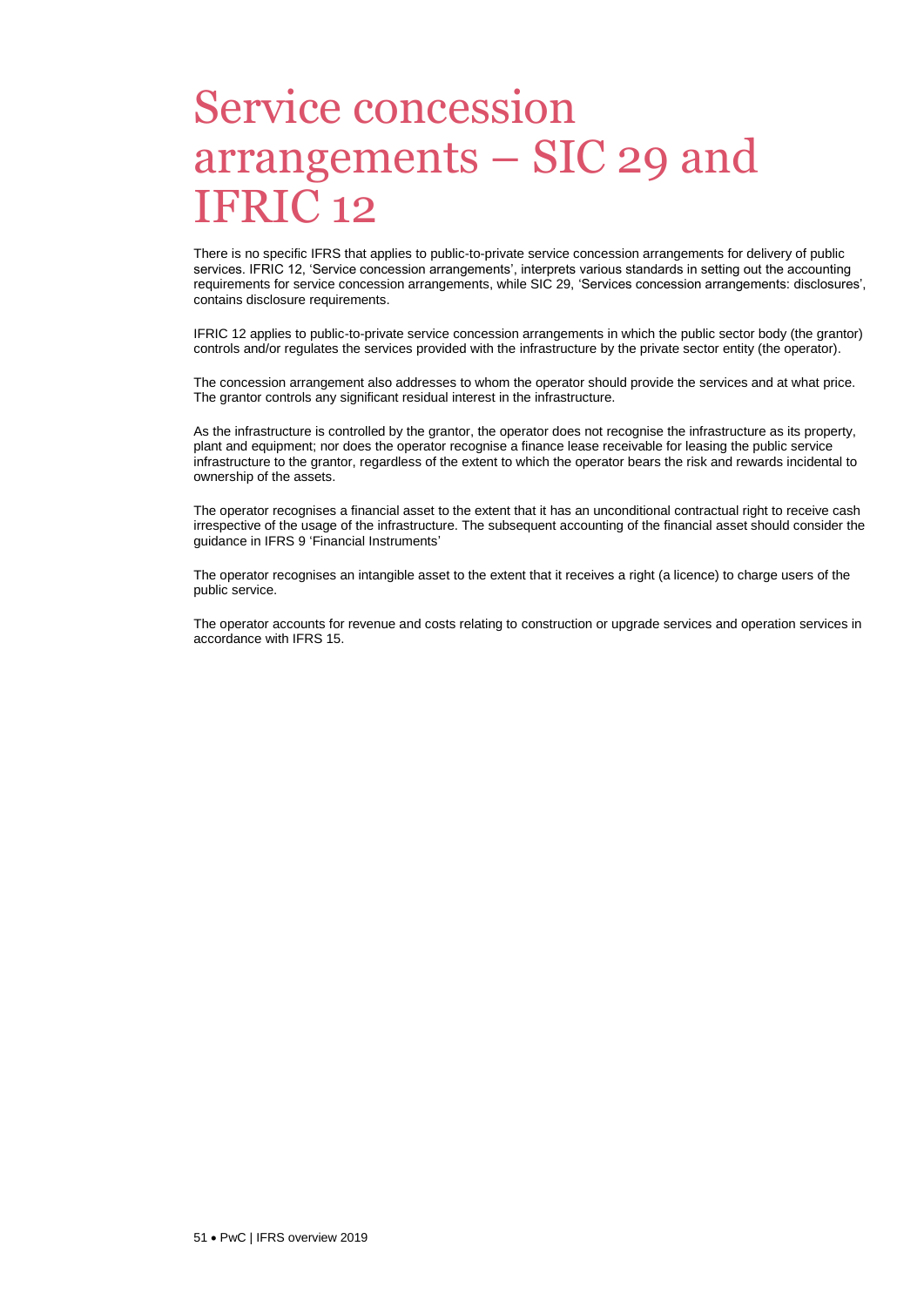# Service concession arrangements – SIC 29 and IFRIC 12

There is no specific IFRS that applies to public-to-private service concession arrangements for delivery of public services. IFRIC 12, 'Service concession arrangements', interprets various standards in setting out the accounting requirements for service concession arrangements, while SIC 29, 'Services concession arrangements: disclosures', contains disclosure requirements.

IFRIC 12 applies to public-to-private service concession arrangements in which the public sector body (the grantor) controls and/or regulates the services provided with the infrastructure by the private sector entity (the operator).

The concession arrangement also addresses to whom the operator should provide the services and at what price. The grantor controls any significant residual interest in the infrastructure.

As the infrastructure is controlled by the grantor, the operator does not recognise the infrastructure as its property, plant and equipment; nor does the operator recognise a finance lease receivable for leasing the public service infrastructure to the grantor, regardless of the extent to which the operator bears the risk and rewards incidental to ownership of the assets.

The operator recognises a financial asset to the extent that it has an unconditional contractual right to receive cash irrespective of the usage of the infrastructure. The subsequent accounting of the financial asset should consider the guidance in IFRS 9 'Financial Instruments'

The operator recognises an intangible asset to the extent that it receives a right (a licence) to charge users of the public service.

The operator accounts for revenue and costs relating to construction or upgrade services and operation services in accordance with IFRS 15.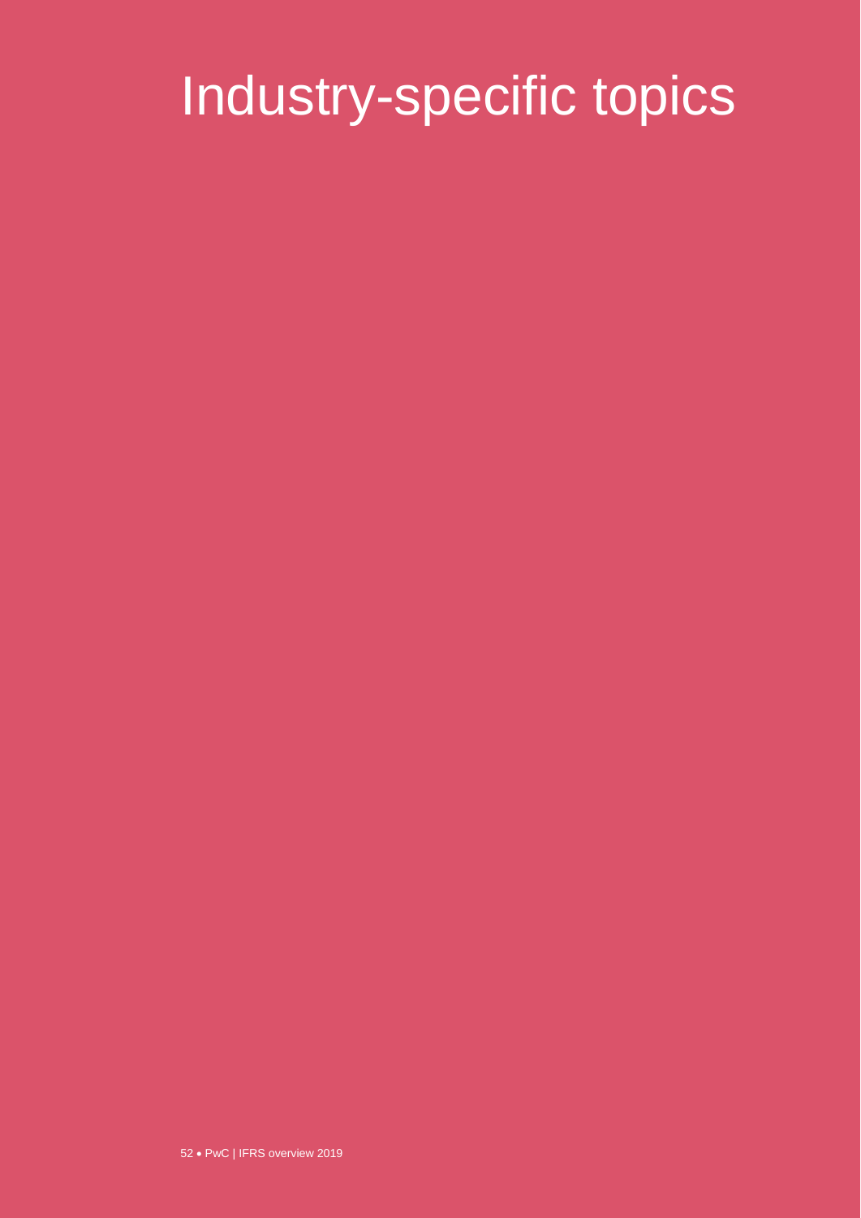# Industry-specific topics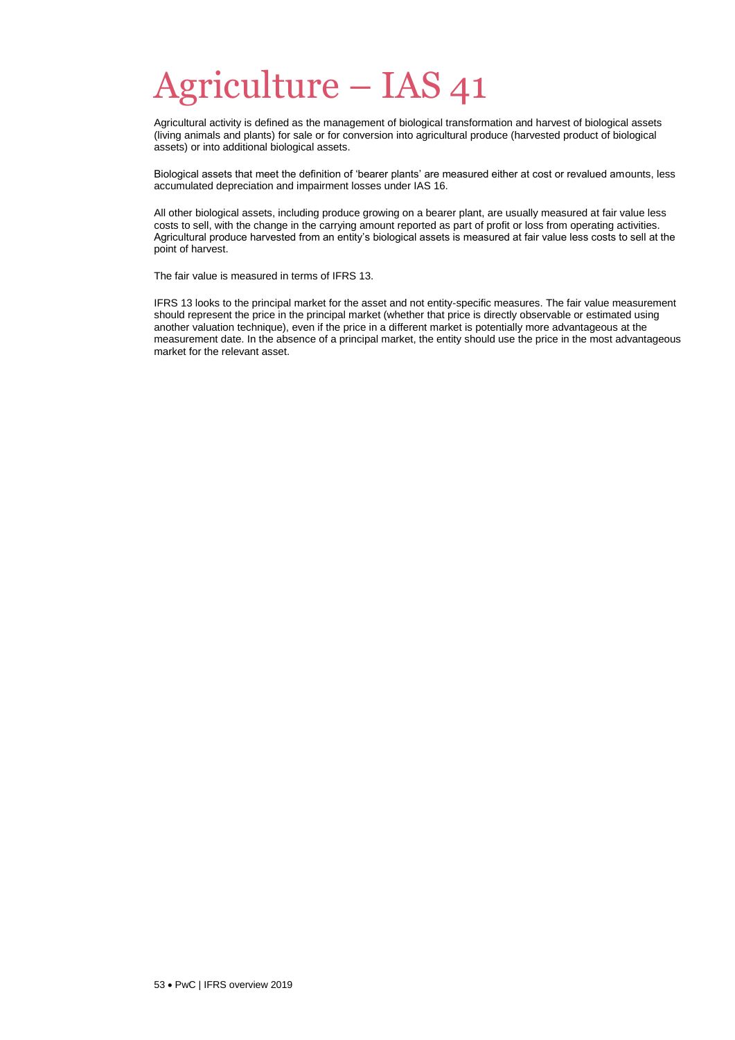# Agriculture – IAS 41

Agricultural activity is defined as the management of biological transformation and harvest of biological assets (living animals and plants) for sale or for conversion into agricultural produce (harvested product of biological assets) or into additional biological assets.

Biological assets that meet the definition of 'bearer plants' are measured either at cost or revalued amounts, less accumulated depreciation and impairment losses under IAS 16.

All other biological assets, including produce growing on a bearer plant, are usually measured at fair value less costs to sell, with the change in the carrying amount reported as part of profit or loss from operating activities. Agricultural produce harvested from an entity's biological assets is measured at fair value less costs to sell at the point of harvest.

The fair value is measured in terms of IFRS 13.

IFRS 13 looks to the principal market for the asset and not entity-specific measures. The fair value measurement should represent the price in the principal market (whether that price is directly observable or estimated using another valuation technique), even if the price in a different market is potentially more advantageous at the measurement date. In the absence of a principal market, the entity should use the price in the most advantageous market for the relevant asset.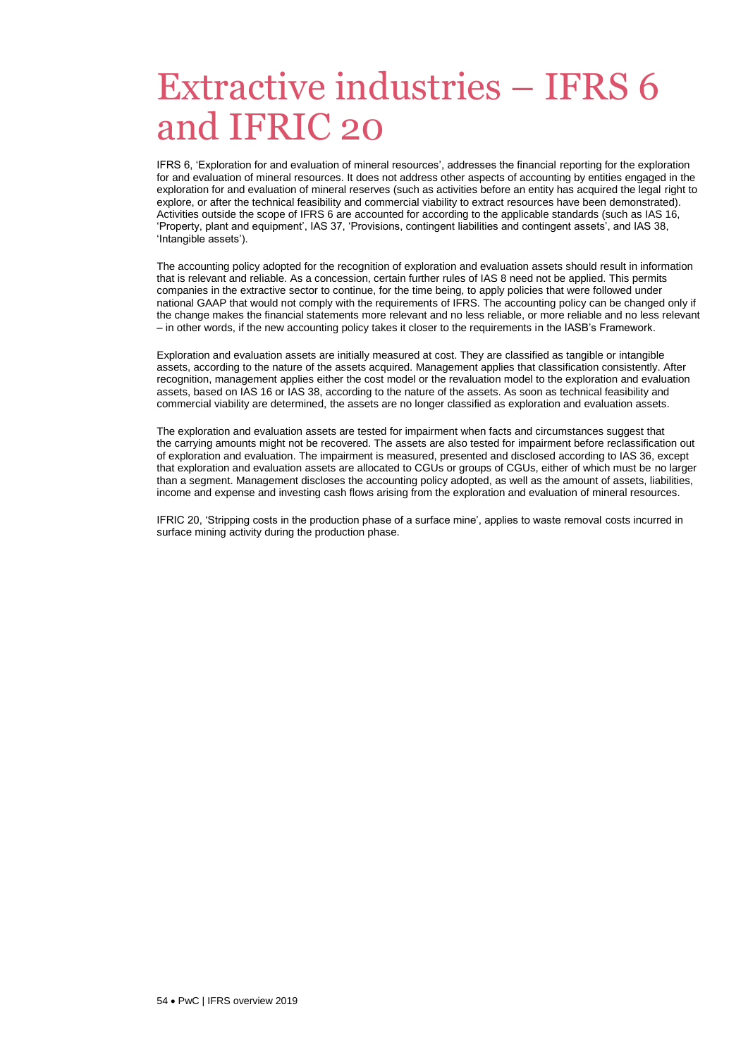# Extractive industries – IFRS 6 and IFRIC 20

IFRS 6, 'Exploration for and evaluation of mineral resources', addresses the financial reporting for the exploration for and evaluation of mineral resources. It does not address other aspects of accounting by entities engaged in the exploration for and evaluation of mineral reserves (such as activities before an entity has acquired the legal right to explore, or after the technical feasibility and commercial viability to extract resources have been demonstrated). Activities outside the scope of IFRS 6 are accounted for according to the applicable standards (such as IAS 16, 'Property, plant and equipment', IAS 37, 'Provisions, contingent liabilities and contingent assets', and IAS 38, 'Intangible assets').

The accounting policy adopted for the recognition of exploration and evaluation assets should result in information that is relevant and reliable. As a concession, certain further rules of IAS 8 need not be applied. This permits companies in the extractive sector to continue, for the time being, to apply policies that were followed under national GAAP that would not comply with the requirements of IFRS. The accounting policy can be changed only if the change makes the financial statements more relevant and no less reliable, or more reliable and no less relevant – in other words, if the new accounting policy takes it closer to the requirements in the IASB's Framework.

Exploration and evaluation assets are initially measured at cost. They are classified as tangible or intangible assets, according to the nature of the assets acquired. Management applies that classification consistently. After recognition, management applies either the cost model or the revaluation model to the exploration and evaluation assets, based on IAS 16 or IAS 38, according to the nature of the assets. As soon as technical feasibility and commercial viability are determined, the assets are no longer classified as exploration and evaluation assets.

The exploration and evaluation assets are tested for impairment when facts and circumstances suggest that the carrying amounts might not be recovered. The assets are also tested for impairment before reclassification out of exploration and evaluation. The impairment is measured, presented and disclosed according to IAS 36, except that exploration and evaluation assets are allocated to CGUs or groups of CGUs, either of which must be no larger than a segment. Management discloses the accounting policy adopted, as well as the amount of assets, liabilities, income and expense and investing cash flows arising from the exploration and evaluation of mineral resources.

IFRIC 20, 'Stripping costs in the production phase of a surface mine', applies to waste removal costs incurred in surface mining activity during the production phase.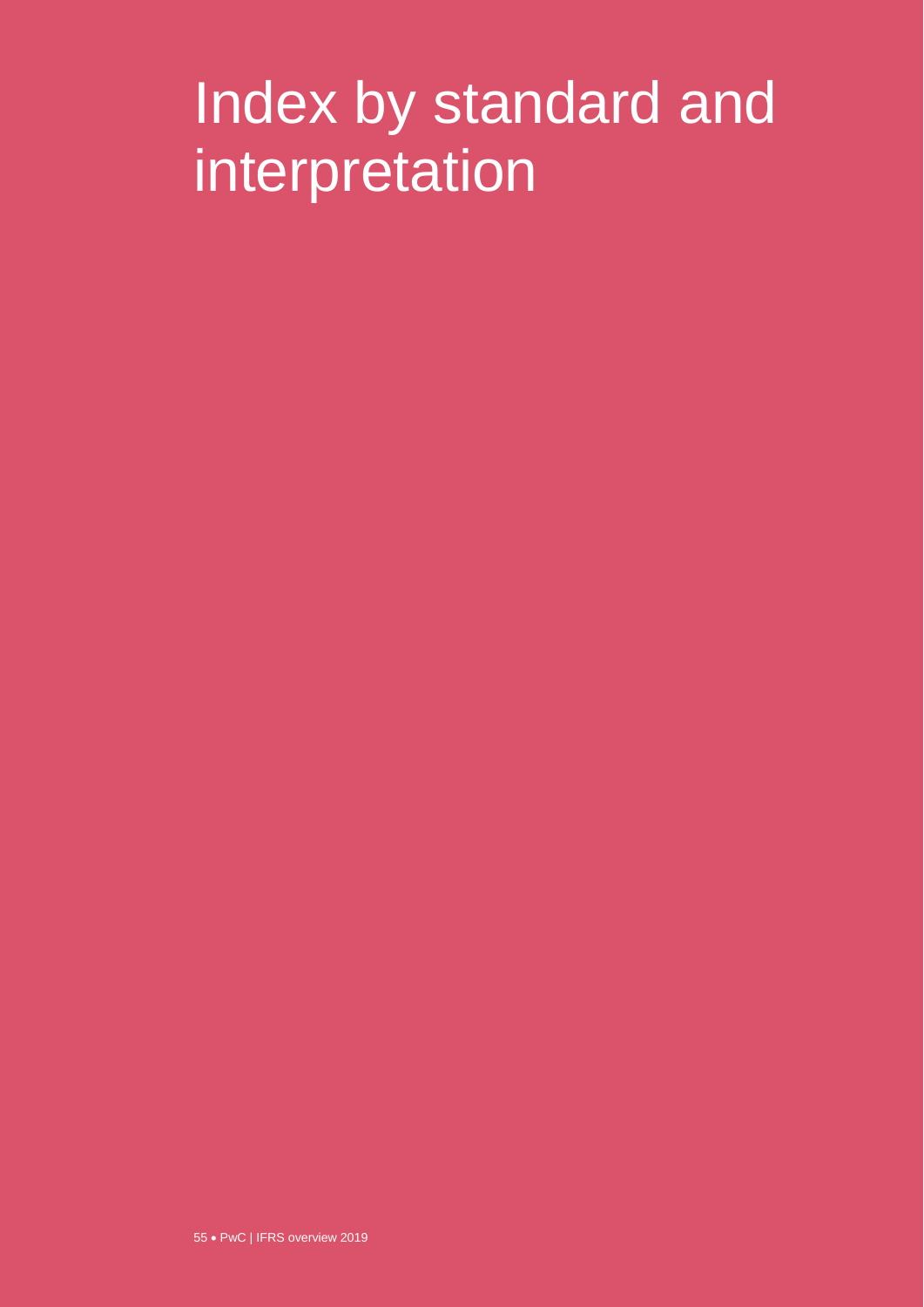# Index by standard and interpretation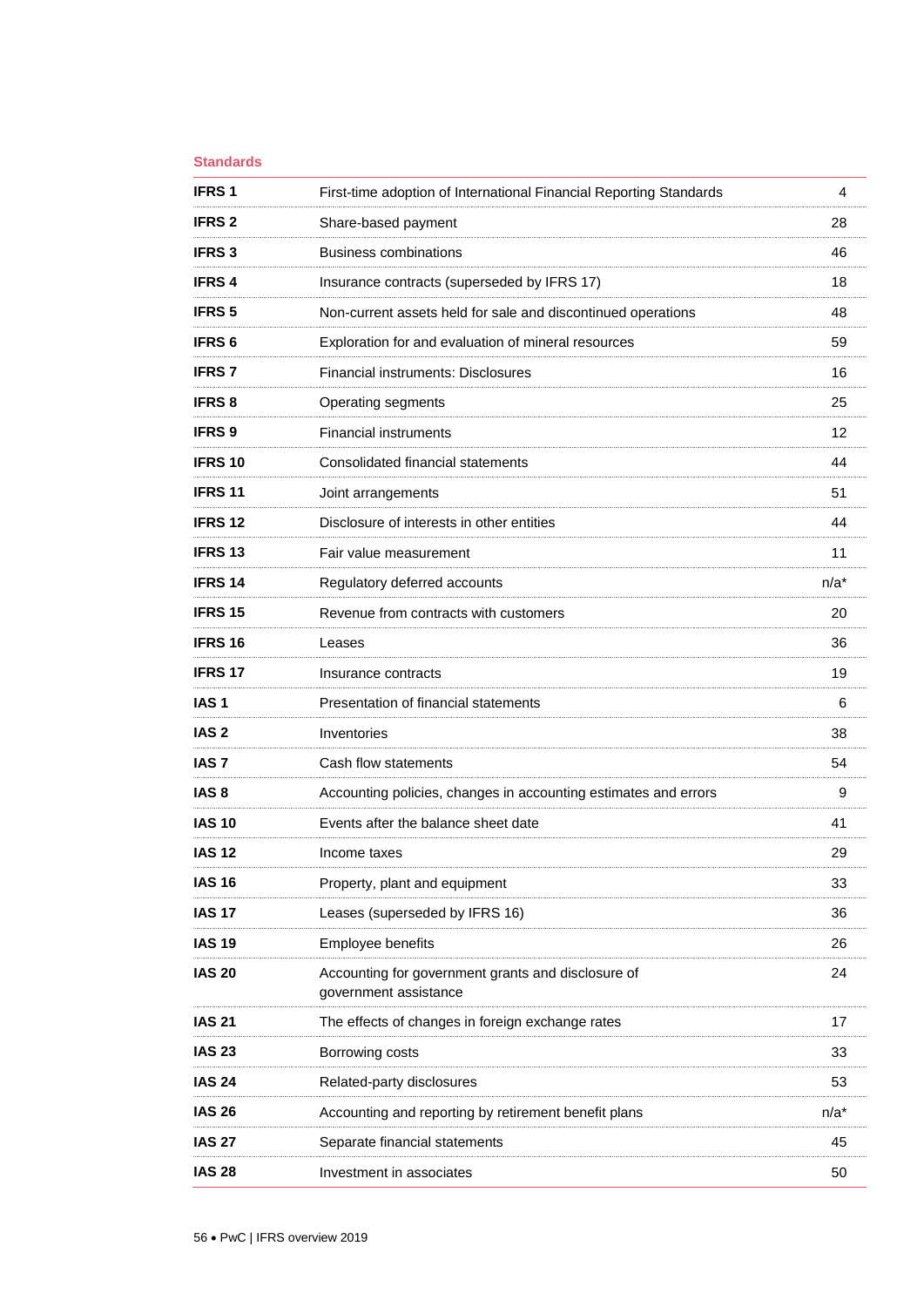## Standards

| | | |
|---|---|---|
| **IFRS 1** | First-time adoption of International Financial Reporting Standards | 4 |
| **IFRS 2** | Share-based payment | 28 |
| **IFRS 3** | Business combinations | 46 |
| **IFRS 4** | Insurance contracts (superseded by IFRS 17) | 18 |
| **IFRS 5** | Non-current assets held for sale and discontinued operations | 48 |
| **IFRS 6** | Exploration for and evaluation of mineral resources | 59 |
| **IFRS 7** | Financial instruments: Disclosures | 16 |
| **IFRS 8** | Operating segments | 25 |
| **IFRS 9** | Financial instruments | 12 |
| **IFRS 10** | Consolidated financial statements | 44 |
| **IFRS 11** | Joint arrangements | 51 |
| **IFRS 12** | Disclosure of interests in other entities | 44 |
| **IFRS 13** | Fair value measurement | 11 |
| **IFRS 14** | Regulatory deferred accounts | n/a* |
| **IFRS 15** | Revenue from contracts with customers | 20 |
| **IFRS 16** | Leases | 36 |
| **IFRS 17** | Insurance contracts | 19 |
| **IAS 1** | Presentation of financial statements | 6 |
| **IAS 2** | Inventories | 38 |
| **IAS 7** | Cash flow statements | 54 |
| **IAS 8** | Accounting policies, changes in accounting estimates and errors | 9 |
| **IAS 10** | Events after the balance sheet date | 41 |
| **IAS 12** | Income taxes | 29 |
| **IAS 16** | Property, plant and equipment | 33 |
| **IAS 17** | Leases (superseded by IFRS 16) | 36 |
| **IAS 19** | Employee benefits | 26 |
| **IAS 20** | Accounting for government grants and disclosure of government assistance | 24 |
| **IAS 21** | The effects of changes in foreign exchange rates | 17 |
| **IAS 23** | Borrowing costs | 33 |
| **IAS 24** | Related-party disclosures | 53 |
| **IAS 26** | Accounting and reporting by retirement benefit plans | n/a* |
| **IAS 27** | Separate financial statements | 45 |
| **IAS 28** | Investment in associates | 50 |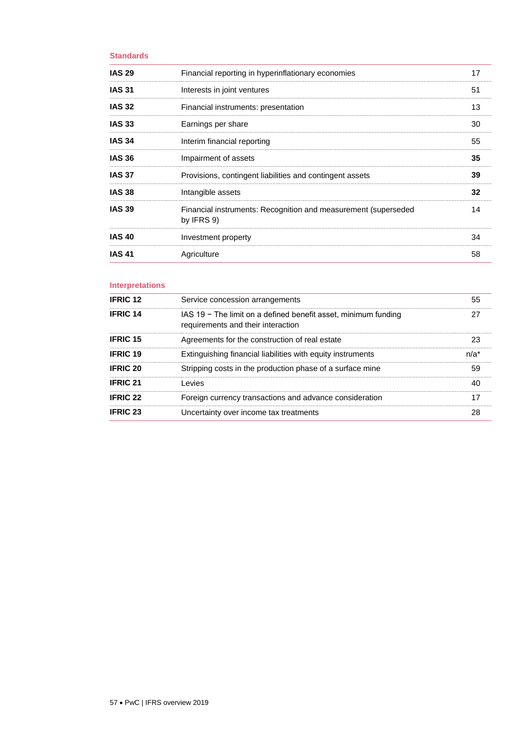### Standards

| | | |
|---|---|---|
| **IAS 29** | Financial reporting in hyperinflationary economies | 17 |
| **IAS 31** | Interests in joint ventures | 51 |
| **IAS 32** | Financial instruments: presentation | 13 |
| **IAS 33** | Earnings per share | 30 |
| **IAS 34** | Interim financial reporting | 55 |
| **IAS 36** | Impairment of assets | **35** |
| **IAS 37** | Provisions, contingent liabilities and contingent assets | **39** |
| **IAS 38** | Intangible assets | **32** |
| **IAS 39** | Financial instruments: Recognition and measurement (superseded by IFRS 9) | 14 |
| **IAS 40** | Investment property | 34 |
| **IAS 41** | Agriculture | 58 |

### Interpretations

| | | |
|---|---|---|
| **IFRIC 12** | Service concession arrangements | 55 |
| **IFRIC 14** | IAS 19 − The limit on a defined benefit asset, minimum funding requirements and their interaction | 27 |
| **IFRIC 15** | Agreements for the construction of real estate | 23 |
| **IFRIC 19** | Extinguishing financial liabilities with equity instruments | n/a* |
| **IFRIC 20** | Stripping costs in the production phase of a surface mine | 59 |
| **IFRIC 21** | Levies | 40 |
| **IFRIC 22** | Foreign currency transactions and advance consideration | 17 |
| **IFRIC 23** | Uncertainty over income tax treatments | 28 |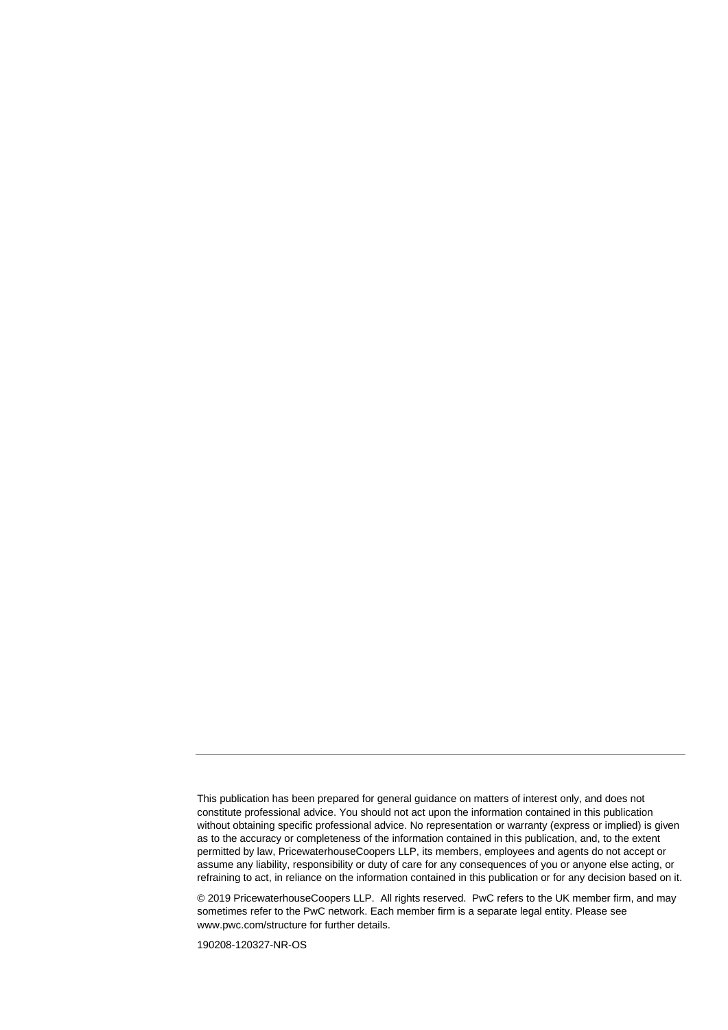---

This publication has been prepared for general guidance on matters of interest only, and does not constitute professional advice. You should not act upon the information contained in this publication without obtaining specific professional advice. No representation or warranty (express or implied) is given as to the accuracy or completeness of the information contained in this publication, and, to the extent permitted by law, PricewaterhouseCoopers LLP, its members, employees and agents do not accept or assume any liability, responsibility or duty of care for any consequences of you or anyone else acting, or refraining to act, in reliance on the information contained in this publication or for any decision based on it.

© 2019 PricewaterhouseCoopers LLP. All rights reserved. PwC refers to the UK member firm, and may sometimes refer to the PwC network. Each member firm is a separate legal entity. Please see www.pwc.com/structure for further details.

190208-120327-NR-OS